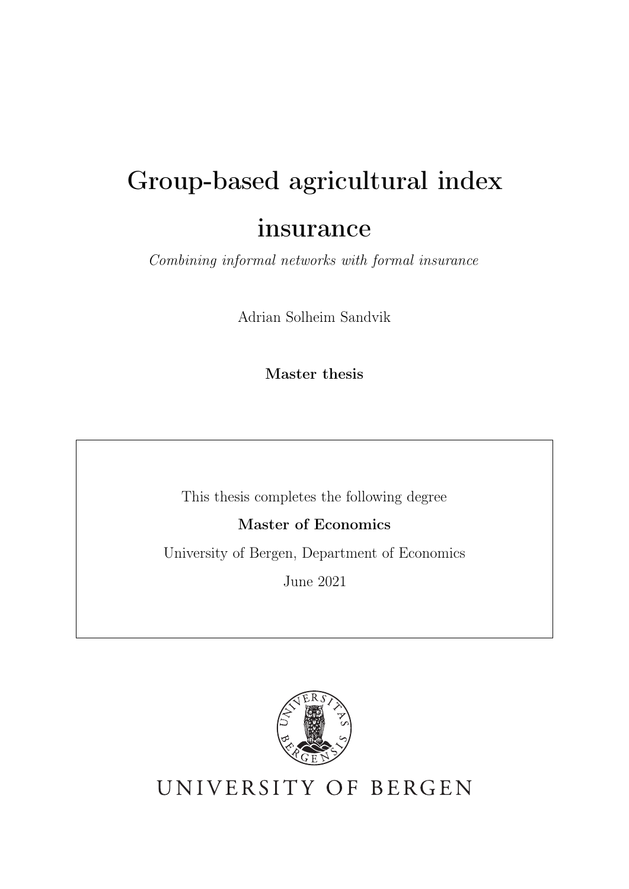# Group-based agricultural index insurance

*Combining informal networks with formal insurance*

Adrian Solheim Sandvik

**Master thesis**

This thesis completes the following degree

**Master of Economics**

University of Bergen, Department of Economics

June 2021

UNIVERSITY OF BERGEN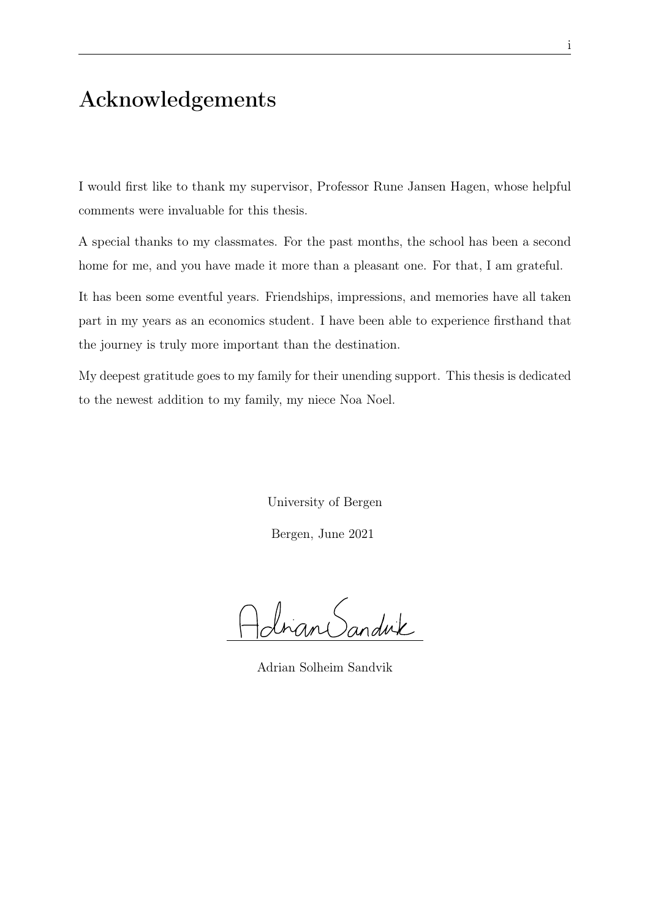# Acknowledgements

I would first like to thank my supervisor, Professor Rune Jansen Hagen, whose helpful comments were invaluable for this thesis.

A special thanks to my classmates. For the past months, the school has been a second home for me, and you have made it more than a pleasant one. For that, I am grateful.

It has been some eventful years. Friendships, impressions, and memories have all taken part in my years as an economics student. I have been able to experience firsthand that the journey is truly more important than the destination.

My deepest gratitude goes to my family for their unending support. This thesis is dedicated to the newest addition to my family, my niece Noa Noel.

University of Bergen

Bergen, June 2021

Adrian Solheim Sandvik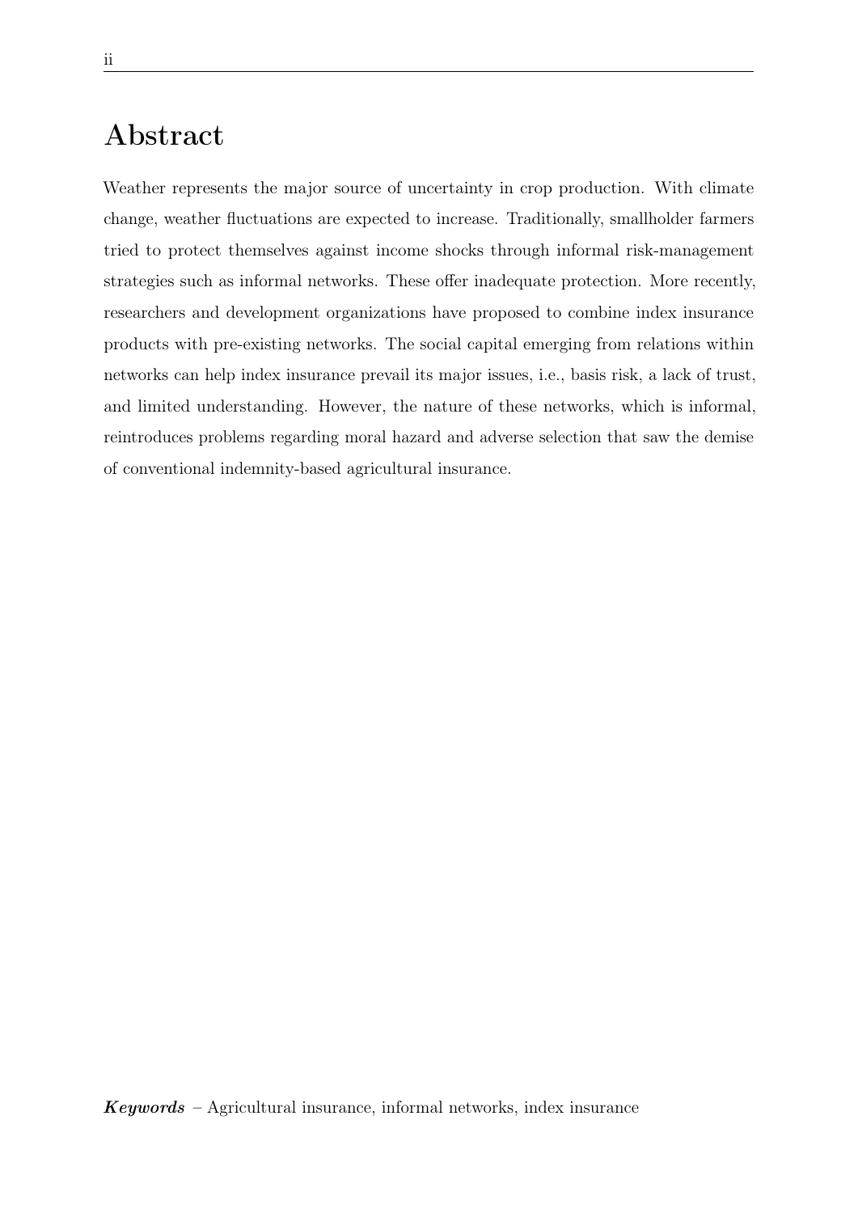# Abstract

Weather represents the major source of uncertainty in crop production. With climate change, weather fluctuations are expected to increase. Traditionally, smallholder farmers tried to protect themselves against income shocks through informal risk-management strategies such as informal networks. These offer inadequate protection. More recently, researchers and development organizations have proposed to combine index insurance products with pre-existing networks. The social capital emerging from relations within networks can help index insurance prevail its major issues, i.e., basis risk, a lack of trust, and limited understanding. However, the nature of these networks, which is informal, reintroduces problems regarding moral hazard and adverse selection that saw the demise of conventional indemnity-based agricultural insurance.

***Keywords*** – Agricultural insurance, informal networks, index insurance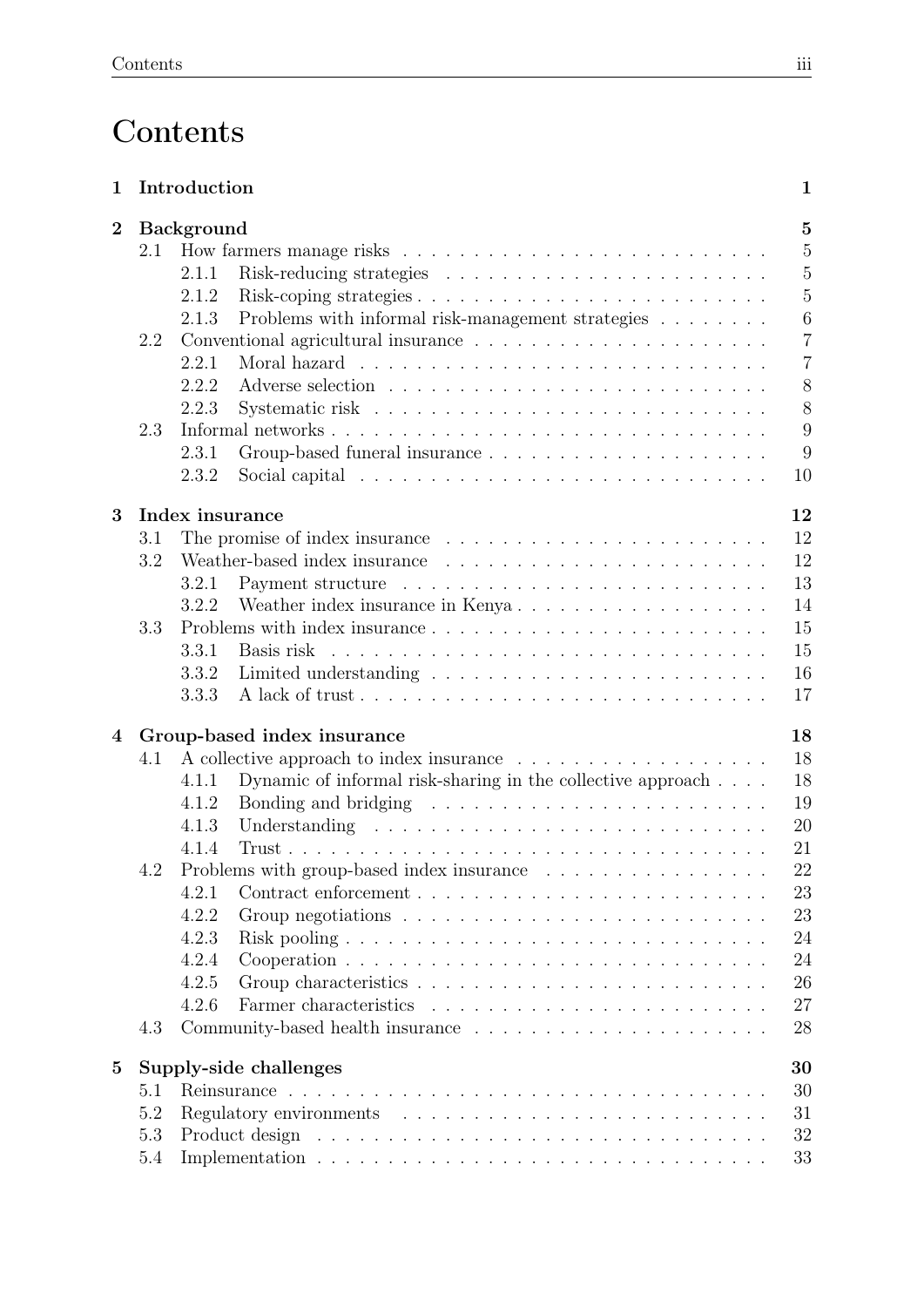# Contents

**1 Introduction** 1

**2 Background** 5

- 2.1 How farmers manage risks 5
  - 2.1.1 Risk-reducing strategies 5
  - 2.1.2 Risk-coping strategies 5
  - 2.1.3 Problems with informal risk-management strategies 6
- 2.2 Conventional agricultural insurance 7
  - 2.2.1 Moral hazard 7
  - 2.2.2 Adverse selection 8
  - 2.2.3 Systematic risk 8
- 2.3 Informal networks 9
  - 2.3.1 Group-based funeral insurance 9
  - 2.3.2 Social capital 10

**3 Index insurance** 12

- 3.1 The promise of index insurance 12
- 3.2 Weather-based index insurance 12
  - 3.2.1 Payment structure 13
  - 3.2.2 Weather index insurance in Kenya 14
- 3.3 Problems with index insurance 15
  - 3.3.1 Basis risk 15
  - 3.3.2 Limited understanding 16
  - 3.3.3 A lack of trust 17

**4 Group-based index insurance** 18

- 4.1 A collective approach to index insurance 18
  - 4.1.1 Dynamic of informal risk-sharing in the collective approach 18
  - 4.1.2 Bonding and bridging 19
  - 4.1.3 Understanding 20
  - 4.1.4 Trust 21
- 4.2 Problems with group-based index insurance 22
  - 4.2.1 Contract enforcement 23
  - 4.2.2 Group negotiations 23
  - 4.2.3 Risk pooling 24
  - 4.2.4 Cooperation 24
  - 4.2.5 Group characteristics 26
  - 4.2.6 Farmer characteristics 27
- 4.3 Community-based health insurance 28

**5 Supply-side challenges** 30

- 5.1 Reinsurance 30
- 5.2 Regulatory environments 31
- 5.3 Product design 32
- 5.4 Implementation 33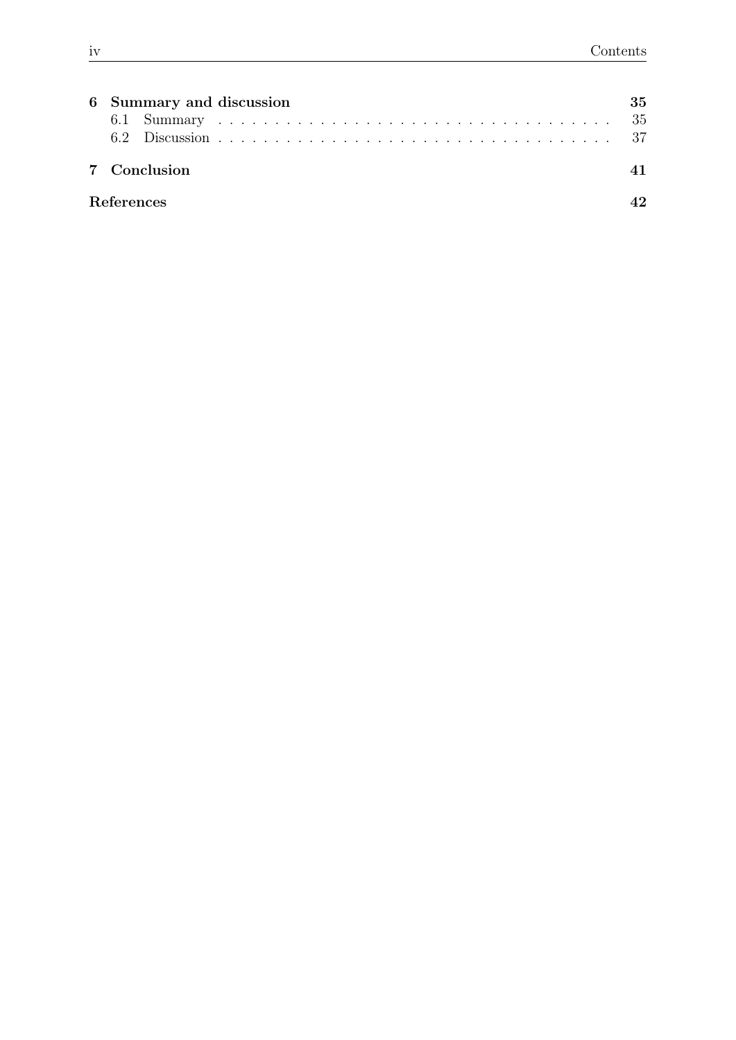| | | |
|---|---|---|
| **6** | **Summary and discussion** | **35** |
| | 6.1 Summary | 35 |
| | 6.2 Discussion | 37 |
| **7** | **Conclusion** | **41** |
| | **References** | **42** |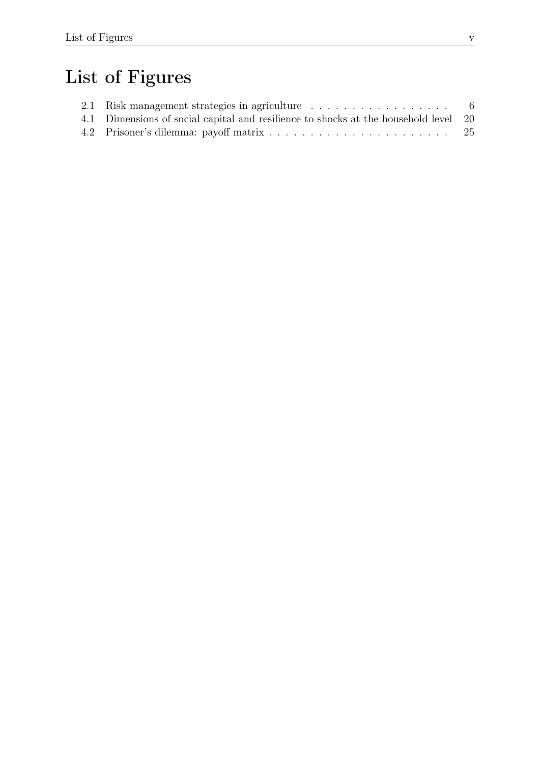# List of Figures

2.1 Risk management strategies in agriculture . . . . . . . . . . . . . . . . . . 6
4.1 Dimensions of social capital and resilience to shocks at the household level 20
4.2 Prisoner's dilemma: payoff matrix . . . . . . . . . . . . . . . . . . . . . . . 25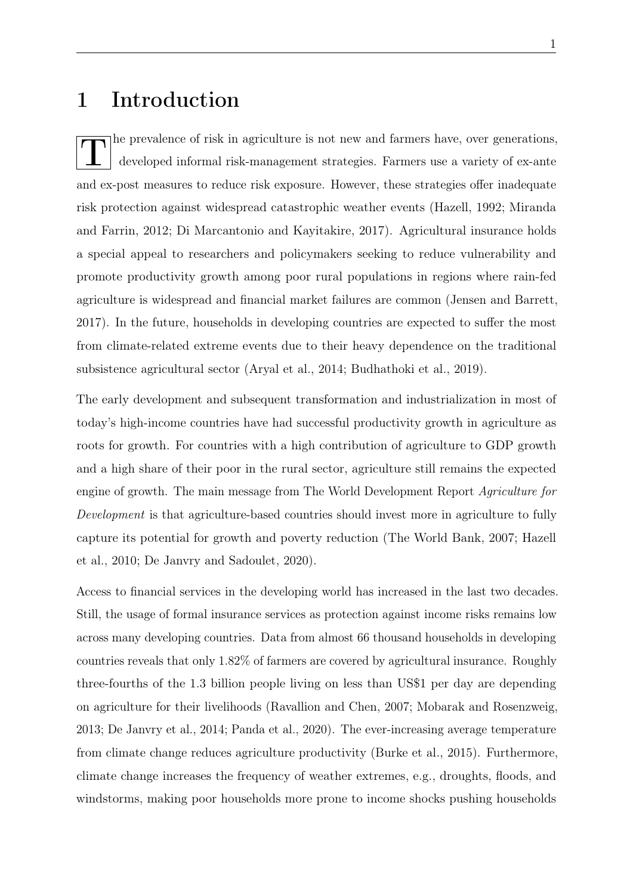# 1 Introduction

The prevalence of risk in agriculture is not new and farmers have, over generations, developed informal risk-management strategies. Farmers use a variety of ex-ante and ex-post measures to reduce risk exposure. However, these strategies offer inadequate risk protection against widespread catastrophic weather events (Hazell, 1992; Miranda and Farrin, 2012; Di Marcantonio and Kayitakire, 2017). Agricultural insurance holds a special appeal to researchers and policymakers seeking to reduce vulnerability and promote productivity growth among poor rural populations in regions where rain-fed agriculture is widespread and financial market failures are common (Jensen and Barrett, 2017). In the future, households in developing countries are expected to suffer the most from climate-related extreme events due to their heavy dependence on the traditional subsistence agricultural sector (Aryal et al., 2014; Budhathoki et al., 2019).

The early development and subsequent transformation and industrialization in most of today's high-income countries have had successful productivity growth in agriculture as roots for growth. For countries with a high contribution of agriculture to GDP growth and a high share of their poor in the rural sector, agriculture still remains the expected engine of growth. The main message from The World Development Report *Agriculture for Development* is that agriculture-based countries should invest more in agriculture to fully capture its potential for growth and poverty reduction (The World Bank, 2007; Hazell et al., 2010; De Janvry and Sadoulet, 2020).

Access to financial services in the developing world has increased in the last two decades. Still, the usage of formal insurance services as protection against income risks remains low across many developing countries. Data from almost 66 thousand households in developing countries reveals that only 1.82% of farmers are covered by agricultural insurance. Roughly three-fourths of the 1.3 billion people living on less than US$1 per day are depending on agriculture for their livelihoods (Ravallion and Chen, 2007; Mobarak and Rosenzweig, 2013; De Janvry et al., 2014; Panda et al., 2020). The ever-increasing average temperature from climate change reduces agriculture productivity (Burke et al., 2015). Furthermore, climate change increases the frequency of weather extremes, e.g., droughts, floods, and windstorms, making poor households more prone to income shocks pushing households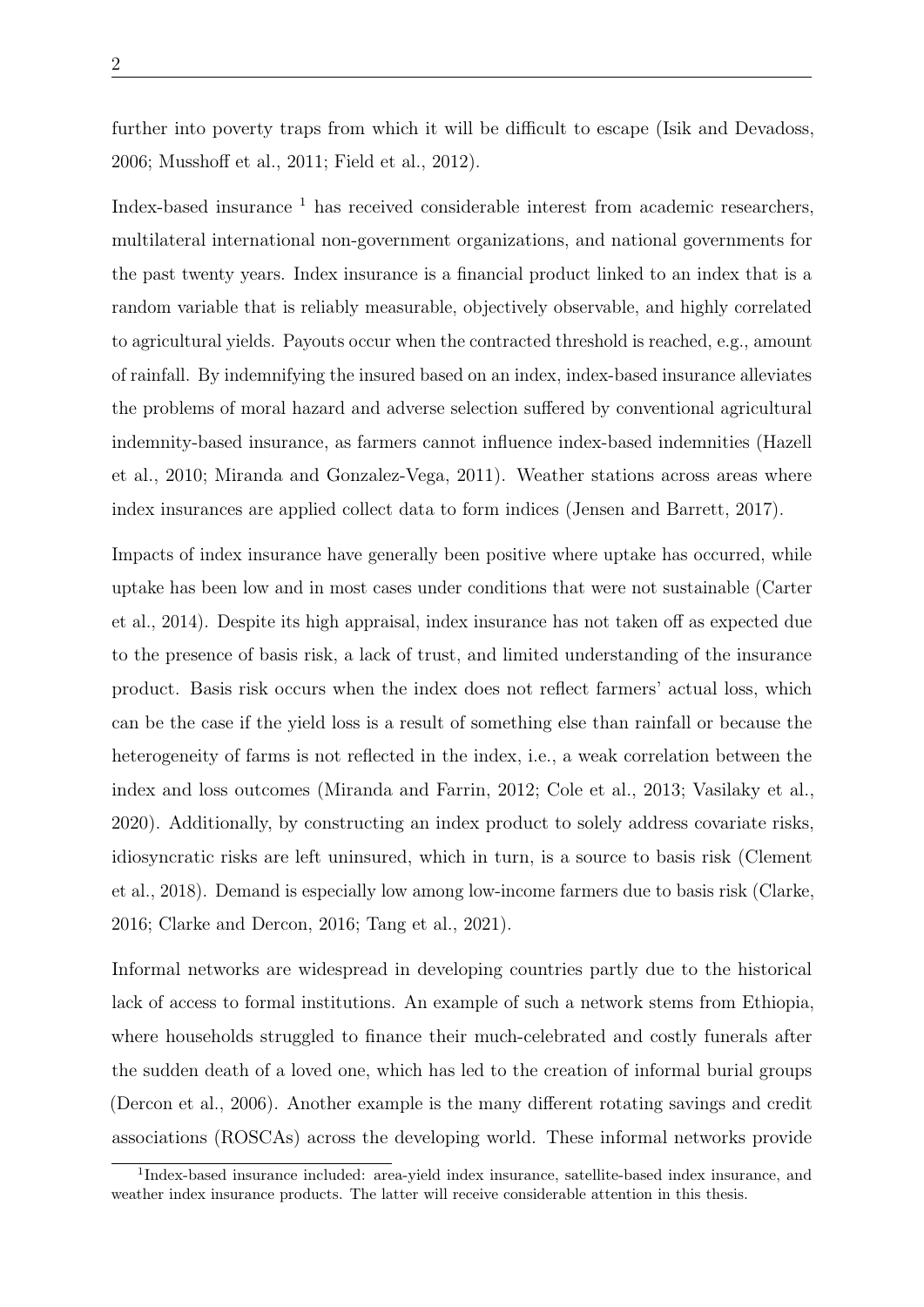further into poverty traps from which it will be difficult to escape (Isik and Devadoss, 2006; Musshoff et al., 2011; Field et al., 2012).

Index-based insurance [1] has received considerable interest from academic researchers, multilateral international non-government organizations, and national governments for the past twenty years. Index insurance is a financial product linked to an index that is a random variable that is reliably measurable, objectively observable, and highly correlated to agricultural yields. Payouts occur when the contracted threshold is reached, e.g., amount of rainfall. By indemnifying the insured based on an index, index-based insurance alleviates the problems of moral hazard and adverse selection suffered by conventional agricultural indemnity-based insurance, as farmers cannot influence index-based indemnities (Hazell et al., 2010; Miranda and Gonzalez-Vega, 2011). Weather stations across areas where index insurances are applied collect data to form indices (Jensen and Barrett, 2017).

Impacts of index insurance have generally been positive where uptake has occurred, while uptake has been low and in most cases under conditions that were not sustainable (Carter et al., 2014). Despite its high appraisal, index insurance has not taken off as expected due to the presence of basis risk, a lack of trust, and limited understanding of the insurance product. Basis risk occurs when the index does not reflect farmers' actual loss, which can be the case if the yield loss is a result of something else than rainfall or because the heterogeneity of farms is not reflected in the index, i.e., a weak correlation between the index and loss outcomes (Miranda and Farrin, 2012; Cole et al., 2013; Vasilaky et al., 2020). Additionally, by constructing an index product to solely address covariate risks, idiosyncratic risks are left uninsured, which in turn, is a source to basis risk (Clement et al., 2018). Demand is especially low among low-income farmers due to basis risk (Clarke, 2016; Clarke and Dercon, 2016; Tang et al., 2021).

Informal networks are widespread in developing countries partly due to the historical lack of access to formal institutions. An example of such a network stems from Ethiopia, where households struggled to finance their much-celebrated and costly funerals after the sudden death of a loved one, which has led to the creation of informal burial groups (Dercon et al., 2006). Another example is the many different rotating savings and credit associations (ROSCAs) across the developing world. These informal networks provide

[1] Index-based insurance included: area-yield index insurance, satellite-based index insurance, and weather index insurance products. The latter will receive considerable attention in this thesis.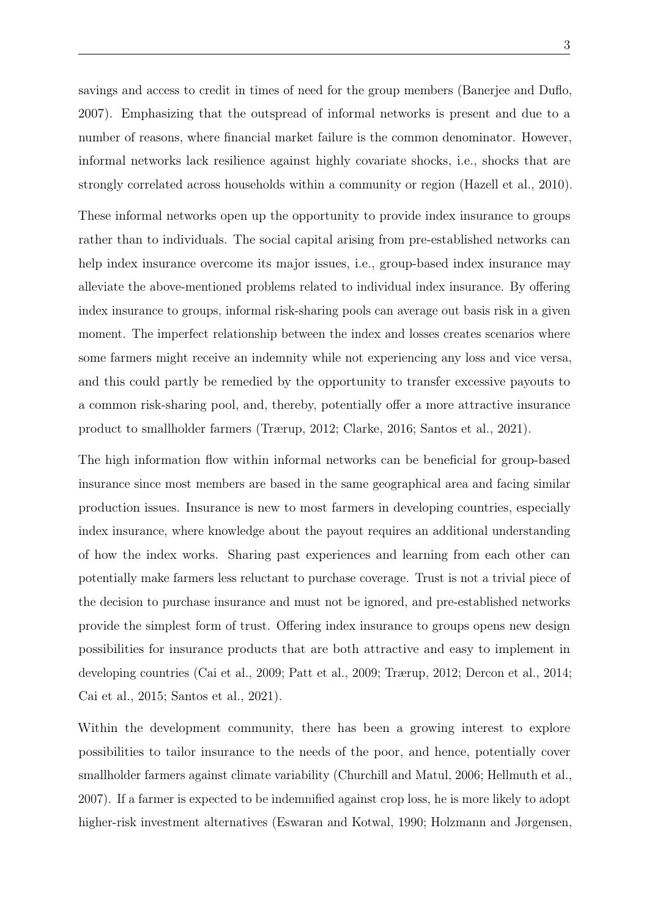savings and access to credit in times of need for the group members (Banerjee and Duflo, 2007). Emphasizing that the outspread of informal networks is present and due to a number of reasons, where financial market failure is the common denominator. However, informal networks lack resilience against highly covariate shocks, i.e., shocks that are strongly correlated across households within a community or region (Hazell et al., 2010).

These informal networks open up the opportunity to provide index insurance to groups rather than to individuals. The social capital arising from pre-established networks can help index insurance overcome its major issues, i.e., group-based index insurance may alleviate the above-mentioned problems related to individual index insurance. By offering index insurance to groups, informal risk-sharing pools can average out basis risk in a given moment. The imperfect relationship between the index and losses creates scenarios where some farmers might receive an indemnity while not experiencing any loss and vice versa, and this could partly be remedied by the opportunity to transfer excessive payouts to a common risk-sharing pool, and, thereby, potentially offer a more attractive insurance product to smallholder farmers (Trærup, 2012; Clarke, 2016; Santos et al., 2021).

The high information flow within informal networks can be beneficial for group-based insurance since most members are based in the same geographical area and facing similar production issues. Insurance is new to most farmers in developing countries, especially index insurance, where knowledge about the payout requires an additional understanding of how the index works. Sharing past experiences and learning from each other can potentially make farmers less reluctant to purchase coverage. Trust is not a trivial piece of the decision to purchase insurance and must not be ignored, and pre-established networks provide the simplest form of trust. Offering index insurance to groups opens new design possibilities for insurance products that are both attractive and easy to implement in developing countries (Cai et al., 2009; Patt et al., 2009; Trærup, 2012; Dercon et al., 2014; Cai et al., 2015; Santos et al., 2021).

Within the development community, there has been a growing interest to explore possibilities to tailor insurance to the needs of the poor, and hence, potentially cover smallholder farmers against climate variability (Churchill and Matul, 2006; Hellmuth et al., 2007). If a farmer is expected to be indemnified against crop loss, he is more likely to adopt higher-risk investment alternatives (Eswaran and Kotwal, 1990; Holzmann and Jørgensen,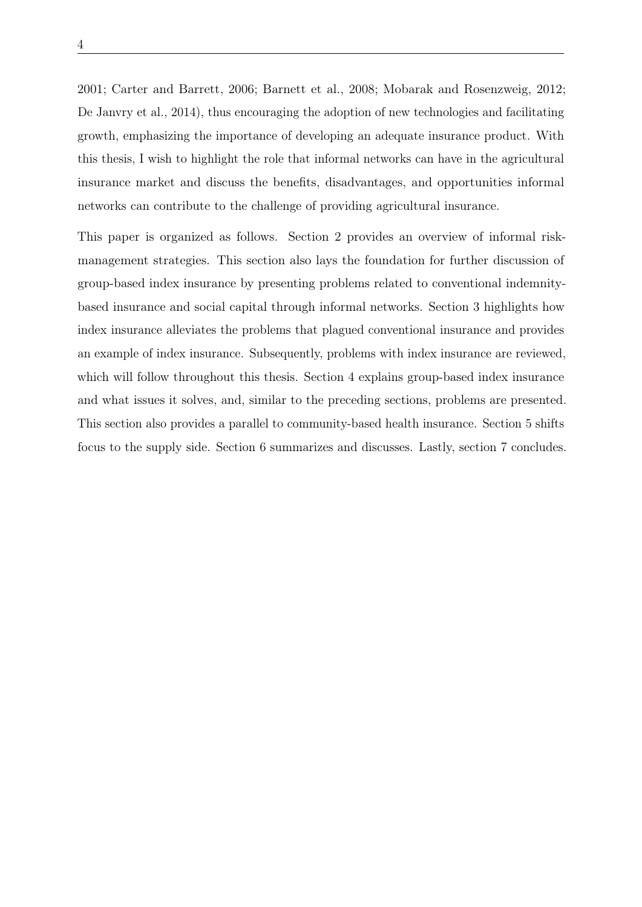2001; Carter and Barrett, 2006; Barnett et al., 2008; Mobarak and Rosenzweig, 2012; De Janvry et al., 2014), thus encouraging the adoption of new technologies and facilitating growth, emphasizing the importance of developing an adequate insurance product. With this thesis, I wish to highlight the role that informal networks can have in the agricultural insurance market and discuss the benefits, disadvantages, and opportunities informal networks can contribute to the challenge of providing agricultural insurance.

This paper is organized as follows. Section 2 provides an overview of informal risk-management strategies. This section also lays the foundation for further discussion of group-based index insurance by presenting problems related to conventional indemnity-based insurance and social capital through informal networks. Section 3 highlights how index insurance alleviates the problems that plagued conventional insurance and provides an example of index insurance. Subsequently, problems with index insurance are reviewed, which will follow throughout this thesis. Section 4 explains group-based index insurance and what issues it solves, and, similar to the preceding sections, problems are presented. This section also provides a parallel to community-based health insurance. Section 5 shifts focus to the supply side. Section 6 summarizes and discusses. Lastly, section 7 concludes.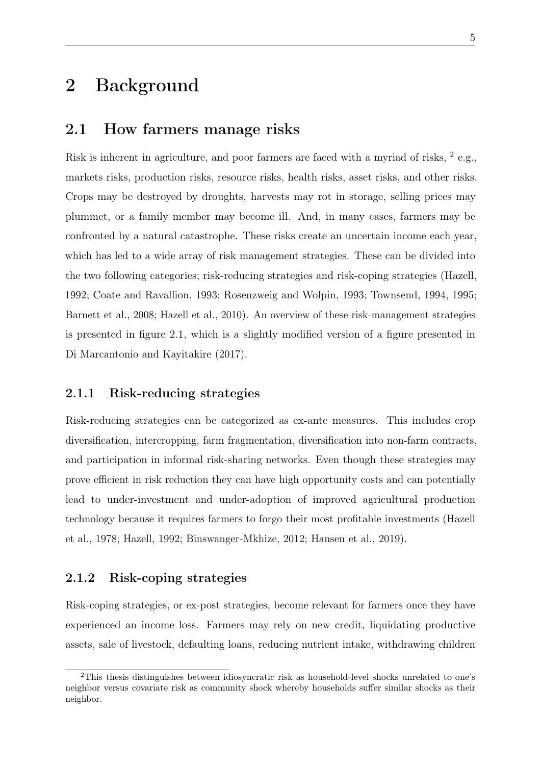# 2 Background

## 2.1 How farmers manage risks

Risk is inherent in agriculture, and poor farmers are faced with a myriad of risks, [2] e.g., markets risks, production risks, resource risks, health risks, asset risks, and other risks. Crops may be destroyed by droughts, harvests may rot in storage, selling prices may plummet, or a family member may become ill. And, in many cases, farmers may be confronted by a natural catastrophe. These risks create an uncertain income each year, which has led to a wide array of risk management strategies. These can be divided into the two following categories; risk-reducing strategies and risk-coping strategies (Hazell, 1992; Coate and Ravallion, 1993; Rosenzweig and Wolpin, 1993; Townsend, 1994, 1995; Barnett et al., 2008; Hazell et al., 2010). An overview of these risk-management strategies is presented in figure 2.1, which is a slightly modified version of a figure presented in Di Marcantonio and Kayitakire (2017).

### 2.1.1 Risk-reducing strategies

Risk-reducing strategies can be categorized as ex-ante measures. This includes crop diversification, intercropping, farm fragmentation, diversification into non-farm contracts, and participation in informal risk-sharing networks. Even though these strategies may prove efficient in risk reduction they can have high opportunity costs and can potentially lead to under-investment and under-adoption of improved agricultural production technology because it requires farmers to forgo their most profitable investments (Hazell et al., 1978; Hazell, 1992; Binswanger-Mkhize, 2012; Hansen et al., 2019).

### 2.1.2 Risk-coping strategies

Risk-coping strategies, or ex-post strategies, become relevant for farmers once they have experienced an income loss. Farmers may rely on new credit, liquidating productive assets, sale of livestock, defaulting loans, reducing nutrient intake, withdrawing children

[2] This thesis distinguishes between idiosyncratic risk as household-level shocks unrelated to one's neighbor versus covariate risk as community shock whereby households suffer similar shocks as their neighbor.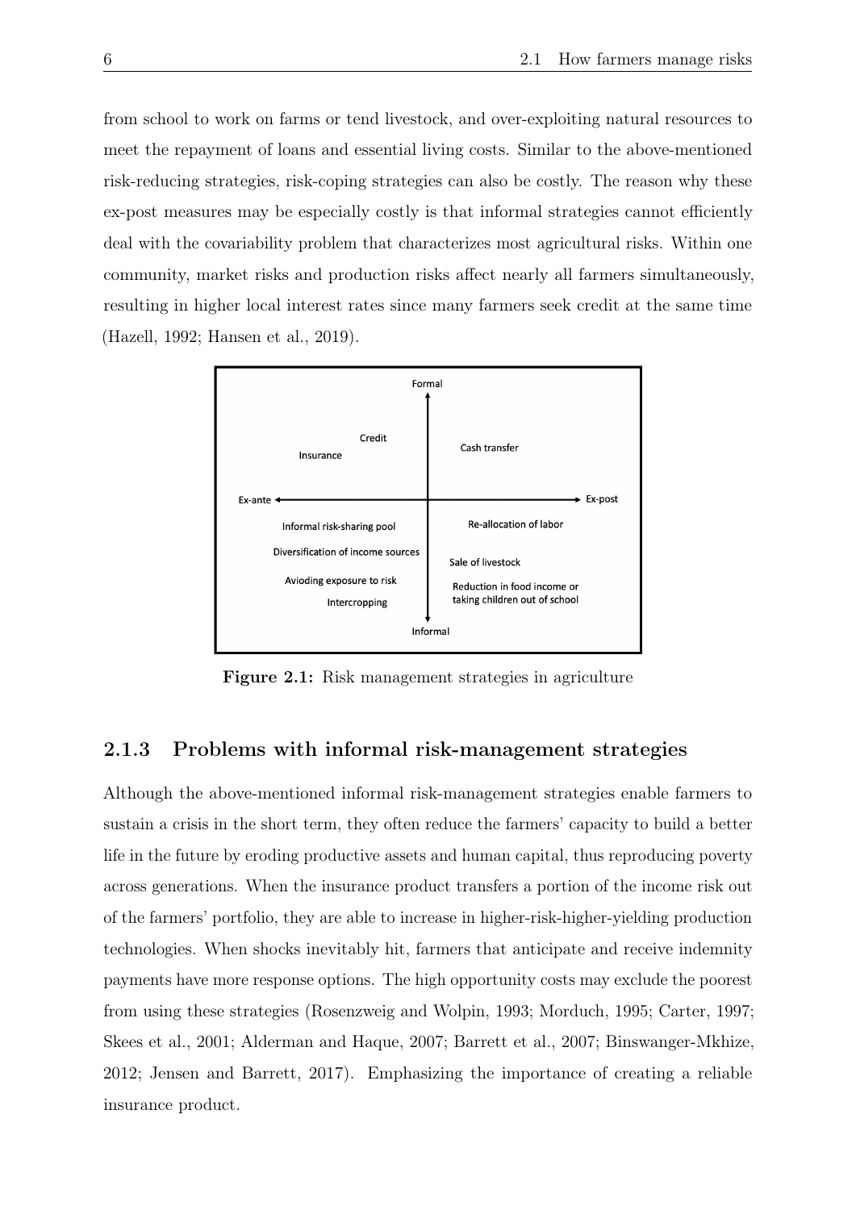from school to work on farms or tend livestock, and over-exploiting natural resources to meet the repayment of loans and essential living costs. Similar to the above-mentioned risk-reducing strategies, risk-coping strategies can also be costly. The reason why these ex-post measures may be especially costly is that informal strategies cannot efficiently deal with the covariability problem that characterizes most agricultural risks. Within one community, market risks and production risks affect nearly all farmers simultaneously, resulting in higher local interest rates since many farmers seek credit at the same time (Hazell, 1992; Hansen et al., 2019).

**Figure 2.1:** Risk management strategies in agriculture

### 2.1.3 Problems with informal risk-management strategies

Although the above-mentioned informal risk-management strategies enable farmers to sustain a crisis in the short term, they often reduce the farmers' capacity to build a better life in the future by eroding productive assets and human capital, thus reproducing poverty across generations. When the insurance product transfers a portion of the income risk out of the farmers' portfolio, they are able to increase in higher-risk-higher-yielding production technologies. When shocks inevitably hit, farmers that anticipate and receive indemnity payments have more response options. The high opportunity costs may exclude the poorest from using these strategies (Rosenzweig and Wolpin, 1993; Morduch, 1995; Carter, 1997; Skees et al., 2001; Alderman and Haque, 2007; Barrett et al., 2007; Binswanger-Mkhize, 2012; Jensen and Barrett, 2017). Emphasizing the importance of creating a reliable insurance product.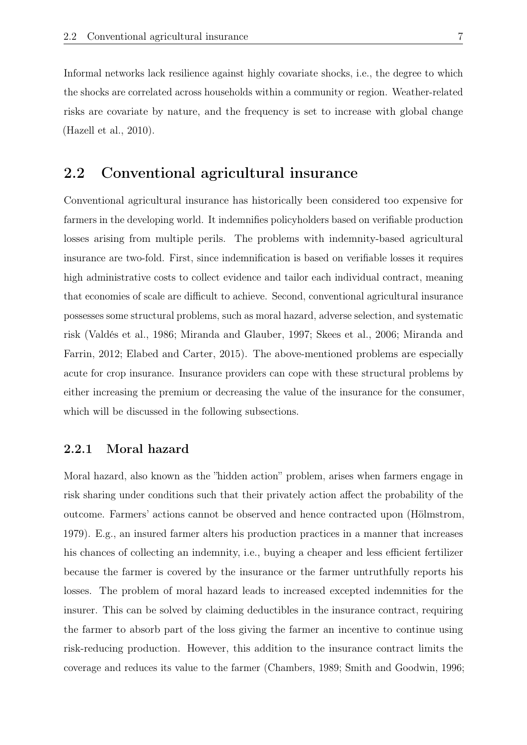Informal networks lack resilience against highly covariate shocks, i.e., the degree to which the shocks are correlated across households within a community or region. Weather-related risks are covariate by nature, and the frequency is set to increase with global change (Hazell et al., 2010).

## 2.2 Conventional agricultural insurance

Conventional agricultural insurance has historically been considered too expensive for farmers in the developing world. It indemnifies policyholders based on verifiable production losses arising from multiple perils. The problems with indemnity-based agricultural insurance are two-fold. First, since indemnification is based on verifiable losses it requires high administrative costs to collect evidence and tailor each individual contract, meaning that economies of scale are difficult to achieve. Second, conventional agricultural insurance possesses some structural problems, such as moral hazard, adverse selection, and systematic risk (Valdés et al., 1986; Miranda and Glauber, 1997; Skees et al., 2006; Miranda and Farrin, 2012; Elabed and Carter, 2015). The above-mentioned problems are especially acute for crop insurance. Insurance providers can cope with these structural problems by either increasing the premium or decreasing the value of the insurance for the consumer, which will be discussed in the following subsections.

### 2.2.1 Moral hazard

Moral hazard, also known as the "hidden action" problem, arises when farmers engage in risk sharing under conditions such that their privately action affect the probability of the outcome. Farmers' actions cannot be observed and hence contracted upon (Hölmstrom, 1979). E.g., an insured farmer alters his production practices in a manner that increases his chances of collecting an indemnity, i.e., buying a cheaper and less efficient fertilizer because the farmer is covered by the insurance or the farmer untruthfully reports his losses. The problem of moral hazard leads to increased excepted indemnities for the insurer. This can be solved by claiming deductibles in the insurance contract, requiring the farmer to absorb part of the loss giving the farmer an incentive to continue using risk-reducing production. However, this addition to the insurance contract limits the coverage and reduces its value to the farmer (Chambers, 1989; Smith and Goodwin, 1996;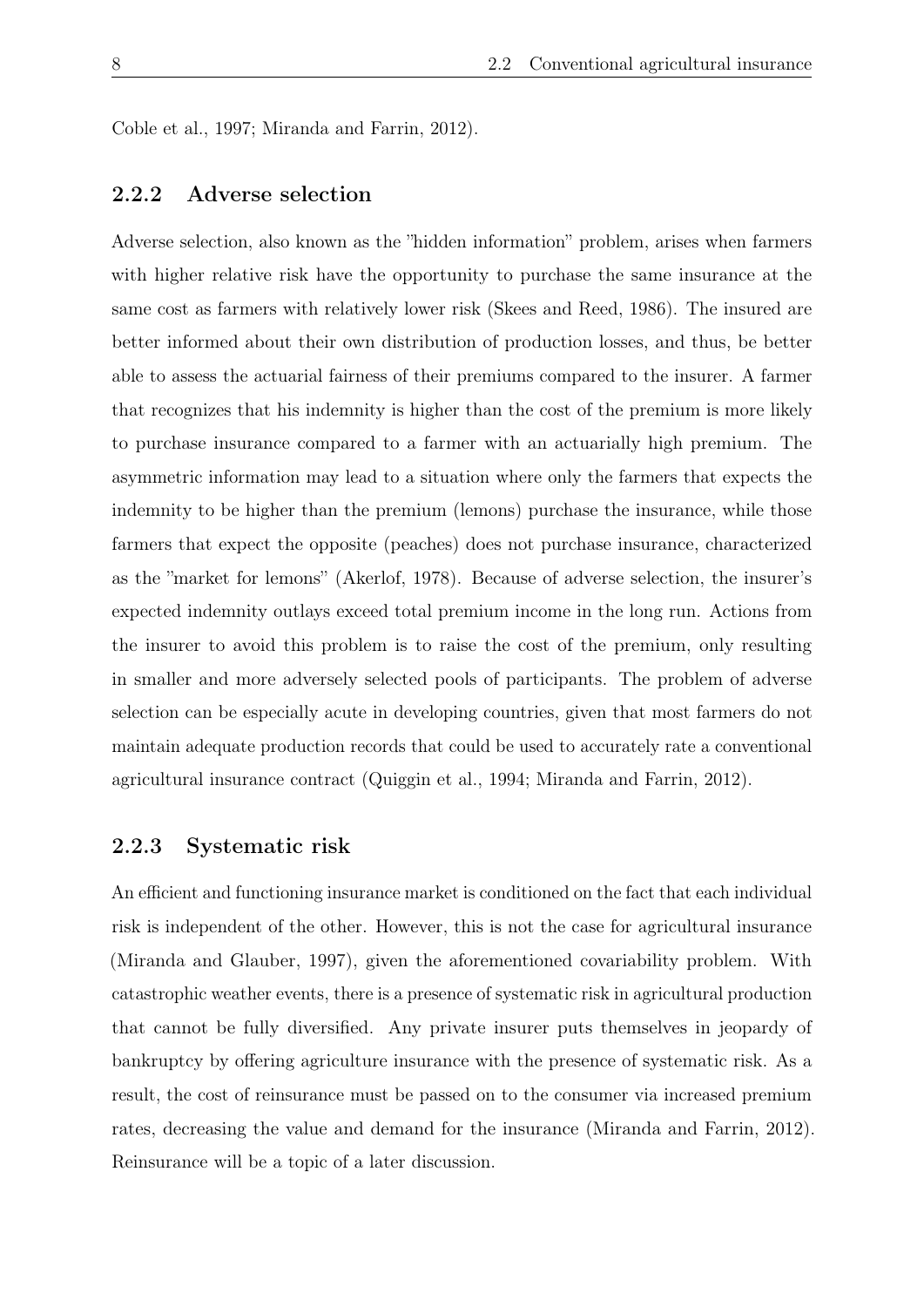Coble et al., 1997; Miranda and Farrin, 2012).

### 2.2.2 Adverse selection

Adverse selection, also known as the "hidden information" problem, arises when farmers with higher relative risk have the opportunity to purchase the same insurance at the same cost as farmers with relatively lower risk (Skees and Reed, 1986). The insured are better informed about their own distribution of production losses, and thus, be better able to assess the actuarial fairness of their premiums compared to the insurer. A farmer that recognizes that his indemnity is higher than the cost of the premium is more likely to purchase insurance compared to a farmer with an actuarially high premium. The asymmetric information may lead to a situation where only the farmers that expects the indemnity to be higher than the premium (lemons) purchase the insurance, while those farmers that expect the opposite (peaches) does not purchase insurance, characterized as the "market for lemons" (Akerlof, 1978). Because of adverse selection, the insurer's expected indemnity outlays exceed total premium income in the long run. Actions from the insurer to avoid this problem is to raise the cost of the premium, only resulting in smaller and more adversely selected pools of participants. The problem of adverse selection can be especially acute in developing countries, given that most farmers do not maintain adequate production records that could be used to accurately rate a conventional agricultural insurance contract (Quiggin et al., 1994; Miranda and Farrin, 2012).

### 2.2.3 Systematic risk

An efficient and functioning insurance market is conditioned on the fact that each individual risk is independent of the other. However, this is not the case for agricultural insurance (Miranda and Glauber, 1997), given the aforementioned covariability problem. With catastrophic weather events, there is a presence of systematic risk in agricultural production that cannot be fully diversified. Any private insurer puts themselves in jeopardy of bankruptcy by offering agriculture insurance with the presence of systematic risk. As a result, the cost of reinsurance must be passed on to the consumer via increased premium rates, decreasing the value and demand for the insurance (Miranda and Farrin, 2012). Reinsurance will be a topic of a later discussion.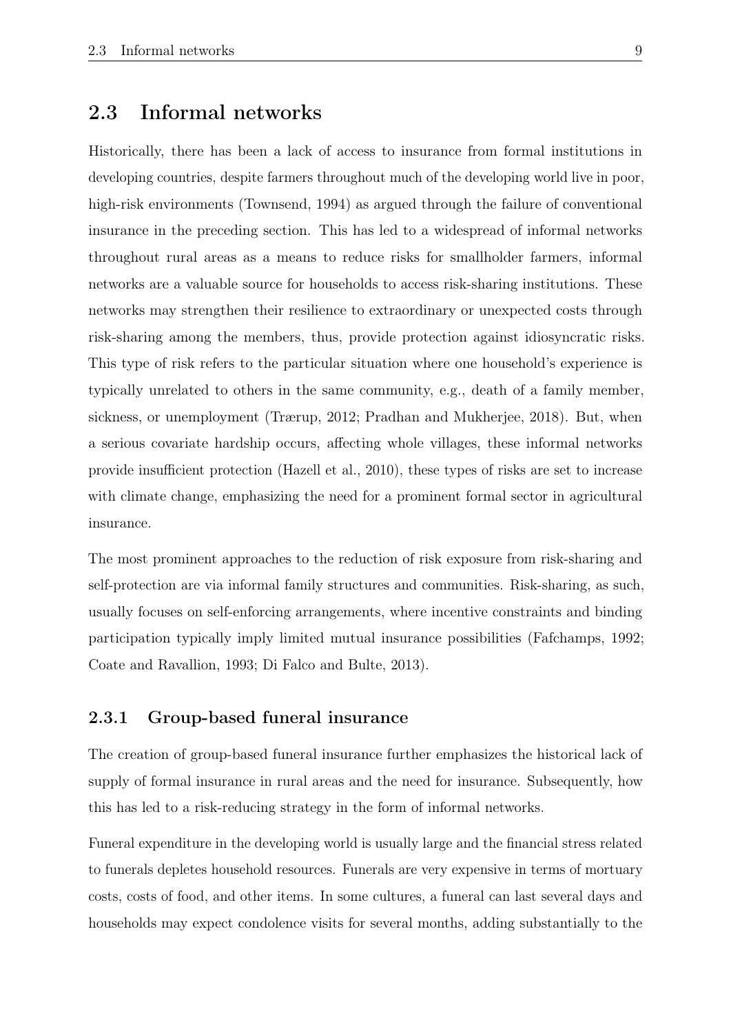## 2.3 Informal networks

Historically, there has been a lack of access to insurance from formal institutions in developing countries, despite farmers throughout much of the developing world live in poor, high-risk environments (Townsend, 1994) as argued through the failure of conventional insurance in the preceding section. This has led to a widespread of informal networks throughout rural areas as a means to reduce risks for smallholder farmers, informal networks are a valuable source for households to access risk-sharing institutions. These networks may strengthen their resilience to extraordinary or unexpected costs through risk-sharing among the members, thus, provide protection against idiosyncratic risks. This type of risk refers to the particular situation where one household's experience is typically unrelated to others in the same community, e.g., death of a family member, sickness, or unemployment (Trærup, 2012; Pradhan and Mukherjee, 2018). But, when a serious covariate hardship occurs, affecting whole villages, these informal networks provide insufficient protection (Hazell et al., 2010), these types of risks are set to increase with climate change, emphasizing the need for a prominent formal sector in agricultural insurance.

The most prominent approaches to the reduction of risk exposure from risk-sharing and self-protection are via informal family structures and communities. Risk-sharing, as such, usually focuses on self-enforcing arrangements, where incentive constraints and binding participation typically imply limited mutual insurance possibilities (Fafchamps, 1992; Coate and Ravallion, 1993; Di Falco and Bulte, 2013).

### 2.3.1 Group-based funeral insurance

The creation of group-based funeral insurance further emphasizes the historical lack of supply of formal insurance in rural areas and the need for insurance. Subsequently, how this has led to a risk-reducing strategy in the form of informal networks.

Funeral expenditure in the developing world is usually large and the financial stress related to funerals depletes household resources. Funerals are very expensive in terms of mortuary costs, costs of food, and other items. In some cultures, a funeral can last several days and households may expect condolence visits for several months, adding substantially to the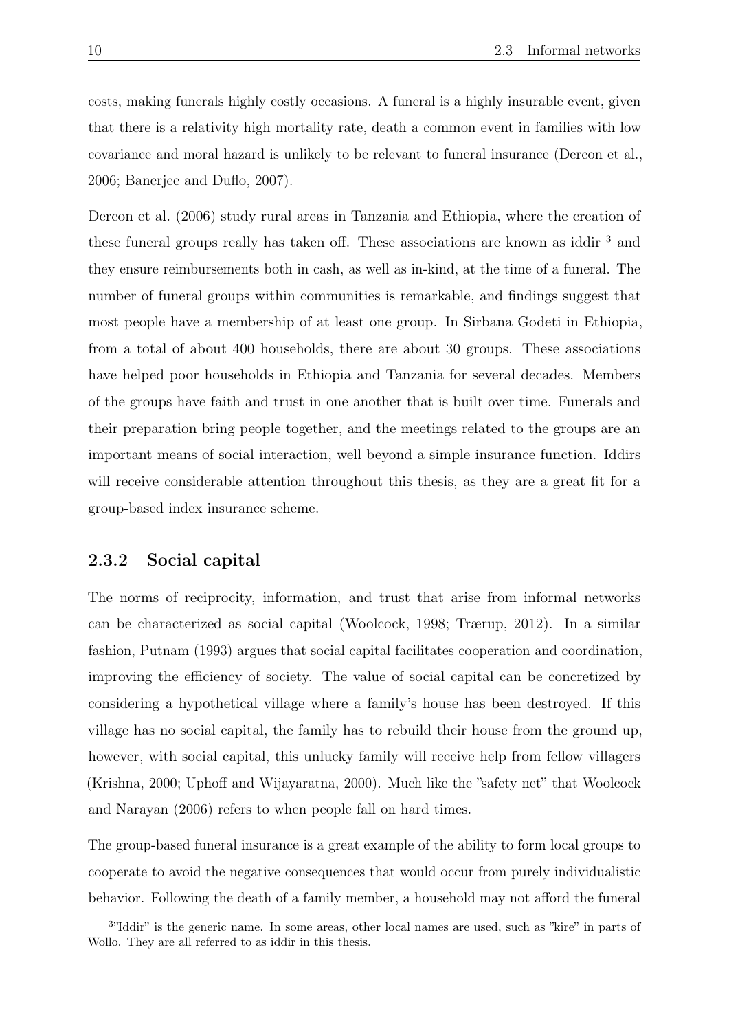costs, making funerals highly costly occasions. A funeral is a highly insurable event, given that there is a relativity high mortality rate, death a common event in families with low covariance and moral hazard is unlikely to be relevant to funeral insurance (Dercon et al., 2006; Banerjee and Duflo, 2007).

Dercon et al. (2006) study rural areas in Tanzania and Ethiopia, where the creation of these funeral groups really has taken off. These associations are known as iddir [3] and they ensure reimbursements both in cash, as well as in-kind, at the time of a funeral. The number of funeral groups within communities is remarkable, and findings suggest that most people have a membership of at least one group. In Sirbana Godeti in Ethiopia, from a total of about 400 households, there are about 30 groups. These associations have helped poor households in Ethiopia and Tanzania for several decades. Members of the groups have faith and trust in one another that is built over time. Funerals and their preparation bring people together, and the meetings related to the groups are an important means of social interaction, well beyond a simple insurance function. Iddirs will receive considerable attention throughout this thesis, as they are a great fit for a group-based index insurance scheme.

### 2.3.2 Social capital

The norms of reciprocity, information, and trust that arise from informal networks can be characterized as social capital (Woolcock, 1998; Trærup, 2012). In a similar fashion, Putnam (1993) argues that social capital facilitates cooperation and coordination, improving the efficiency of society. The value of social capital can be concretized by considering a hypothetical village where a family's house has been destroyed. If this village has no social capital, the family has to rebuild their house from the ground up, however, with social capital, this unlucky family will receive help from fellow villagers (Krishna, 2000; Uphoff and Wijayaratna, 2000). Much like the "safety net" that Woolcock and Narayan (2006) refers to when people fall on hard times.

The group-based funeral insurance is a great example of the ability to form local groups to cooperate to avoid the negative consequences that would occur from purely individualistic behavior. Following the death of a family member, a household may not afford the funeral

[3] "Iddir" is the generic name. In some areas, other local names are used, such as "kire" in parts of Wollo. They are all referred to as iddir in this thesis.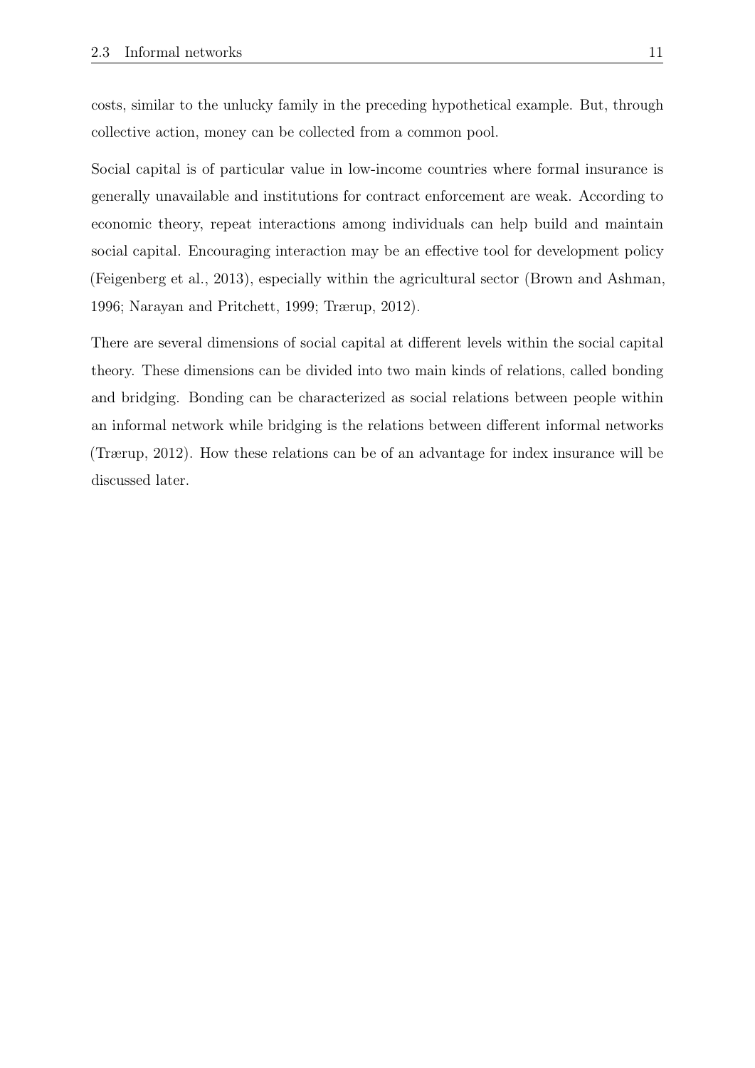costs, similar to the unlucky family in the preceding hypothetical example. But, through collective action, money can be collected from a common pool.

Social capital is of particular value in low-income countries where formal insurance is generally unavailable and institutions for contract enforcement are weak. According to economic theory, repeat interactions among individuals can help build and maintain social capital. Encouraging interaction may be an effective tool for development policy (Feigenberg et al., 2013), especially within the agricultural sector (Brown and Ashman, 1996; Narayan and Pritchett, 1999; Trærup, 2012).

There are several dimensions of social capital at different levels within the social capital theory. These dimensions can be divided into two main kinds of relations, called bonding and bridging. Bonding can be characterized as social relations between people within an informal network while bridging is the relations between different informal networks (Trærup, 2012). How these relations can be of an advantage for index insurance will be discussed later.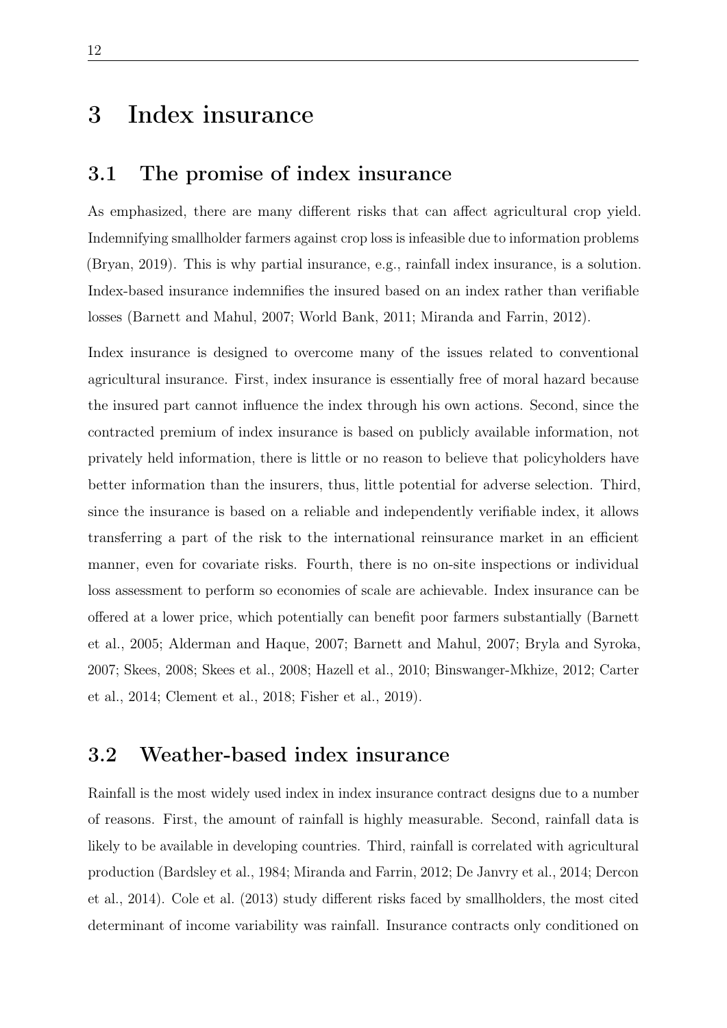# 3 Index insurance

## 3.1 The promise of index insurance

As emphasized, there are many different risks that can affect agricultural crop yield. Indemnifying smallholder farmers against crop loss is infeasible due to information problems (Bryan, 2019). This is why partial insurance, e.g., rainfall index insurance, is a solution. Index-based insurance indemnifies the insured based on an index rather than verifiable losses (Barnett and Mahul, 2007; World Bank, 2011; Miranda and Farrin, 2012).

Index insurance is designed to overcome many of the issues related to conventional agricultural insurance. First, index insurance is essentially free of moral hazard because the insured part cannot influence the index through his own actions. Second, since the contracted premium of index insurance is based on publicly available information, not privately held information, there is little or no reason to believe that policyholders have better information than the insurers, thus, little potential for adverse selection. Third, since the insurance is based on a reliable and independently verifiable index, it allows transferring a part of the risk to the international reinsurance market in an efficient manner, even for covariate risks. Fourth, there is no on-site inspections or individual loss assessment to perform so economies of scale are achievable. Index insurance can be offered at a lower price, which potentially can benefit poor farmers substantially (Barnett et al., 2005; Alderman and Haque, 2007; Barnett and Mahul, 2007; Bryla and Syroka, 2007; Skees, 2008; Skees et al., 2008; Hazell et al., 2010; Binswanger-Mkhize, 2012; Carter et al., 2014; Clement et al., 2018; Fisher et al., 2019).

## 3.2 Weather-based index insurance

Rainfall is the most widely used index in index insurance contract designs due to a number of reasons. First, the amount of rainfall is highly measurable. Second, rainfall data is likely to be available in developing countries. Third, rainfall is correlated with agricultural production (Bardsley et al., 1984; Miranda and Farrin, 2012; De Janvry et al., 2014; Dercon et al., 2014). Cole et al. (2013) study different risks faced by smallholders, the most cited determinant of income variability was rainfall. Insurance contracts only conditioned on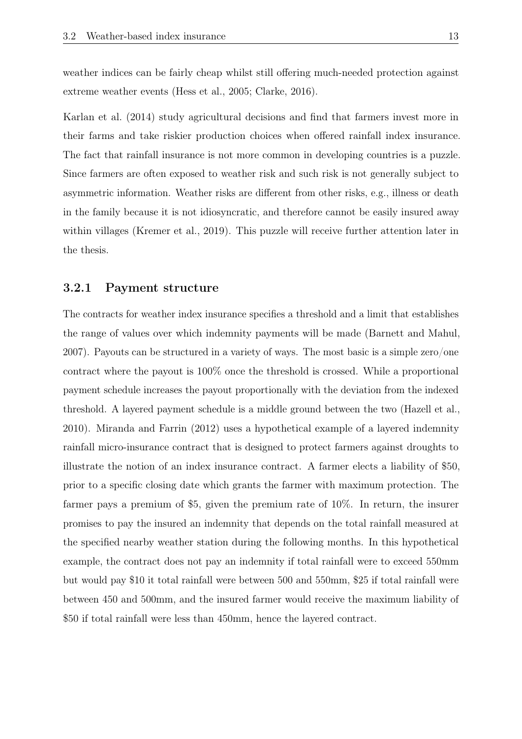weather indices can be fairly cheap whilst still offering much-needed protection against extreme weather events (Hess et al., 2005; Clarke, 2016).

Karlan et al. (2014) study agricultural decisions and find that farmers invest more in their farms and take riskier production choices when offered rainfall index insurance. The fact that rainfall insurance is not more common in developing countries is a puzzle. Since farmers are often exposed to weather risk and such risk is not generally subject to asymmetric information. Weather risks are different from other risks, e.g., illness or death in the family because it is not idiosyncratic, and therefore cannot be easily insured away within villages (Kremer et al., 2019). This puzzle will receive further attention later in the thesis.

### 3.2.1 Payment structure

The contracts for weather index insurance specifies a threshold and a limit that establishes the range of values over which indemnity payments will be made (Barnett and Mahul, 2007). Payouts can be structured in a variety of ways. The most basic is a simple zero/one contract where the payout is 100% once the threshold is crossed. While a proportional payment schedule increases the payout proportionally with the deviation from the indexed threshold. A layered payment schedule is a middle ground between the two (Hazell et al., 2010). Miranda and Farrin (2012) uses a hypothetical example of a layered indemnity rainfall micro-insurance contract that is designed to protect farmers against droughts to illustrate the notion of an index insurance contract. A farmer elects a liability of $50, prior to a specific closing date which grants the farmer with maximum protection. The farmer pays a premium of $5, given the premium rate of 10%. In return, the insurer promises to pay the insured an indemnity that depends on the total rainfall measured at the specified nearby weather station during the following months. In this hypothetical example, the contract does not pay an indemnity if total rainfall were to exceed 550mm but would pay $10 it total rainfall were between 500 and 550mm, $25 if total rainfall were between 450 and 500mm, and the insured farmer would receive the maximum liability of $50 if total rainfall were less than 450mm, hence the layered contract.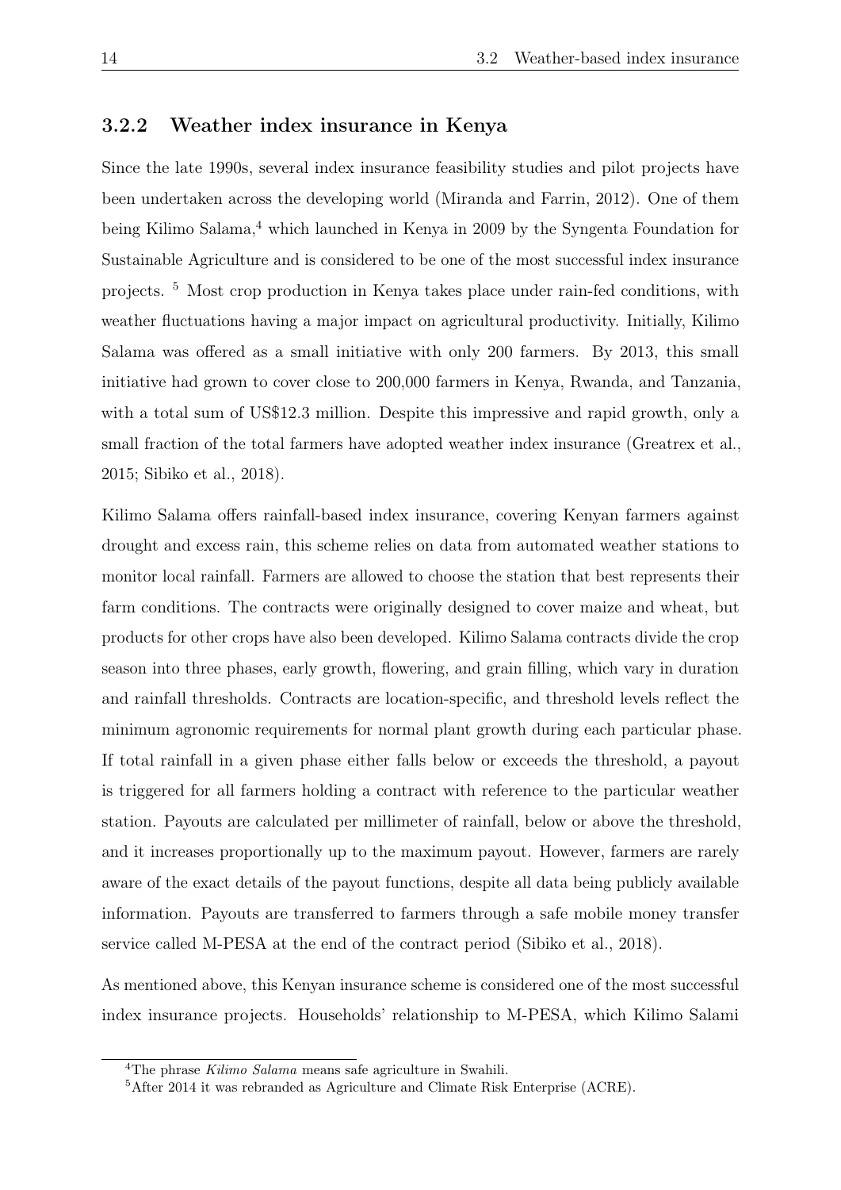### 3.2.2 Weather index insurance in Kenya

Since the late 1990s, several index insurance feasibility studies and pilot projects have been undertaken across the developing world (Miranda and Farrin, 2012). One of them being Kilimo Salama,[4] which launched in Kenya in 2009 by the Syngenta Foundation for Sustainable Agriculture and is considered to be one of the most successful index insurance projects. [5] Most crop production in Kenya takes place under rain-fed conditions, with weather fluctuations having a major impact on agricultural productivity. Initially, Kilimo Salama was offered as a small initiative with only 200 farmers. By 2013, this small initiative had grown to cover close to 200,000 farmers in Kenya, Rwanda, and Tanzania, with a total sum of US$12.3 million. Despite this impressive and rapid growth, only a small fraction of the total farmers have adopted weather index insurance (Greatrex et al., 2015; Sibiko et al., 2018).

Kilimo Salama offers rainfall-based index insurance, covering Kenyan farmers against drought and excess rain, this scheme relies on data from automated weather stations to monitor local rainfall. Farmers are allowed to choose the station that best represents their farm conditions. The contracts were originally designed to cover maize and wheat, but products for other crops have also been developed. Kilimo Salama contracts divide the crop season into three phases, early growth, flowering, and grain filling, which vary in duration and rainfall thresholds. Contracts are location-specific, and threshold levels reflect the minimum agronomic requirements for normal plant growth during each particular phase. If total rainfall in a given phase either falls below or exceeds the threshold, a payout is triggered for all farmers holding a contract with reference to the particular weather station. Payouts are calculated per millimeter of rainfall, below or above the threshold, and it increases proportionally up to the maximum payout. However, farmers are rarely aware of the exact details of the payout functions, despite all data being publicly available information. Payouts are transferred to farmers through a safe mobile money transfer service called M-PESA at the end of the contract period (Sibiko et al., 2018).

As mentioned above, this Kenyan insurance scheme is considered one of the most successful index insurance projects. Households' relationship to M-PESA, which Kilimo Salami

[4] The phrase *Kilimo Salama* means safe agriculture in Swahili.

[5] After 2014 it was rebranded as Agriculture and Climate Risk Enterprise (ACRE).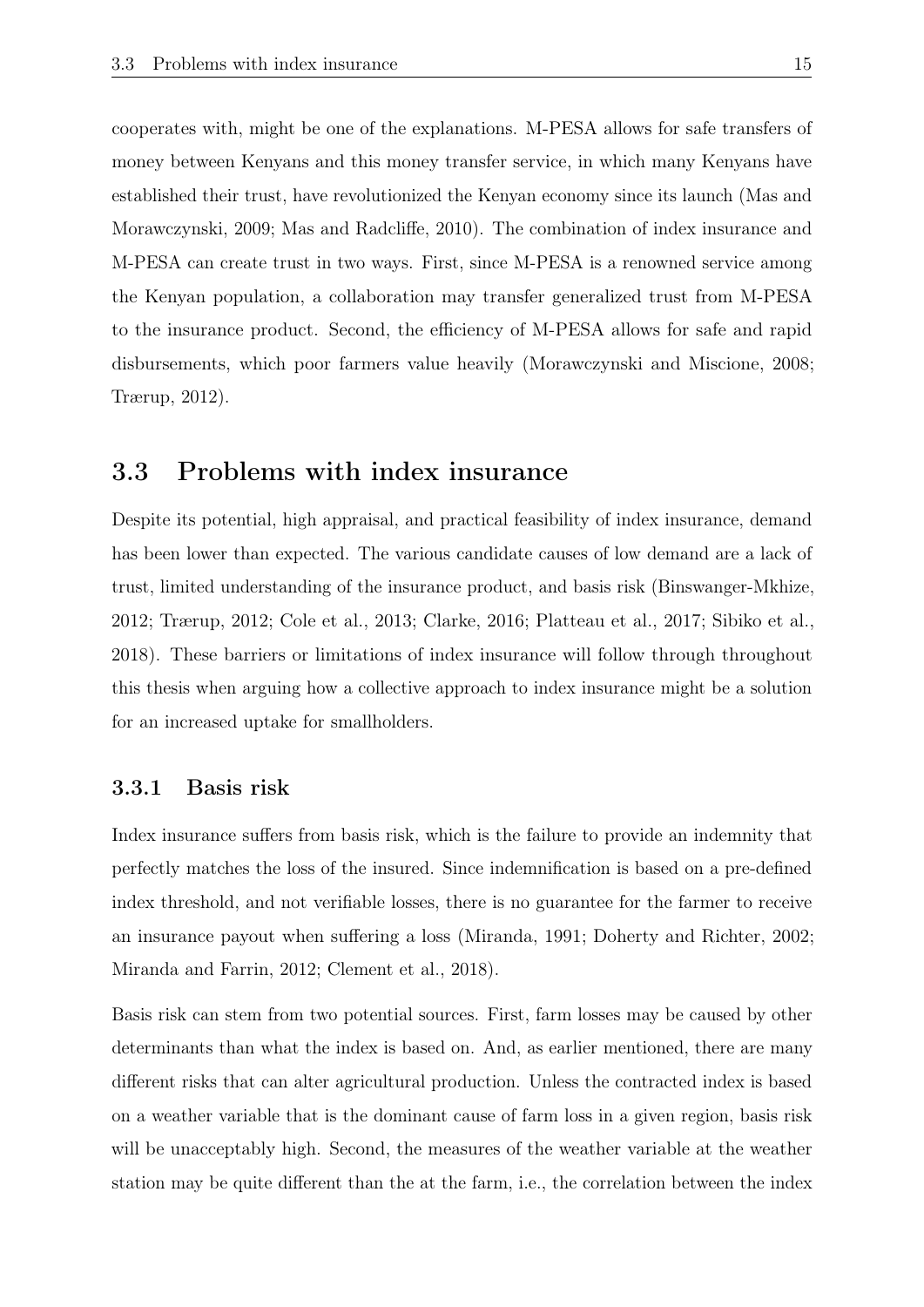cooperates with, might be one of the explanations. M-PESA allows for safe transfers of money between Kenyans and this money transfer service, in which many Kenyans have established their trust, have revolutionized the Kenyan economy since its launch (Mas and Morawczynski, 2009; Mas and Radcliffe, 2010). The combination of index insurance and M-PESA can create trust in two ways. First, since M-PESA is a renowned service among the Kenyan population, a collaboration may transfer generalized trust from M-PESA to the insurance product. Second, the efficiency of M-PESA allows for safe and rapid disbursements, which poor farmers value heavily (Morawczynski and Miscione, 2008; Trærup, 2012).

## 3.3 Problems with index insurance

Despite its potential, high appraisal, and practical feasibility of index insurance, demand has been lower than expected. The various candidate causes of low demand are a lack of trust, limited understanding of the insurance product, and basis risk (Binswanger-Mkhize, 2012; Trærup, 2012; Cole et al., 2013; Clarke, 2016; Platteau et al., 2017; Sibiko et al., 2018). These barriers or limitations of index insurance will follow through throughout this thesis when arguing how a collective approach to index insurance might be a solution for an increased uptake for smallholders.

### 3.3.1 Basis risk

Index insurance suffers from basis risk, which is the failure to provide an indemnity that perfectly matches the loss of the insured. Since indemnification is based on a pre-defined index threshold, and not verifiable losses, there is no guarantee for the farmer to receive an insurance payout when suffering a loss (Miranda, 1991; Doherty and Richter, 2002; Miranda and Farrin, 2012; Clement et al., 2018).

Basis risk can stem from two potential sources. First, farm losses may be caused by other determinants than what the index is based on. And, as earlier mentioned, there are many different risks that can alter agricultural production. Unless the contracted index is based on a weather variable that is the dominant cause of farm loss in a given region, basis risk will be unacceptably high. Second, the measures of the weather variable at the weather station may be quite different than the at the farm, i.e., the correlation between the index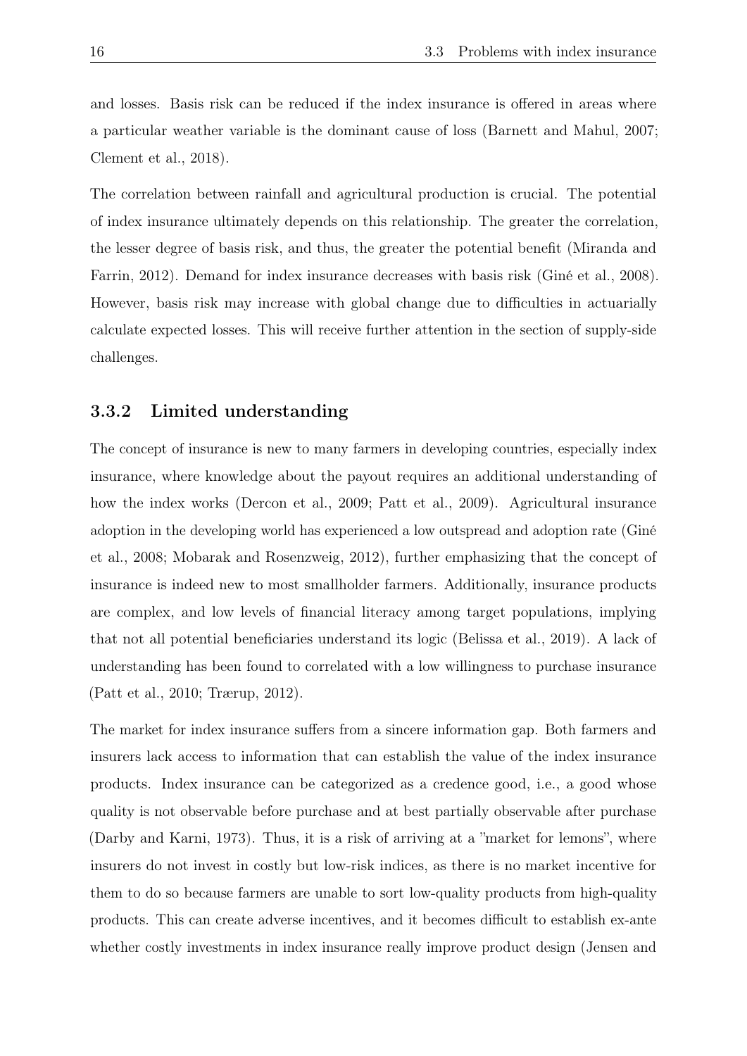and losses. Basis risk can be reduced if the index insurance is offered in areas where a particular weather variable is the dominant cause of loss (Barnett and Mahul, 2007; Clement et al., 2018).

The correlation between rainfall and agricultural production is crucial. The potential of index insurance ultimately depends on this relationship. The greater the correlation, the lesser degree of basis risk, and thus, the greater the potential benefit (Miranda and Farrin, 2012). Demand for index insurance decreases with basis risk (Giné et al., 2008). However, basis risk may increase with global change due to difficulties in actuarially calculate expected losses. This will receive further attention in the section of supply-side challenges.

### 3.3.2 Limited understanding

The concept of insurance is new to many farmers in developing countries, especially index insurance, where knowledge about the payout requires an additional understanding of how the index works (Dercon et al., 2009; Patt et al., 2009). Agricultural insurance adoption in the developing world has experienced a low outspread and adoption rate (Giné et al., 2008; Mobarak and Rosenzweig, 2012), further emphasizing that the concept of insurance is indeed new to most smallholder farmers. Additionally, insurance products are complex, and low levels of financial literacy among target populations, implying that not all potential beneficiaries understand its logic (Belissa et al., 2019). A lack of understanding has been found to correlated with a low willingness to purchase insurance (Patt et al., 2010; Trærup, 2012).

The market for index insurance suffers from a sincere information gap. Both farmers and insurers lack access to information that can establish the value of the index insurance products. Index insurance can be categorized as a credence good, i.e., a good whose quality is not observable before purchase and at best partially observable after purchase (Darby and Karni, 1973). Thus, it is a risk of arriving at a "market for lemons", where insurers do not invest in costly but low-risk indices, as there is no market incentive for them to do so because farmers are unable to sort low-quality products from high-quality products. This can create adverse incentives, and it becomes difficult to establish ex-ante whether costly investments in index insurance really improve product design (Jensen and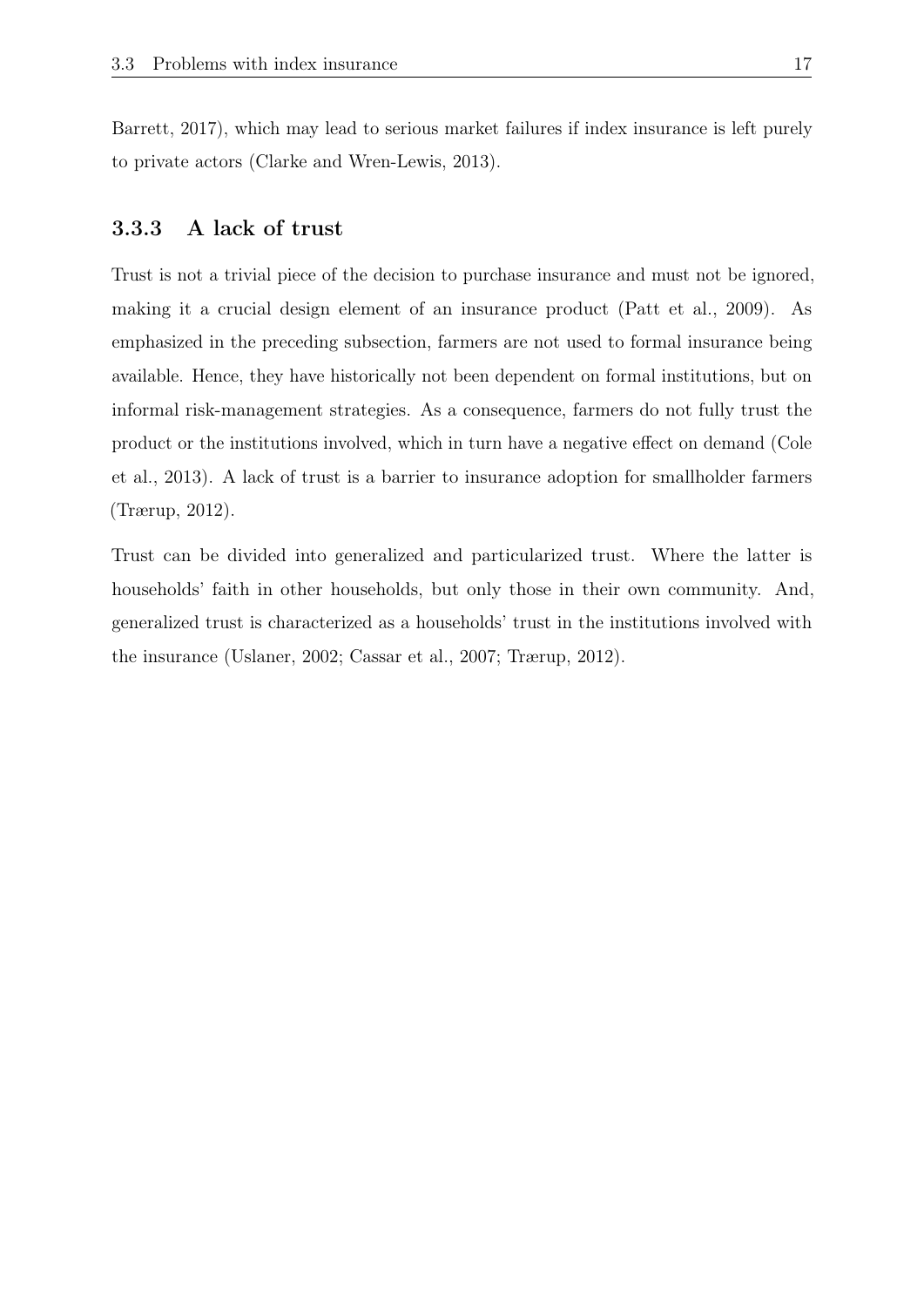Barrett, 2017), which may lead to serious market failures if index insurance is left purely to private actors (Clarke and Wren-Lewis, 2013).

### 3.3.3 A lack of trust

Trust is not a trivial piece of the decision to purchase insurance and must not be ignored, making it a crucial design element of an insurance product (Patt et al., 2009). As emphasized in the preceding subsection, farmers are not used to formal insurance being available. Hence, they have historically not been dependent on formal institutions, but on informal risk-management strategies. As a consequence, farmers do not fully trust the product or the institutions involved, which in turn have a negative effect on demand (Cole et al., 2013). A lack of trust is a barrier to insurance adoption for smallholder farmers (Trærup, 2012).

Trust can be divided into generalized and particularized trust. Where the latter is households' faith in other households, but only those in their own community. And, generalized trust is characterized as a households' trust in the institutions involved with the insurance (Uslaner, 2002; Cassar et al., 2007; Trærup, 2012).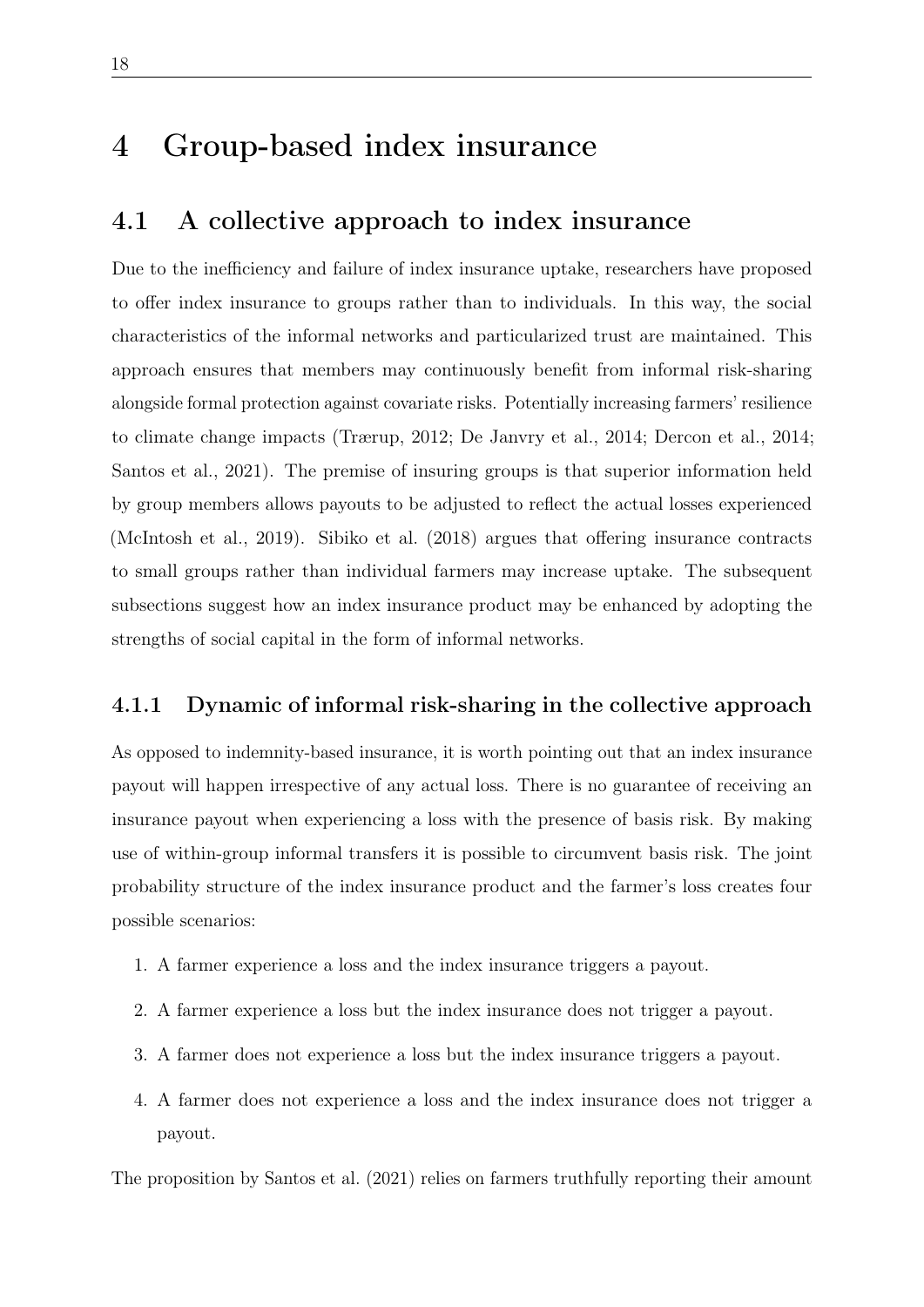# 4 Group-based index insurance

## 4.1 A collective approach to index insurance

Due to the inefficiency and failure of index insurance uptake, researchers have proposed to offer index insurance to groups rather than to individuals. In this way, the social characteristics of the informal networks and particularized trust are maintained. This approach ensures that members may continuously benefit from informal risk-sharing alongside formal protection against covariate risks. Potentially increasing farmers' resilience to climate change impacts (Trærup, 2012; De Janvry et al., 2014; Dercon et al., 2014; Santos et al., 2021). The premise of insuring groups is that superior information held by group members allows payouts to be adjusted to reflect the actual losses experienced (McIntosh et al., 2019). Sibiko et al. (2018) argues that offering insurance contracts to small groups rather than individual farmers may increase uptake. The subsequent subsections suggest how an index insurance product may be enhanced by adopting the strengths of social capital in the form of informal networks.

### 4.1.1 Dynamic of informal risk-sharing in the collective approach

As opposed to indemnity-based insurance, it is worth pointing out that an index insurance payout will happen irrespective of any actual loss. There is no guarantee of receiving an insurance payout when experiencing a loss with the presence of basis risk. By making use of within-group informal transfers it is possible to circumvent basis risk. The joint probability structure of the index insurance product and the farmer's loss creates four possible scenarios:

1. A farmer experience a loss and the index insurance triggers a payout.
2. A farmer experience a loss but the index insurance does not trigger a payout.
3. A farmer does not experience a loss but the index insurance triggers a payout.
4. A farmer does not experience a loss and the index insurance does not trigger a payout.

The proposition by Santos et al. (2021) relies on farmers truthfully reporting their amount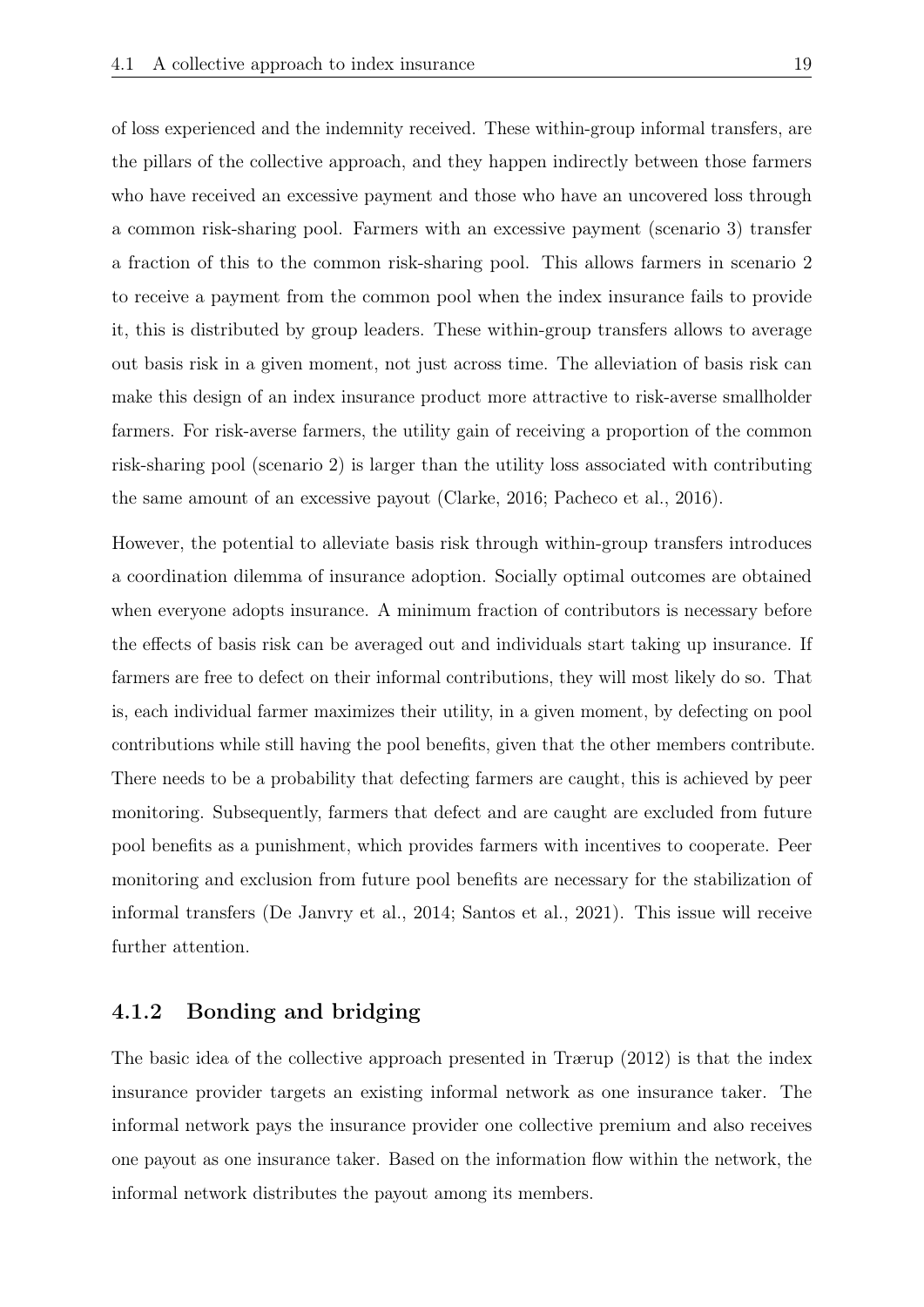of loss experienced and the indemnity received. These within-group informal transfers, are the pillars of the collective approach, and they happen indirectly between those farmers who have received an excessive payment and those who have an uncovered loss through a common risk-sharing pool. Farmers with an excessive payment (scenario 3) transfer a fraction of this to the common risk-sharing pool. This allows farmers in scenario 2 to receive a payment from the common pool when the index insurance fails to provide it, this is distributed by group leaders. These within-group transfers allows to average out basis risk in a given moment, not just across time. The alleviation of basis risk can make this design of an index insurance product more attractive to risk-averse smallholder farmers. For risk-averse farmers, the utility gain of receiving a proportion of the common risk-sharing pool (scenario 2) is larger than the utility loss associated with contributing the same amount of an excessive payout (Clarke, 2016; Pacheco et al., 2016).

However, the potential to alleviate basis risk through within-group transfers introduces a coordination dilemma of insurance adoption. Socially optimal outcomes are obtained when everyone adopts insurance. A minimum fraction of contributors is necessary before the effects of basis risk can be averaged out and individuals start taking up insurance. If farmers are free to defect on their informal contributions, they will most likely do so. That is, each individual farmer maximizes their utility, in a given moment, by defecting on pool contributions while still having the pool benefits, given that the other members contribute. There needs to be a probability that defecting farmers are caught, this is achieved by peer monitoring. Subsequently, farmers that defect and are caught are excluded from future pool benefits as a punishment, which provides farmers with incentives to cooperate. Peer monitoring and exclusion from future pool benefits are necessary for the stabilization of informal transfers (De Janvry et al., 2014; Santos et al., 2021). This issue will receive further attention.

### 4.1.2 Bonding and bridging

The basic idea of the collective approach presented in Trærup (2012) is that the index insurance provider targets an existing informal network as one insurance taker. The informal network pays the insurance provider one collective premium and also receives one payout as one insurance taker. Based on the information flow within the network, the informal network distributes the payout among its members.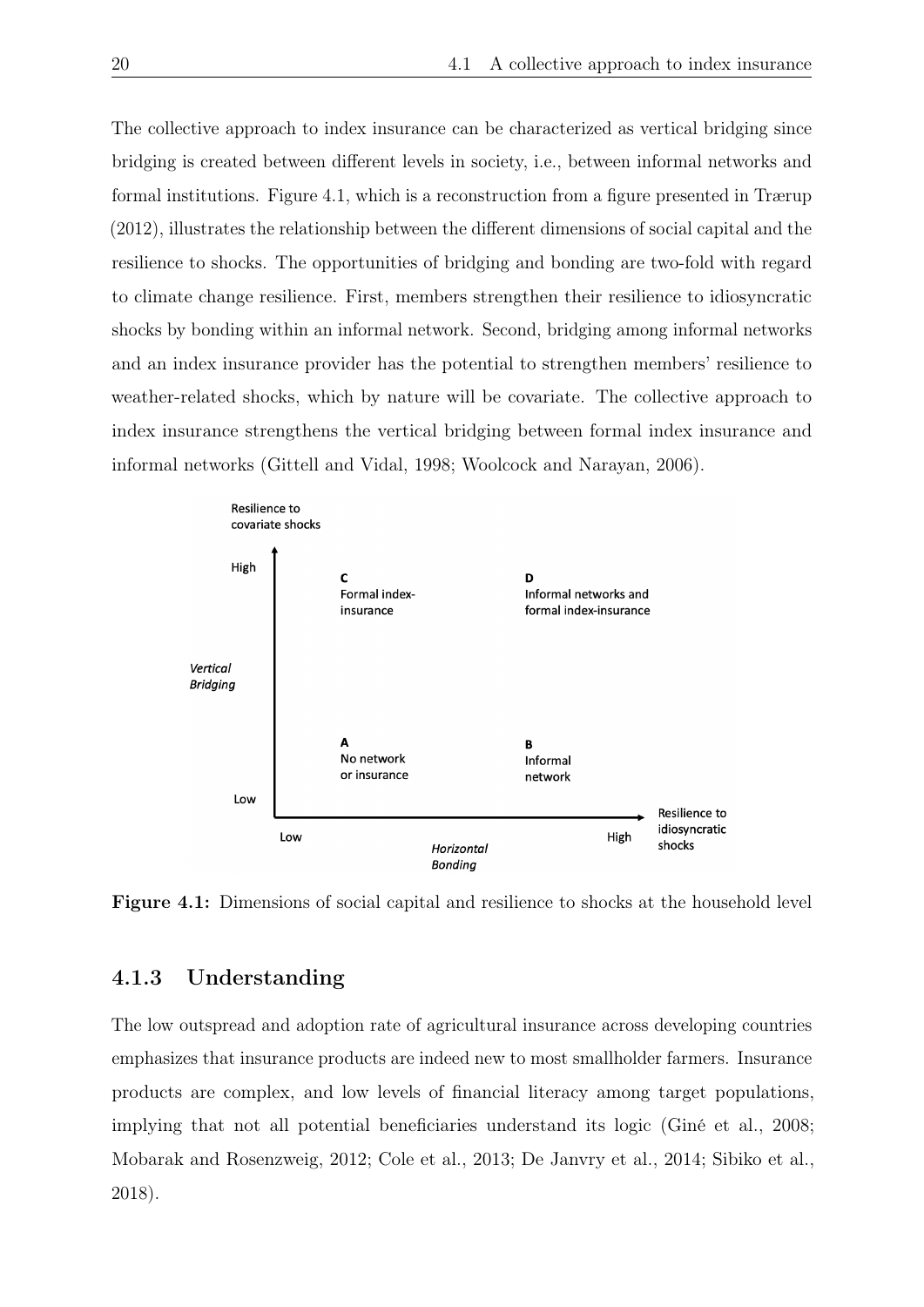The collective approach to index insurance can be characterized as vertical bridging since bridging is created between different levels in society, i.e., between informal networks and formal institutions. Figure 4.1, which is a reconstruction from a figure presented in Trærup (2012), illustrates the relationship between the different dimensions of social capital and the resilience to shocks. The opportunities of bridging and bonding are two-fold with regard to climate change resilience. First, members strengthen their resilience to idiosyncratic shocks by bonding within an informal network. Second, bridging among informal networks and an index insurance provider has the potential to strengthen members' resilience to weather-related shocks, which by nature will be covariate. The collective approach to index insurance strengthens the vertical bridging between formal index insurance and informal networks (Gittell and Vidal, 1998; Woolcock and Narayan, 2006).

**Figure 4.1:** Dimensions of social capital and resilience to shocks at the household level

### 4.1.3 Understanding

The low outspread and adoption rate of agricultural insurance across developing countries emphasizes that insurance products are indeed new to most smallholder farmers. Insurance products are complex, and low levels of financial literacy among target populations, implying that not all potential beneficiaries understand its logic (Giné et al., 2008; Mobarak and Rosenzweig, 2012; Cole et al., 2013; De Janvry et al., 2014; Sibiko et al., 2018).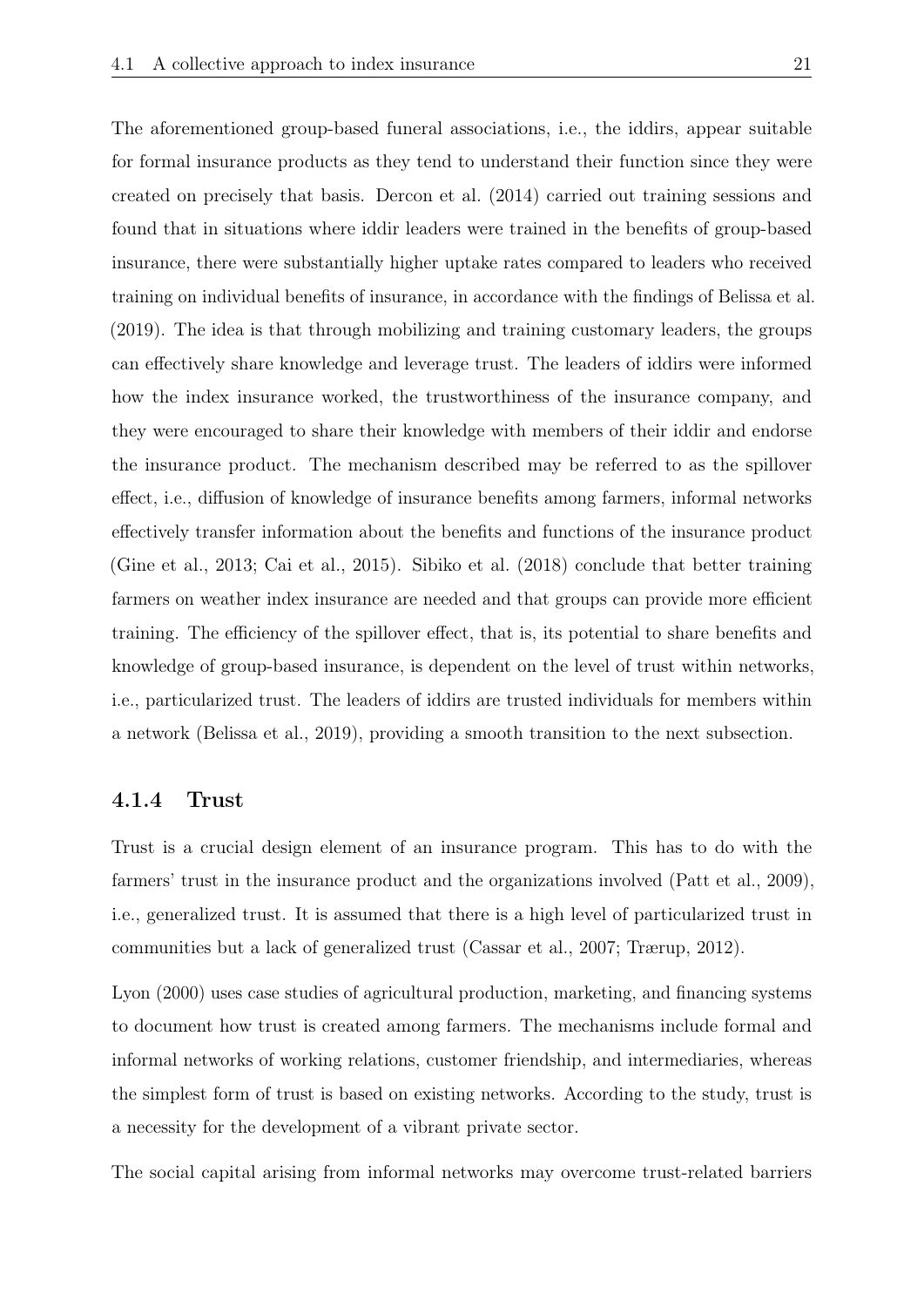The aforementioned group-based funeral associations, i.e., the iddirs, appear suitable for formal insurance products as they tend to understand their function since they were created on precisely that basis. Dercon et al. (2014) carried out training sessions and found that in situations where iddir leaders were trained in the benefits of group-based insurance, there were substantially higher uptake rates compared to leaders who received training on individual benefits of insurance, in accordance with the findings of Belissa et al. (2019). The idea is that through mobilizing and training customary leaders, the groups can effectively share knowledge and leverage trust. The leaders of iddirs were informed how the index insurance worked, the trustworthiness of the insurance company, and they were encouraged to share their knowledge with members of their iddir and endorse the insurance product. The mechanism described may be referred to as the spillover effect, i.e., diffusion of knowledge of insurance benefits among farmers, informal networks effectively transfer information about the benefits and functions of the insurance product (Gine et al., 2013; Cai et al., 2015). Sibiko et al. (2018) conclude that better training farmers on weather index insurance are needed and that groups can provide more efficient training. The efficiency of the spillover effect, that is, its potential to share benefits and knowledge of group-based insurance, is dependent on the level of trust within networks, i.e., particularized trust. The leaders of iddirs are trusted individuals for members within a network (Belissa et al., 2019), providing a smooth transition to the next subsection.

### 4.1.4 Trust

Trust is a crucial design element of an insurance program. This has to do with the farmers' trust in the insurance product and the organizations involved (Patt et al., 2009), i.e., generalized trust. It is assumed that there is a high level of particularized trust in communities but a lack of generalized trust (Cassar et al., 2007; Trærup, 2012).

Lyon (2000) uses case studies of agricultural production, marketing, and financing systems to document how trust is created among farmers. The mechanisms include formal and informal networks of working relations, customer friendship, and intermediaries, whereas the simplest form of trust is based on existing networks. According to the study, trust is a necessity for the development of a vibrant private sector.

The social capital arising from informal networks may overcome trust-related barriers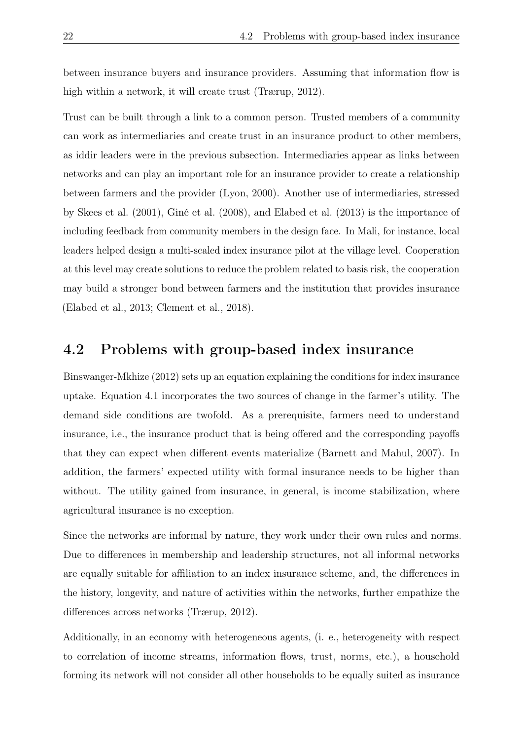between insurance buyers and insurance providers. Assuming that information flow is high within a network, it will create trust (Trærup, 2012).

Trust can be built through a link to a common person. Trusted members of a community can work as intermediaries and create trust in an insurance product to other members, as iddir leaders were in the previous subsection. Intermediaries appear as links between networks and can play an important role for an insurance provider to create a relationship between farmers and the provider (Lyon, 2000). Another use of intermediaries, stressed by Skees et al. (2001), Giné et al. (2008), and Elabed et al. (2013) is the importance of including feedback from community members in the design face. In Mali, for instance, local leaders helped design a multi-scaled index insurance pilot at the village level. Cooperation at this level may create solutions to reduce the problem related to basis risk, the cooperation may build a stronger bond between farmers and the institution that provides insurance (Elabed et al., 2013; Clement et al., 2018).

## 4.2 Problems with group-based index insurance

Binswanger-Mkhize (2012) sets up an equation explaining the conditions for index insurance uptake. Equation 4.1 incorporates the two sources of change in the farmer's utility. The demand side conditions are twofold. As a prerequisite, farmers need to understand insurance, i.e., the insurance product that is being offered and the corresponding payoffs that they can expect when different events materialize (Barnett and Mahul, 2007). In addition, the farmers' expected utility with formal insurance needs to be higher than without. The utility gained from insurance, in general, is income stabilization, where agricultural insurance is no exception.

Since the networks are informal by nature, they work under their own rules and norms. Due to differences in membership and leadership structures, not all informal networks are equally suitable for affiliation to an index insurance scheme, and, the differences in the history, longevity, and nature of activities within the networks, further empathize the differences across networks (Trærup, 2012).

Additionally, in an economy with heterogeneous agents, (i. e., heterogeneity with respect to correlation of income streams, information flows, trust, norms, etc.), a household forming its network will not consider all other households to be equally suited as insurance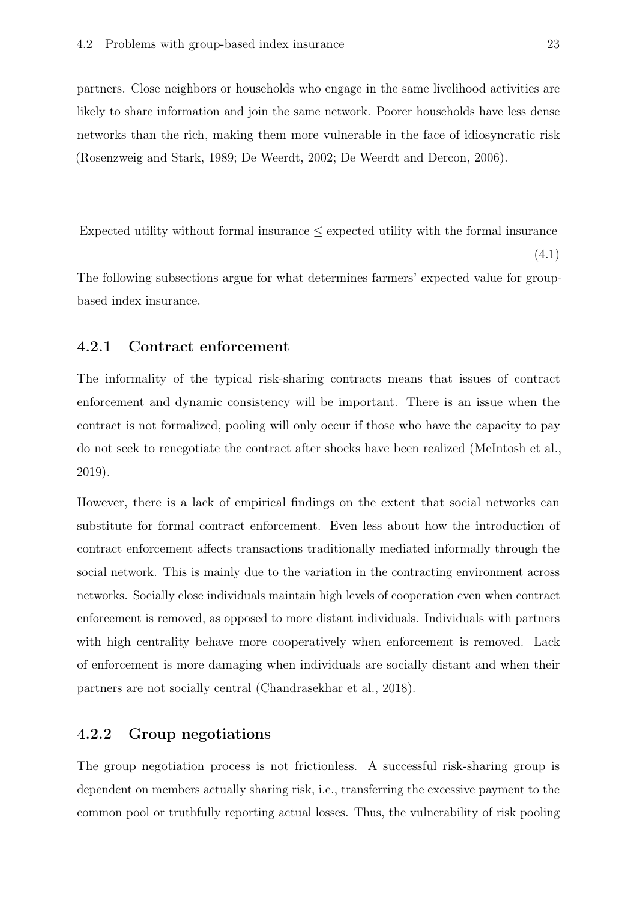partners. Close neighbors or households who engage in the same livelihood activities are likely to share information and join the same network. Poorer households have less dense networks than the rich, making them more vulnerable in the face of idiosyncratic risk (Rosenzweig and Stark, 1989; De Weerdt, 2002; De Weerdt and Dercon, 2006).

$$\text{Expected utility without formal insurance} \leq \text{expected utility with the formal insurance} \tag{4.1}$$

The following subsections argue for what determines farmers' expected value for group-based index insurance.

### 4.2.1 Contract enforcement

The informality of the typical risk-sharing contracts means that issues of contract enforcement and dynamic consistency will be important. There is an issue when the contract is not formalized, pooling will only occur if those who have the capacity to pay do not seek to renegotiate the contract after shocks have been realized (McIntosh et al., 2019).

However, there is a lack of empirical findings on the extent that social networks can substitute for formal contract enforcement. Even less about how the introduction of contract enforcement affects transactions traditionally mediated informally through the social network. This is mainly due to the variation in the contracting environment across networks. Socially close individuals maintain high levels of cooperation even when contract enforcement is removed, as opposed to more distant individuals. Individuals with partners with high centrality behave more cooperatively when enforcement is removed. Lack of enforcement is more damaging when individuals are socially distant and when their partners are not socially central (Chandrasekhar et al., 2018).

### 4.2.2 Group negotiations

The group negotiation process is not frictionless. A successful risk-sharing group is dependent on members actually sharing risk, i.e., transferring the excessive payment to the common pool or truthfully reporting actual losses. Thus, the vulnerability of risk pooling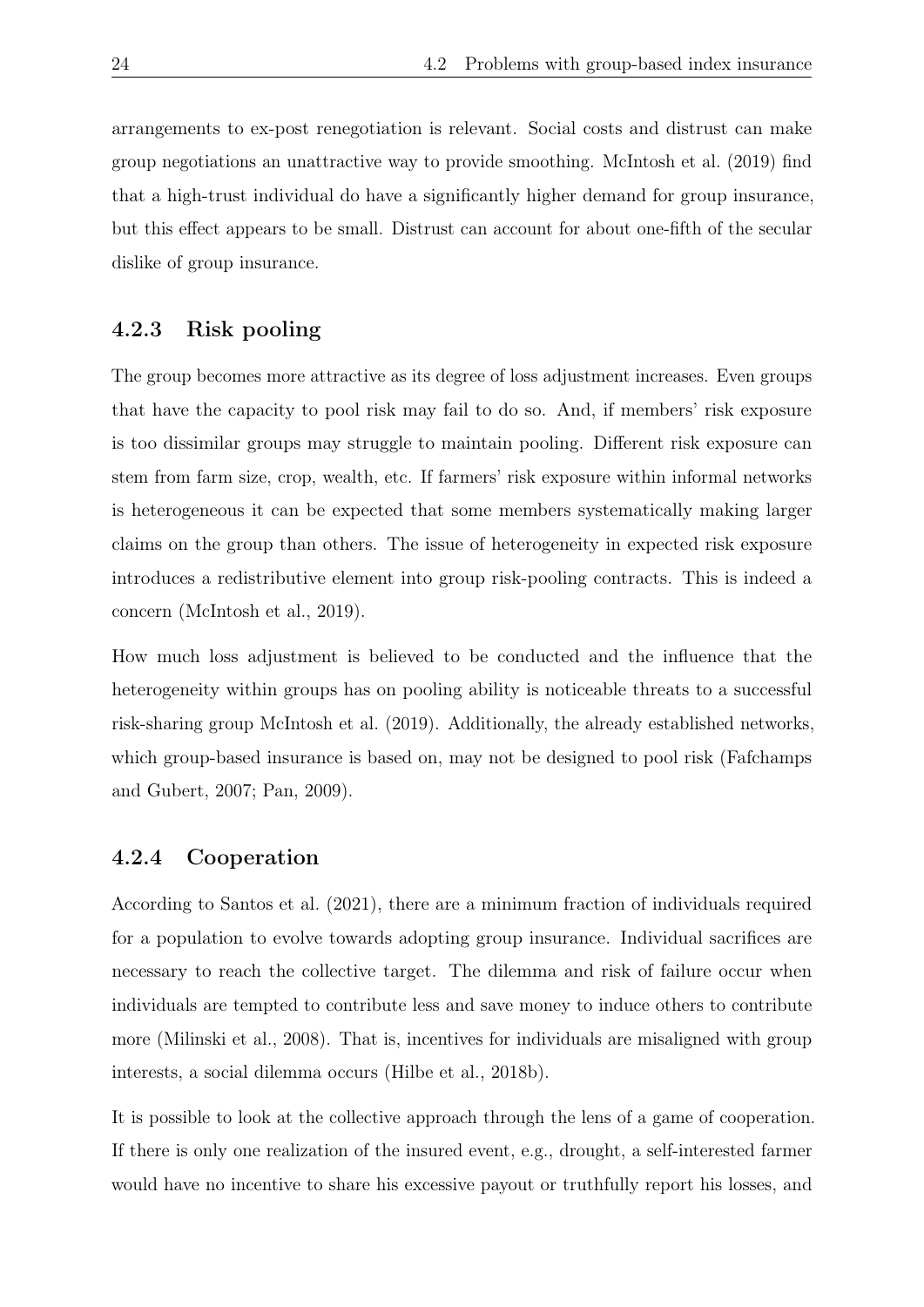arrangements to ex-post renegotiation is relevant. Social costs and distrust can make group negotiations an unattractive way to provide smoothing. McIntosh et al. (2019) find that a high-trust individual do have a significantly higher demand for group insurance, but this effect appears to be small. Distrust can account for about one-fifth of the secular dislike of group insurance.

### 4.2.3 Risk pooling

The group becomes more attractive as its degree of loss adjustment increases. Even groups that have the capacity to pool risk may fail to do so. And, if members' risk exposure is too dissimilar groups may struggle to maintain pooling. Different risk exposure can stem from farm size, crop, wealth, etc. If farmers' risk exposure within informal networks is heterogeneous it can be expected that some members systematically making larger claims on the group than others. The issue of heterogeneity in expected risk exposure introduces a redistributive element into group risk-pooling contracts. This is indeed a concern (McIntosh et al., 2019).

How much loss adjustment is believed to be conducted and the influence that the heterogeneity within groups has on pooling ability is noticeable threats to a successful risk-sharing group McIntosh et al. (2019). Additionally, the already established networks, which group-based insurance is based on, may not be designed to pool risk (Fafchamps and Gubert, 2007; Pan, 2009).

### 4.2.4 Cooperation

According to Santos et al. (2021), there are a minimum fraction of individuals required for a population to evolve towards adopting group insurance. Individual sacrifices are necessary to reach the collective target. The dilemma and risk of failure occur when individuals are tempted to contribute less and save money to induce others to contribute more (Milinski et al., 2008). That is, incentives for individuals are misaligned with group interests, a social dilemma occurs (Hilbe et al., 2018b).

It is possible to look at the collective approach through the lens of a game of cooperation. If there is only one realization of the insured event, e.g., drought, a self-interested farmer would have no incentive to share his excessive payout or truthfully report his losses, and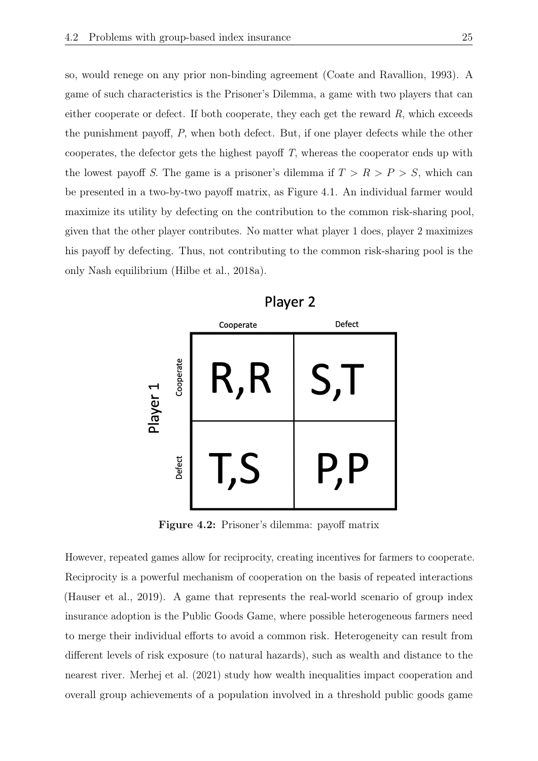so, would renege on any prior non-binding agreement (Coate and Ravallion, 1993). A game of such characteristics is the Prisoner's Dilemma, a game with two players that can either cooperate or defect. If both cooperate, they each get the reward $R$, which exceeds the punishment payoff, $P$, when both defect. But, if one player defects while the other cooperates, the defector gets the highest payoff $T$, whereas the cooperator ends up with the lowest payoff $S$. The game is a prisoner's dilemma if $T > R > P > S$, which can be presented in a two-by-two payoff matrix, as Figure 4.1. An individual farmer would maximize its utility by defecting on the contribution to the common risk-sharing pool, given that the other player contributes. No matter what player 1 does, player 2 maximizes his payoff by defecting. Thus, not contributing to the common risk-sharing pool is the only Nash equilibrium (Hilbe et al., 2018a).

| Player 1 \ Player 2 | Cooperate | Defect |
| --- | --- | --- |
| Cooperate | R,R | S,T |
| Defect | T,S | P,P |

**Figure 4.2:** Prisoner's dilemma: payoff matrix

However, repeated games allow for reciprocity, creating incentives for farmers to cooperate. Reciprocity is a powerful mechanism of cooperation on the basis of repeated interactions (Hauser et al., 2019). A game that represents the real-world scenario of group index insurance adoption is the Public Goods Game, where possible heterogeneous farmers need to merge their individual efforts to avoid a common risk. Heterogeneity can result from different levels of risk exposure (to natural hazards), such as wealth and distance to the nearest river. Merhej et al. (2021) study how wealth inequalities impact cooperation and overall group achievements of a population involved in a threshold public goods game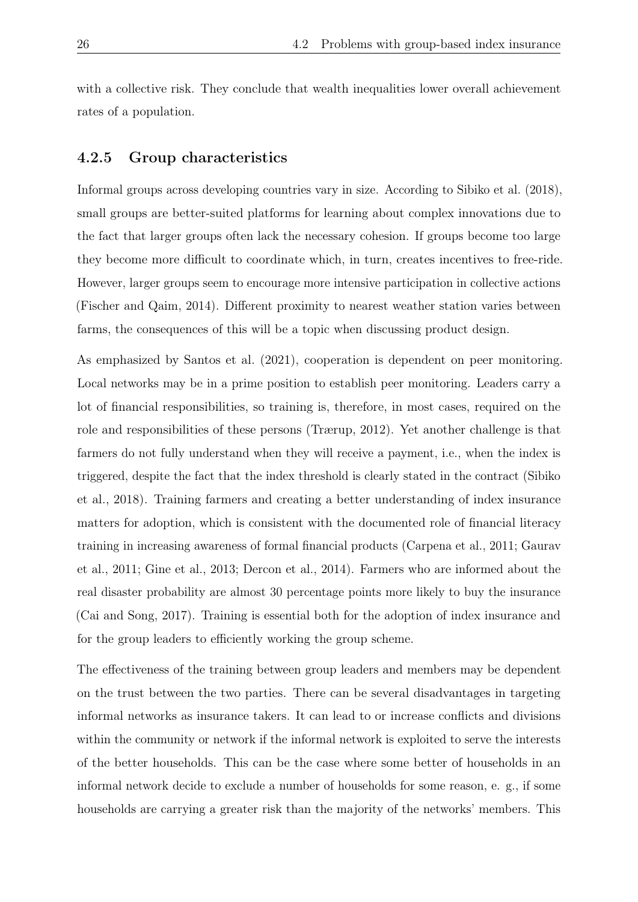with a collective risk. They conclude that wealth inequalities lower overall achievement rates of a population.

### 4.2.5 Group characteristics

Informal groups across developing countries vary in size. According to Sibiko et al. (2018), small groups are better-suited platforms for learning about complex innovations due to the fact that larger groups often lack the necessary cohesion. If groups become too large they become more difficult to coordinate which, in turn, creates incentives to free-ride. However, larger groups seem to encourage more intensive participation in collective actions (Fischer and Qaim, 2014). Different proximity to nearest weather station varies between farms, the consequences of this will be a topic when discussing product design.

As emphasized by Santos et al. (2021), cooperation is dependent on peer monitoring. Local networks may be in a prime position to establish peer monitoring. Leaders carry a lot of financial responsibilities, so training is, therefore, in most cases, required on the role and responsibilities of these persons (Trærup, 2012). Yet another challenge is that farmers do not fully understand when they will receive a payment, i.e., when the index is triggered, despite the fact that the index threshold is clearly stated in the contract (Sibiko et al., 2018). Training farmers and creating a better understanding of index insurance matters for adoption, which is consistent with the documented role of financial literacy training in increasing awareness of formal financial products (Carpena et al., 2011; Gaurav et al., 2011; Gine et al., 2013; Dercon et al., 2014). Farmers who are informed about the real disaster probability are almost 30 percentage points more likely to buy the insurance (Cai and Song, 2017). Training is essential both for the adoption of index insurance and for the group leaders to efficiently working the group scheme.

The effectiveness of the training between group leaders and members may be dependent on the trust between the two parties. There can be several disadvantages in targeting informal networks as insurance takers. It can lead to or increase conflicts and divisions within the community or network if the informal network is exploited to serve the interests of the better households. This can be the case where some better of households in an informal network decide to exclude a number of households for some reason, e. g., if some households are carrying a greater risk than the majority of the networks' members. This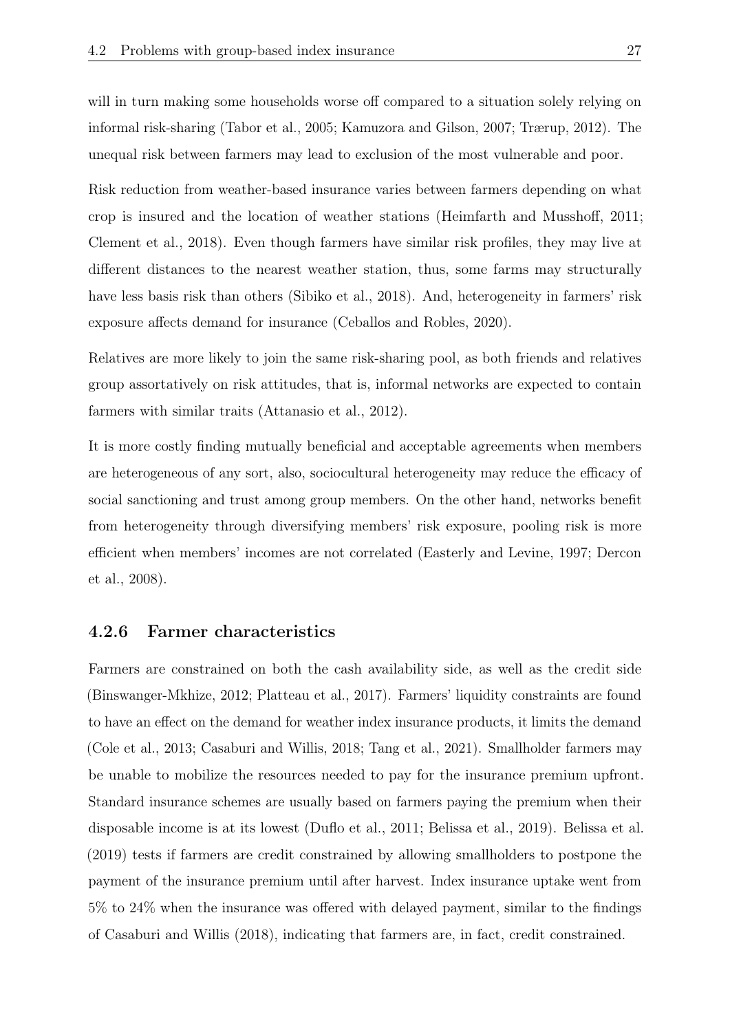will in turn making some households worse off compared to a situation solely relying on informal risk-sharing (Tabor et al., 2005; Kamuzora and Gilson, 2007; Trærup, 2012). The unequal risk between farmers may lead to exclusion of the most vulnerable and poor.

Risk reduction from weather-based insurance varies between farmers depending on what crop is insured and the location of weather stations (Heimfarth and Musshoff, 2011; Clement et al., 2018). Even though farmers have similar risk profiles, they may live at different distances to the nearest weather station, thus, some farms may structurally have less basis risk than others (Sibiko et al., 2018). And, heterogeneity in farmers' risk exposure affects demand for insurance (Ceballos and Robles, 2020).

Relatives are more likely to join the same risk-sharing pool, as both friends and relatives group assortatively on risk attitudes, that is, informal networks are expected to contain farmers with similar traits (Attanasio et al., 2012).

It is more costly finding mutually beneficial and acceptable agreements when members are heterogeneous of any sort, also, sociocultural heterogeneity may reduce the efficacy of social sanctioning and trust among group members. On the other hand, networks benefit from heterogeneity through diversifying members' risk exposure, pooling risk is more efficient when members' incomes are not correlated (Easterly and Levine, 1997; Dercon et al., 2008).

### 4.2.6 Farmer characteristics

Farmers are constrained on both the cash availability side, as well as the credit side (Binswanger-Mkhize, 2012; Platteau et al., 2017). Farmers' liquidity constraints are found to have an effect on the demand for weather index insurance products, it limits the demand (Cole et al., 2013; Casaburi and Willis, 2018; Tang et al., 2021). Smallholder farmers may be unable to mobilize the resources needed to pay for the insurance premium upfront. Standard insurance schemes are usually based on farmers paying the premium when their disposable income is at its lowest (Duflo et al., 2011; Belissa et al., 2019). Belissa et al. (2019) tests if farmers are credit constrained by allowing smallholders to postpone the payment of the insurance premium until after harvest. Index insurance uptake went from 5% to 24% when the insurance was offered with delayed payment, similar to the findings of Casaburi and Willis (2018), indicating that farmers are, in fact, credit constrained.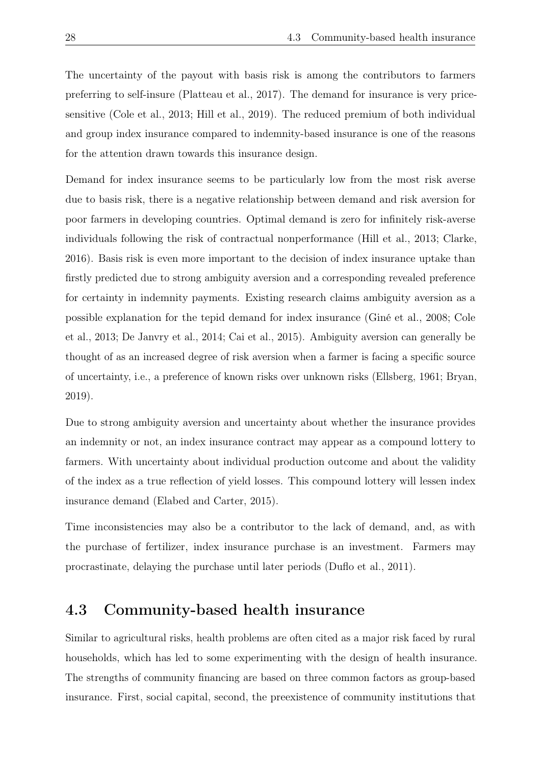The uncertainty of the payout with basis risk is among the contributors to farmers preferring to self-insure (Platteau et al., 2017). The demand for insurance is very price-sensitive (Cole et al., 2013; Hill et al., 2019). The reduced premium of both individual and group index insurance compared to indemnity-based insurance is one of the reasons for the attention drawn towards this insurance design.

Demand for index insurance seems to be particularly low from the most risk averse due to basis risk, there is a negative relationship between demand and risk aversion for poor farmers in developing countries. Optimal demand is zero for infinitely risk-averse individuals following the risk of contractual nonperformance (Hill et al., 2013; Clarke, 2016). Basis risk is even more important to the decision of index insurance uptake than firstly predicted due to strong ambiguity aversion and a corresponding revealed preference for certainty in indemnity payments. Existing research claims ambiguity aversion as a possible explanation for the tepid demand for index insurance (Giné et al., 2008; Cole et al., 2013; De Janvry et al., 2014; Cai et al., 2015). Ambiguity aversion can generally be thought of as an increased degree of risk aversion when a farmer is facing a specific source of uncertainty, i.e., a preference of known risks over unknown risks (Ellsberg, 1961; Bryan, 2019).

Due to strong ambiguity aversion and uncertainty about whether the insurance provides an indemnity or not, an index insurance contract may appear as a compound lottery to farmers. With uncertainty about individual production outcome and about the validity of the index as a true reflection of yield losses. This compound lottery will lessen index insurance demand (Elabed and Carter, 2015).

Time inconsistencies may also be a contributor to the lack of demand, and, as with the purchase of fertilizer, index insurance purchase is an investment. Farmers may procrastinate, delaying the purchase until later periods (Duflo et al., 2011).

## 4.3 Community-based health insurance

Similar to agricultural risks, health problems are often cited as a major risk faced by rural households, which has led to some experimenting with the design of health insurance. The strengths of community financing are based on three common factors as group-based insurance. First, social capital, second, the preexistence of community institutions that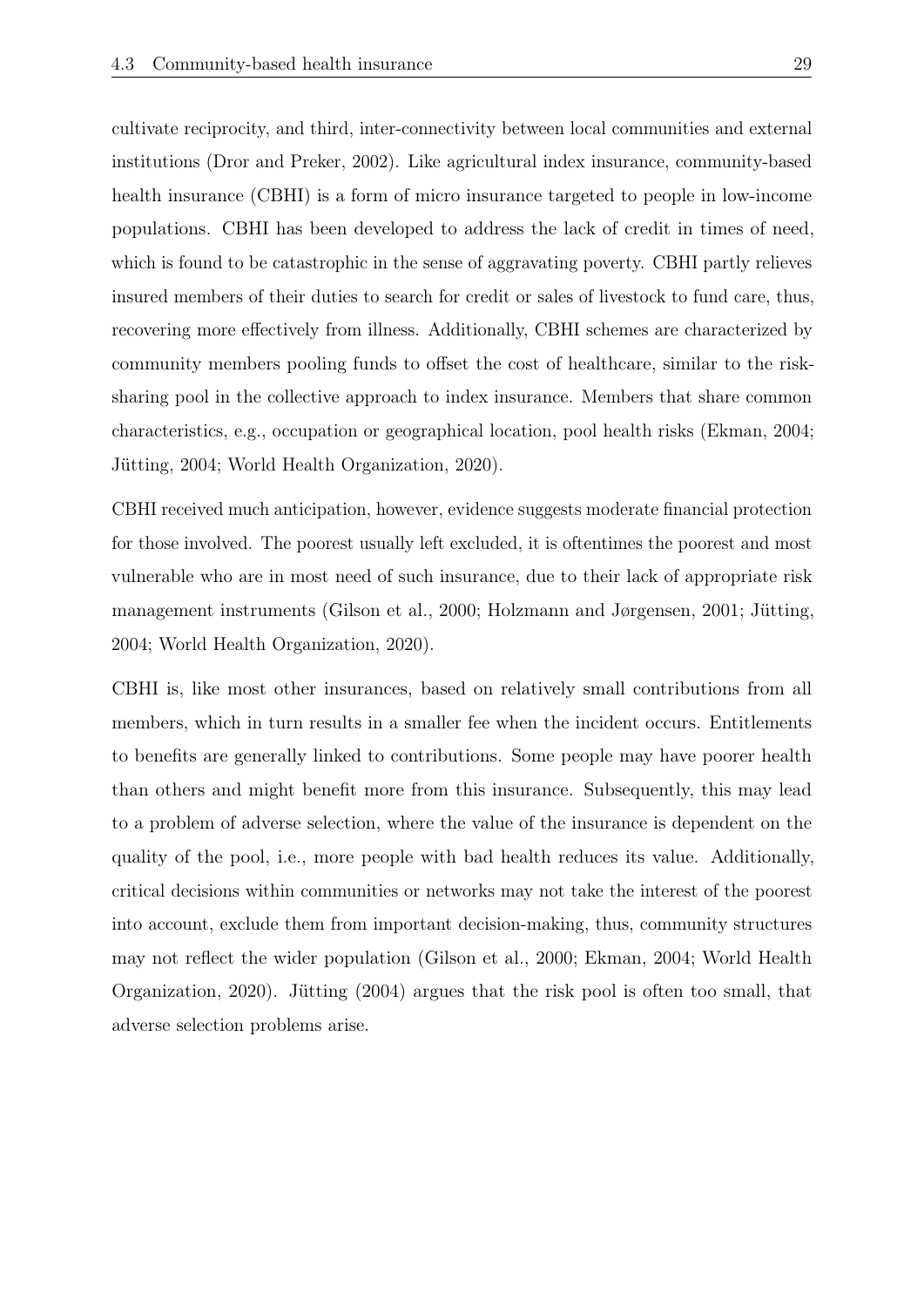cultivate reciprocity, and third, inter-connectivity between local communities and external institutions (Dror and Preker, 2002). Like agricultural index insurance, community-based health insurance (CBHI) is a form of micro insurance targeted to people in low-income populations. CBHI has been developed to address the lack of credit in times of need, which is found to be catastrophic in the sense of aggravating poverty. CBHI partly relieves insured members of their duties to search for credit or sales of livestock to fund care, thus, recovering more effectively from illness. Additionally, CBHI schemes are characterized by community members pooling funds to offset the cost of healthcare, similar to the risk-sharing pool in the collective approach to index insurance. Members that share common characteristics, e.g., occupation or geographical location, pool health risks (Ekman, 2004; Jütting, 2004; World Health Organization, 2020).

CBHI received much anticipation, however, evidence suggests moderate financial protection for those involved. The poorest usually left excluded, it is oftentimes the poorest and most vulnerable who are in most need of such insurance, due to their lack of appropriate risk management instruments (Gilson et al., 2000; Holzmann and Jørgensen, 2001; Jütting, 2004; World Health Organization, 2020).

CBHI is, like most other insurances, based on relatively small contributions from all members, which in turn results in a smaller fee when the incident occurs. Entitlements to benefits are generally linked to contributions. Some people may have poorer health than others and might benefit more from this insurance. Subsequently, this may lead to a problem of adverse selection, where the value of the insurance is dependent on the quality of the pool, i.e., more people with bad health reduces its value. Additionally, critical decisions within communities or networks may not take the interest of the poorest into account, exclude them from important decision-making, thus, community structures may not reflect the wider population (Gilson et al., 2000; Ekman, 2004; World Health Organization, 2020). Jütting (2004) argues that the risk pool is often too small, that adverse selection problems arise.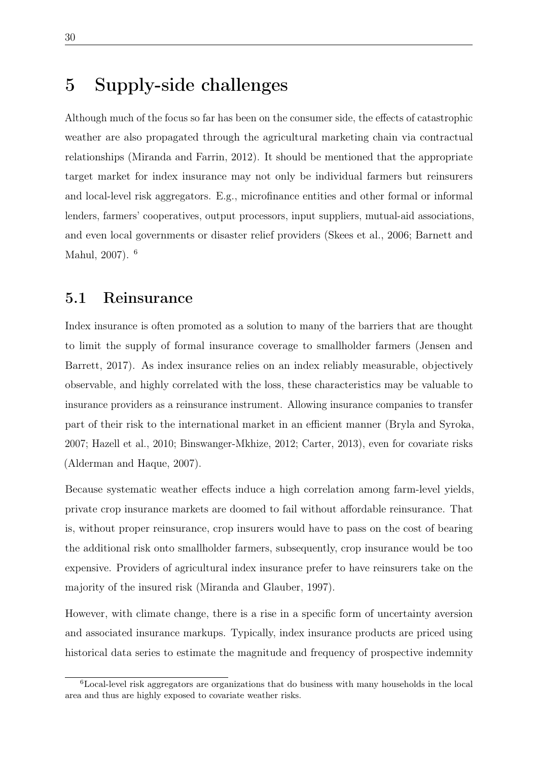# 5 Supply-side challenges

Although much of the focus so far has been on the consumer side, the effects of catastrophic weather are also propagated through the agricultural marketing chain via contractual relationships (Miranda and Farrin, 2012). It should be mentioned that the appropriate target market for index insurance may not only be individual farmers but reinsurers and local-level risk aggregators. E.g., microfinance entities and other formal or informal lenders, farmers' cooperatives, output processors, input suppliers, mutual-aid associations, and even local governments or disaster relief providers (Skees et al., 2006; Barnett and Mahul, 2007). [6]

## 5.1 Reinsurance

Index insurance is often promoted as a solution to many of the barriers that are thought to limit the supply of formal insurance coverage to smallholder farmers (Jensen and Barrett, 2017). As index insurance relies on an index reliably measurable, objectively observable, and highly correlated with the loss, these characteristics may be valuable to insurance providers as a reinsurance instrument. Allowing insurance companies to transfer part of their risk to the international market in an efficient manner (Bryla and Syroka, 2007; Hazell et al., 2010; Binswanger-Mkhize, 2012; Carter, 2013), even for covariate risks (Alderman and Haque, 2007).

Because systematic weather effects induce a high correlation among farm-level yields, private crop insurance markets are doomed to fail without affordable reinsurance. That is, without proper reinsurance, crop insurers would have to pass on the cost of bearing the additional risk onto smallholder farmers, subsequently, crop insurance would be too expensive. Providers of agricultural index insurance prefer to have reinsurers take on the majority of the insured risk (Miranda and Glauber, 1997).

However, with climate change, there is a rise in a specific form of uncertainty aversion and associated insurance markups. Typically, index insurance products are priced using historical data series to estimate the magnitude and frequency of prospective indemnity

[6] Local-level risk aggregators are organizations that do business with many households in the local area and thus are highly exposed to covariate weather risks.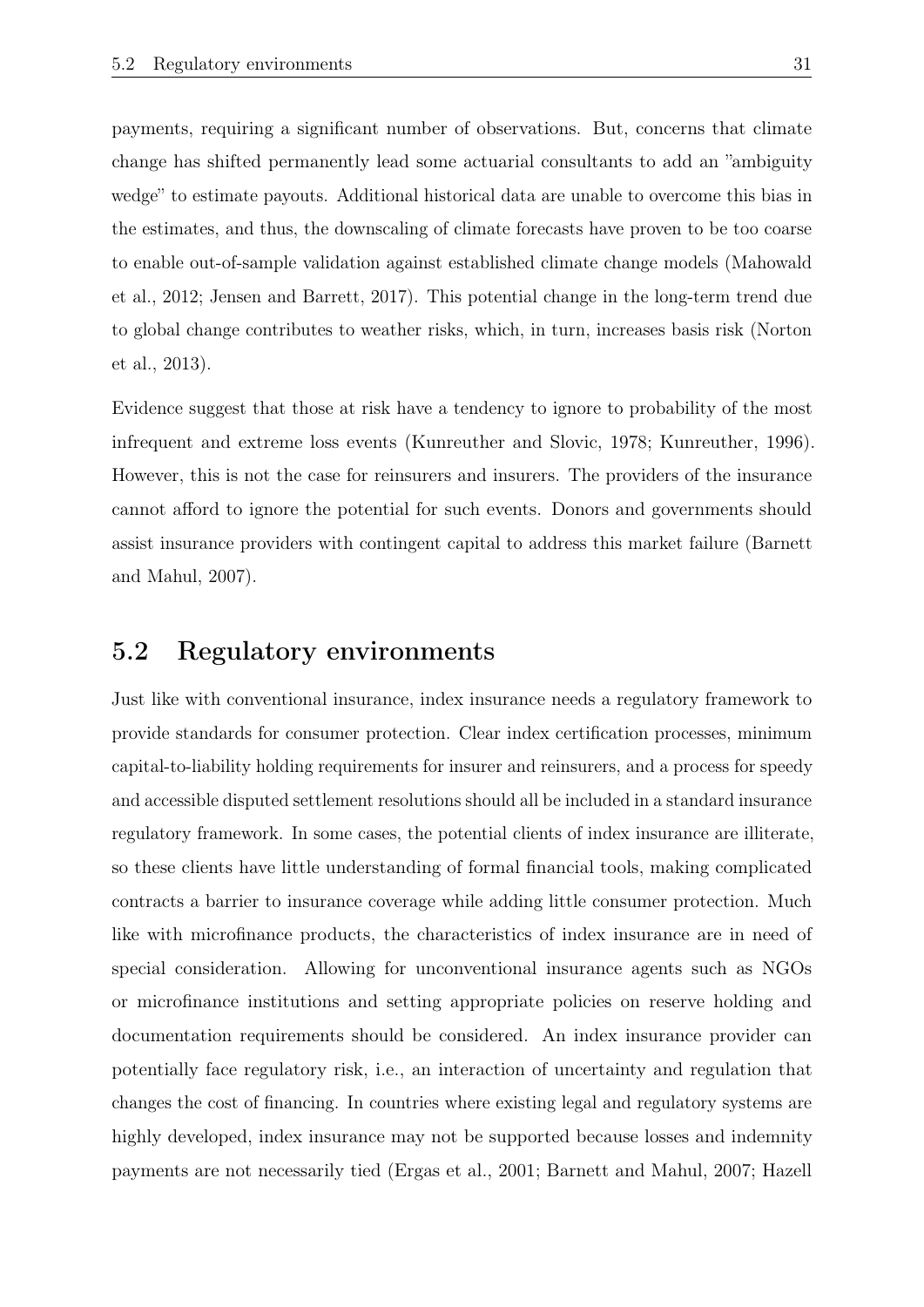payments, requiring a significant number of observations. But, concerns that climate change has shifted permanently lead some actuarial consultants to add an "ambiguity wedge" to estimate payouts. Additional historical data are unable to overcome this bias in the estimates, and thus, the downscaling of climate forecasts have proven to be too coarse to enable out-of-sample validation against established climate change models (Mahowald et al., 2012; Jensen and Barrett, 2017). This potential change in the long-term trend due to global change contributes to weather risks, which, in turn, increases basis risk (Norton et al., 2013).

Evidence suggest that those at risk have a tendency to ignore to probability of the most infrequent and extreme loss events (Kunreuther and Slovic, 1978; Kunreuther, 1996). However, this is not the case for reinsurers and insurers. The providers of the insurance cannot afford to ignore the potential for such events. Donors and governments should assist insurance providers with contingent capital to address this market failure (Barnett and Mahul, 2007).

## 5.2 Regulatory environments

Just like with conventional insurance, index insurance needs a regulatory framework to provide standards for consumer protection. Clear index certification processes, minimum capital-to-liability holding requirements for insurer and reinsurers, and a process for speedy and accessible disputed settlement resolutions should all be included in a standard insurance regulatory framework. In some cases, the potential clients of index insurance are illiterate, so these clients have little understanding of formal financial tools, making complicated contracts a barrier to insurance coverage while adding little consumer protection. Much like with microfinance products, the characteristics of index insurance are in need of special consideration. Allowing for unconventional insurance agents such as NGOs or microfinance institutions and setting appropriate policies on reserve holding and documentation requirements should be considered. An index insurance provider can potentially face regulatory risk, i.e., an interaction of uncertainty and regulation that changes the cost of financing. In countries where existing legal and regulatory systems are highly developed, index insurance may not be supported because losses and indemnity payments are not necessarily tied (Ergas et al., 2001; Barnett and Mahul, 2007; Hazell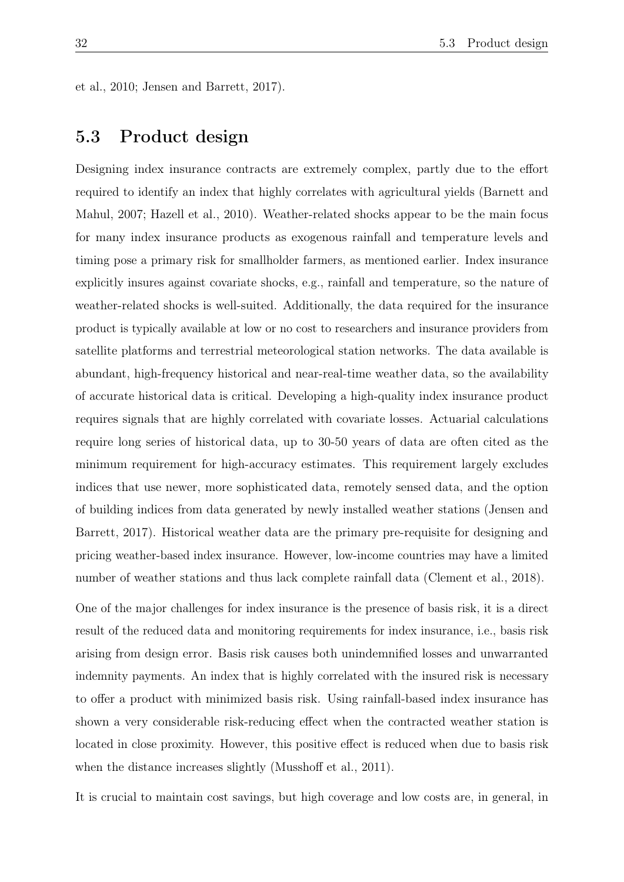et al., 2010; Jensen and Barrett, 2017).

## 5.3 Product design

Designing index insurance contracts are extremely complex, partly due to the effort required to identify an index that highly correlates with agricultural yields (Barnett and Mahul, 2007; Hazell et al., 2010). Weather-related shocks appear to be the main focus for many index insurance products as exogenous rainfall and temperature levels and timing pose a primary risk for smallholder farmers, as mentioned earlier. Index insurance explicitly insures against covariate shocks, e.g., rainfall and temperature, so the nature of weather-related shocks is well-suited. Additionally, the data required for the insurance product is typically available at low or no cost to researchers and insurance providers from satellite platforms and terrestrial meteorological station networks. The data available is abundant, high-frequency historical and near-real-time weather data, so the availability of accurate historical data is critical. Developing a high-quality index insurance product requires signals that are highly correlated with covariate losses. Actuarial calculations require long series of historical data, up to 30-50 years of data are often cited as the minimum requirement for high-accuracy estimates. This requirement largely excludes indices that use newer, more sophisticated data, remotely sensed data, and the option of building indices from data generated by newly installed weather stations (Jensen and Barrett, 2017). Historical weather data are the primary pre-requisite for designing and pricing weather-based index insurance. However, low-income countries may have a limited number of weather stations and thus lack complete rainfall data (Clement et al., 2018).

One of the major challenges for index insurance is the presence of basis risk, it is a direct result of the reduced data and monitoring requirements for index insurance, i.e., basis risk arising from design error. Basis risk causes both unindemnified losses and unwarranted indemnity payments. An index that is highly correlated with the insured risk is necessary to offer a product with minimized basis risk. Using rainfall-based index insurance has shown a very considerable risk-reducing effect when the contracted weather station is located in close proximity. However, this positive effect is reduced when due to basis risk when the distance increases slightly (Musshoff et al., 2011).

It is crucial to maintain cost savings, but high coverage and low costs are, in general, in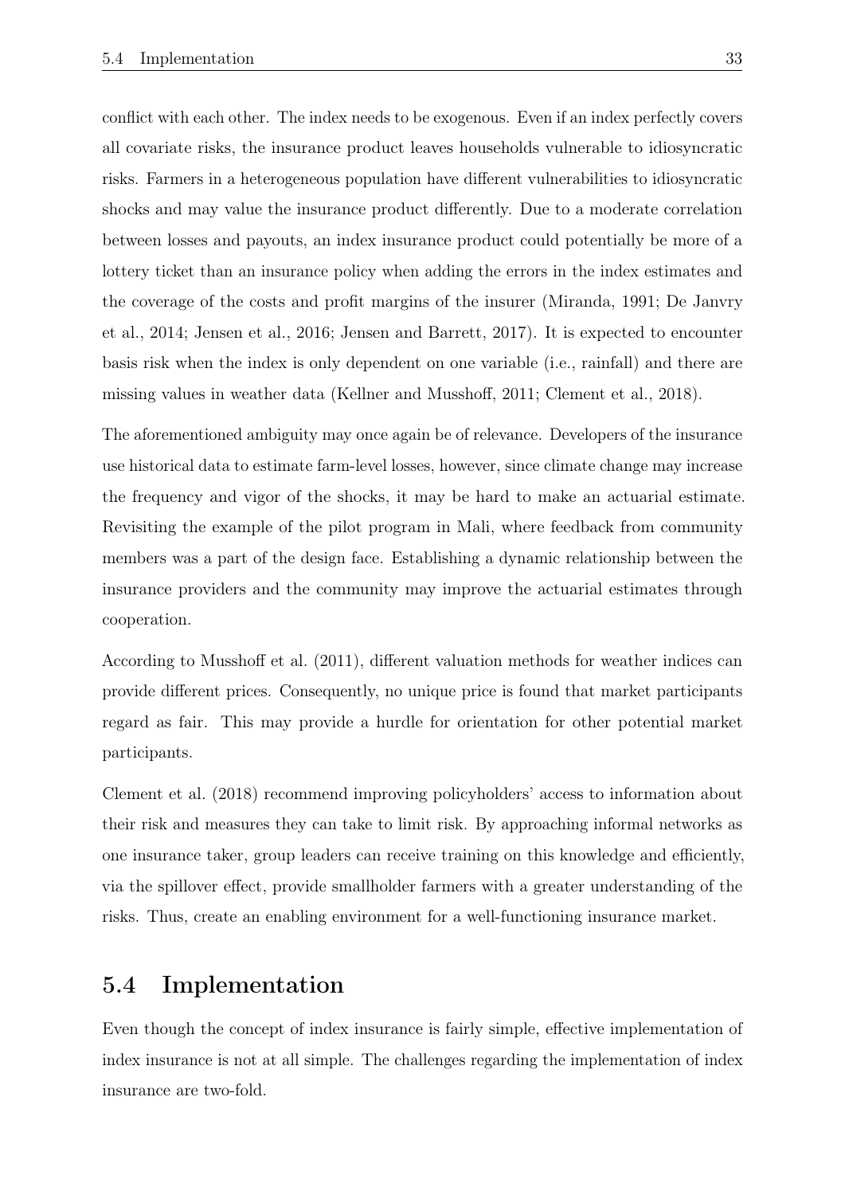conflict with each other. The index needs to be exogenous. Even if an index perfectly covers all covariate risks, the insurance product leaves households vulnerable to idiosyncratic risks. Farmers in a heterogeneous population have different vulnerabilities to idiosyncratic shocks and may value the insurance product differently. Due to a moderate correlation between losses and payouts, an index insurance product could potentially be more of a lottery ticket than an insurance policy when adding the errors in the index estimates and the coverage of the costs and profit margins of the insurer (Miranda, 1991; De Janvry et al., 2014; Jensen et al., 2016; Jensen and Barrett, 2017). It is expected to encounter basis risk when the index is only dependent on one variable (i.e., rainfall) and there are missing values in weather data (Kellner and Musshoff, 2011; Clement et al., 2018).

The aforementioned ambiguity may once again be of relevance. Developers of the insurance use historical data to estimate farm-level losses, however, since climate change may increase the frequency and vigor of the shocks, it may be hard to make an actuarial estimate. Revisiting the example of the pilot program in Mali, where feedback from community members was a part of the design face. Establishing a dynamic relationship between the insurance providers and the community may improve the actuarial estimates through cooperation.

According to Musshoff et al. (2011), different valuation methods for weather indices can provide different prices. Consequently, no unique price is found that market participants regard as fair. This may provide a hurdle for orientation for other potential market participants.

Clement et al. (2018) recommend improving policyholders' access to information about their risk and measures they can take to limit risk. By approaching informal networks as one insurance taker, group leaders can receive training on this knowledge and efficiently, via the spillover effect, provide smallholder farmers with a greater understanding of the risks. Thus, create an enabling environment for a well-functioning insurance market.

## 5.4 Implementation

Even though the concept of index insurance is fairly simple, effective implementation of index insurance is not at all simple. The challenges regarding the implementation of index insurance are two-fold.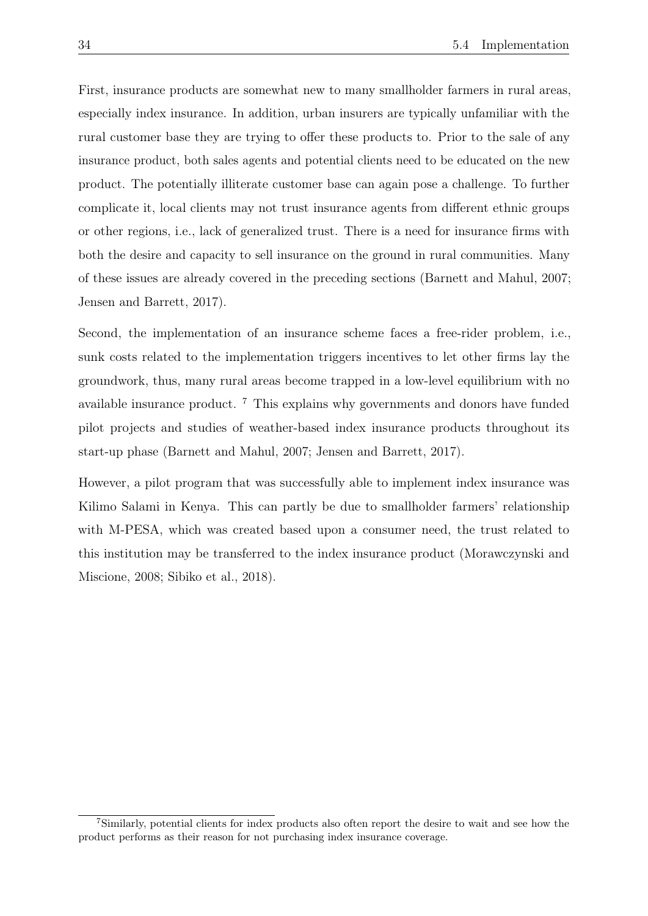First, insurance products are somewhat new to many smallholder farmers in rural areas, especially index insurance. In addition, urban insurers are typically unfamiliar with the rural customer base they are trying to offer these products to. Prior to the sale of any insurance product, both sales agents and potential clients need to be educated on the new product. The potentially illiterate customer base can again pose a challenge. To further complicate it, local clients may not trust insurance agents from different ethnic groups or other regions, i.e., lack of generalized trust. There is a need for insurance firms with both the desire and capacity to sell insurance on the ground in rural communities. Many of these issues are already covered in the preceding sections (Barnett and Mahul, 2007; Jensen and Barrett, 2017).

Second, the implementation of an insurance scheme faces a free-rider problem, i.e., sunk costs related to the implementation triggers incentives to let other firms lay the groundwork, thus, many rural areas become trapped in a low-level equilibrium with no available insurance product. [7] This explains why governments and donors have funded pilot projects and studies of weather-based index insurance products throughout its start-up phase (Barnett and Mahul, 2007; Jensen and Barrett, 2017).

However, a pilot program that was successfully able to implement index insurance was Kilimo Salami in Kenya. This can partly be due to smallholder farmers' relationship with M-PESA, which was created based upon a consumer need, the trust related to this institution may be transferred to the index insurance product (Morawczynski and Miscione, 2008; Sibiko et al., 2018).

[7] Similarly, potential clients for index products also often report the desire to wait and see how the product performs as their reason for not purchasing index insurance coverage.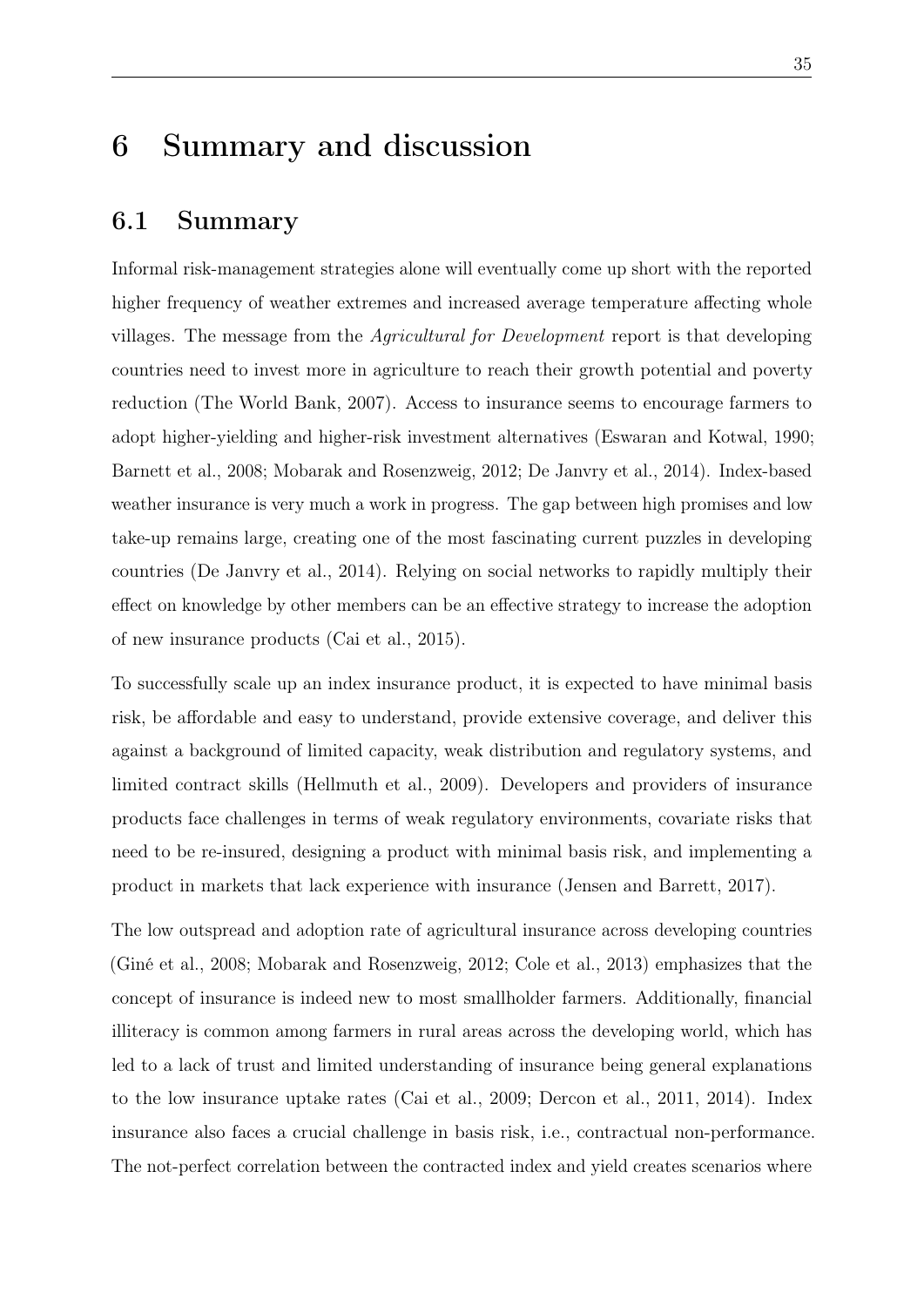# 6 Summary and discussion

## 6.1 Summary

Informal risk-management strategies alone will eventually come up short with the reported higher frequency of weather extremes and increased average temperature affecting whole villages. The message from the *Agricultural for Development* report is that developing countries need to invest more in agriculture to reach their growth potential and poverty reduction (The World Bank, 2007). Access to insurance seems to encourage farmers to adopt higher-yielding and higher-risk investment alternatives (Eswaran and Kotwal, 1990; Barnett et al., 2008; Mobarak and Rosenzweig, 2012; De Janvry et al., 2014). Index-based weather insurance is very much a work in progress. The gap between high promises and low take-up remains large, creating one of the most fascinating current puzzles in developing countries (De Janvry et al., 2014). Relying on social networks to rapidly multiply their effect on knowledge by other members can be an effective strategy to increase the adoption of new insurance products (Cai et al., 2015).

To successfully scale up an index insurance product, it is expected to have minimal basis risk, be affordable and easy to understand, provide extensive coverage, and deliver this against a background of limited capacity, weak distribution and regulatory systems, and limited contract skills (Hellmuth et al., 2009). Developers and providers of insurance products face challenges in terms of weak regulatory environments, covariate risks that need to be re-insured, designing a product with minimal basis risk, and implementing a product in markets that lack experience with insurance (Jensen and Barrett, 2017).

The low outspread and adoption rate of agricultural insurance across developing countries (Giné et al., 2008; Mobarak and Rosenzweig, 2012; Cole et al., 2013) emphasizes that the concept of insurance is indeed new to most smallholder farmers. Additionally, financial illiteracy is common among farmers in rural areas across the developing world, which has led to a lack of trust and limited understanding of insurance being general explanations to the low insurance uptake rates (Cai et al., 2009; Dercon et al., 2011, 2014). Index insurance also faces a crucial challenge in basis risk, i.e., contractual non-performance. The not-perfect correlation between the contracted index and yield creates scenarios where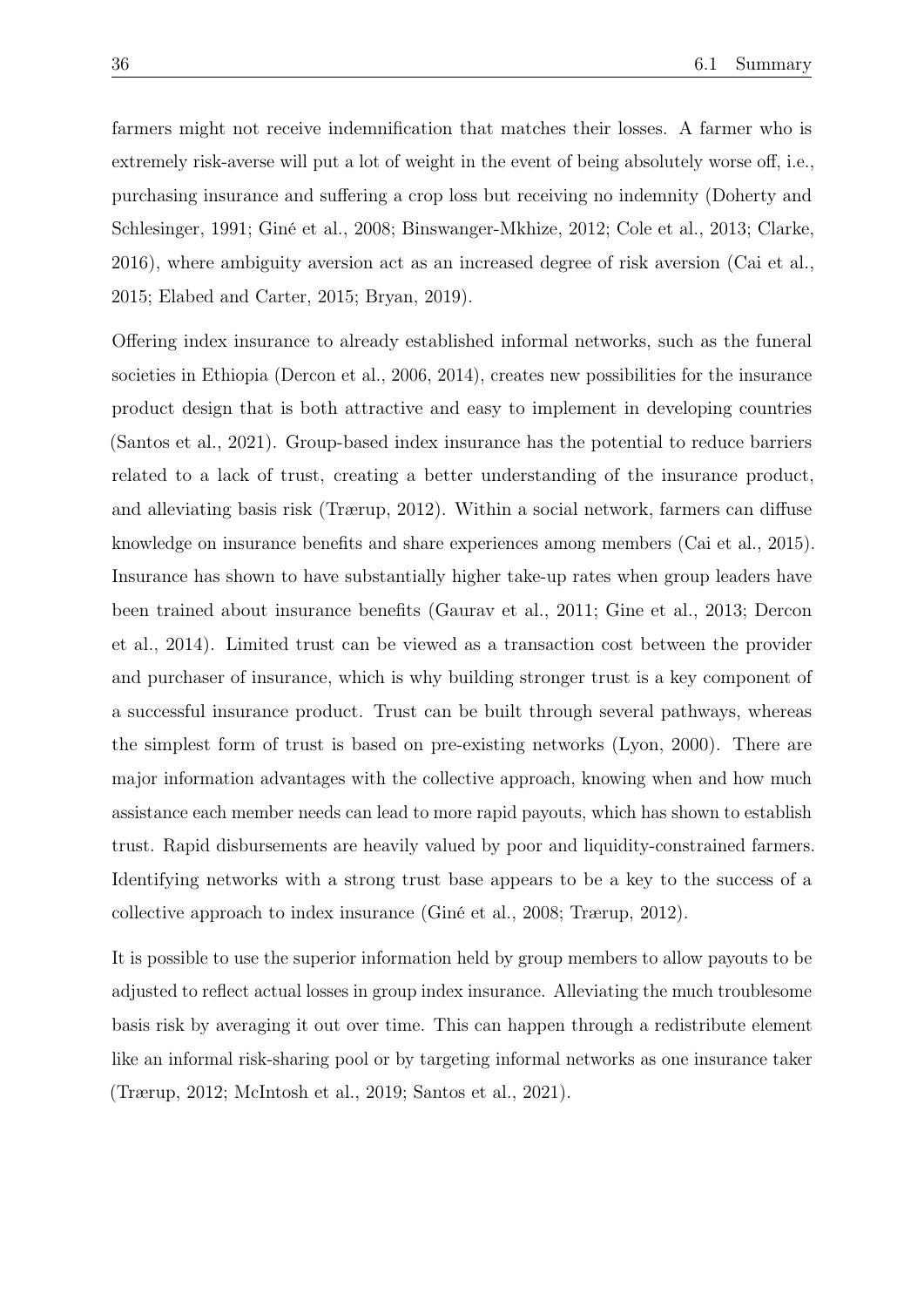farmers might not receive indemnification that matches their losses. A farmer who is extremely risk-averse will put a lot of weight in the event of being absolutely worse off, i.e., purchasing insurance and suffering a crop loss but receiving no indemnity (Doherty and Schlesinger, 1991; Giné et al., 2008; Binswanger-Mkhize, 2012; Cole et al., 2013; Clarke, 2016), where ambiguity aversion act as an increased degree of risk aversion (Cai et al., 2015; Elabed and Carter, 2015; Bryan, 2019).

Offering index insurance to already established informal networks, such as the funeral societies in Ethiopia (Dercon et al., 2006, 2014), creates new possibilities for the insurance product design that is both attractive and easy to implement in developing countries (Santos et al., 2021). Group-based index insurance has the potential to reduce barriers related to a lack of trust, creating a better understanding of the insurance product, and alleviating basis risk (Trærup, 2012). Within a social network, farmers can diffuse knowledge on insurance benefits and share experiences among members (Cai et al., 2015). Insurance has shown to have substantially higher take-up rates when group leaders have been trained about insurance benefits (Gaurav et al., 2011; Gine et al., 2013; Dercon et al., 2014). Limited trust can be viewed as a transaction cost between the provider and purchaser of insurance, which is why building stronger trust is a key component of a successful insurance product. Trust can be built through several pathways, whereas the simplest form of trust is based on pre-existing networks (Lyon, 2000). There are major information advantages with the collective approach, knowing when and how much assistance each member needs can lead to more rapid payouts, which has shown to establish trust. Rapid disbursements are heavily valued by poor and liquidity-constrained farmers. Identifying networks with a strong trust base appears to be a key to the success of a collective approach to index insurance (Giné et al., 2008; Trærup, 2012).

It is possible to use the superior information held by group members to allow payouts to be adjusted to reflect actual losses in group index insurance. Alleviating the much troublesome basis risk by averaging it out over time. This can happen through a redistribute element like an informal risk-sharing pool or by targeting informal networks as one insurance taker (Trærup, 2012; McIntosh et al., 2019; Santos et al., 2021).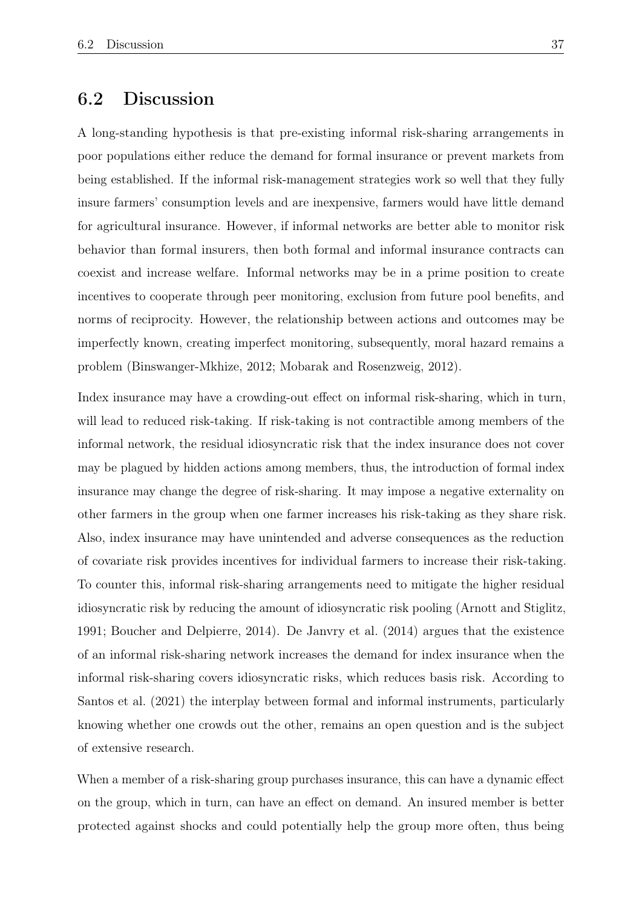## 6.2 Discussion

A long-standing hypothesis is that pre-existing informal risk-sharing arrangements in poor populations either reduce the demand for formal insurance or prevent markets from being established. If the informal risk-management strategies work so well that they fully insure farmers' consumption levels and are inexpensive, farmers would have little demand for agricultural insurance. However, if informal networks are better able to monitor risk behavior than formal insurers, then both formal and informal insurance contracts can coexist and increase welfare. Informal networks may be in a prime position to create incentives to cooperate through peer monitoring, exclusion from future pool benefits, and norms of reciprocity. However, the relationship between actions and outcomes may be imperfectly known, creating imperfect monitoring, subsequently, moral hazard remains a problem (Binswanger-Mkhize, 2012; Mobarak and Rosenzweig, 2012).

Index insurance may have a crowding-out effect on informal risk-sharing, which in turn, will lead to reduced risk-taking. If risk-taking is not contractible among members of the informal network, the residual idiosyncratic risk that the index insurance does not cover may be plagued by hidden actions among members, thus, the introduction of formal index insurance may change the degree of risk-sharing. It may impose a negative externality on other farmers in the group when one farmer increases his risk-taking as they share risk. Also, index insurance may have unintended and adverse consequences as the reduction of covariate risk provides incentives for individual farmers to increase their risk-taking. To counter this, informal risk-sharing arrangements need to mitigate the higher residual idiosyncratic risk by reducing the amount of idiosyncratic risk pooling (Arnott and Stiglitz, 1991; Boucher and Delpierre, 2014). De Janvry et al. (2014) argues that the existence of an informal risk-sharing network increases the demand for index insurance when the informal risk-sharing covers idiosyncratic risks, which reduces basis risk. According to Santos et al. (2021) the interplay between formal and informal instruments, particularly knowing whether one crowds out the other, remains an open question and is the subject of extensive research.

When a member of a risk-sharing group purchases insurance, this can have a dynamic effect on the group, which in turn, can have an effect on demand. An insured member is better protected against shocks and could potentially help the group more often, thus being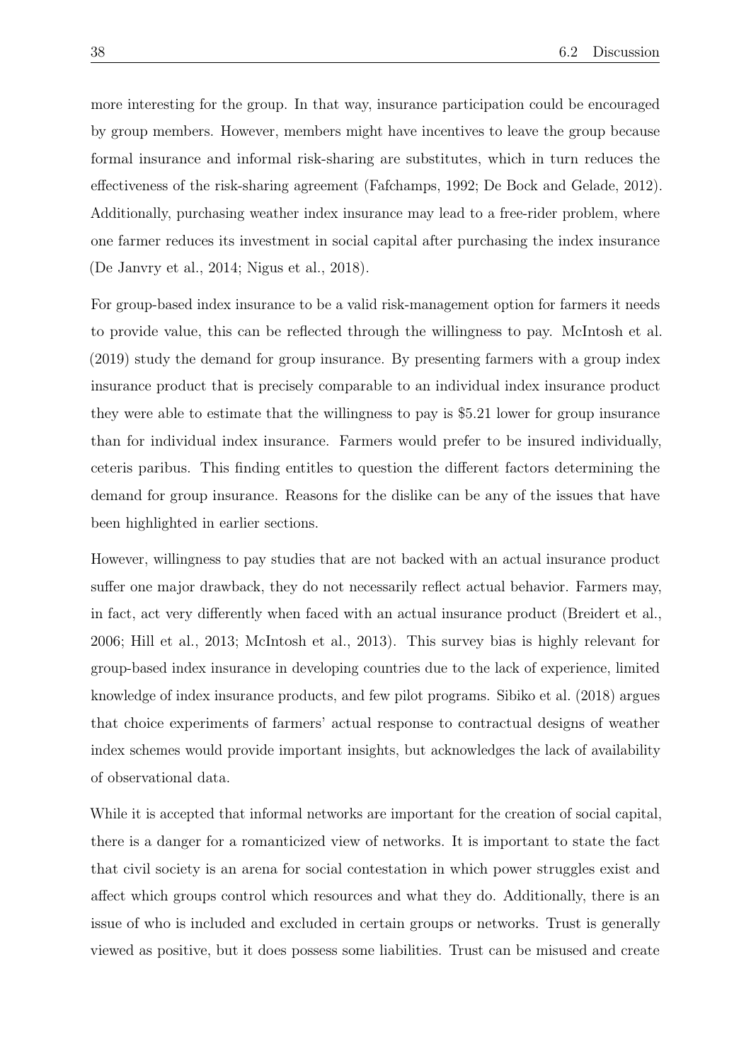more interesting for the group. In that way, insurance participation could be encouraged by group members. However, members might have incentives to leave the group because formal insurance and informal risk-sharing are substitutes, which in turn reduces the effectiveness of the risk-sharing agreement (Fafchamps, 1992; De Bock and Gelade, 2012). Additionally, purchasing weather index insurance may lead to a free-rider problem, where one farmer reduces its investment in social capital after purchasing the index insurance (De Janvry et al., 2014; Nigus et al., 2018).

For group-based index insurance to be a valid risk-management option for farmers it needs to provide value, this can be reflected through the willingness to pay. McIntosh et al. (2019) study the demand for group insurance. By presenting farmers with a group index insurance product that is precisely comparable to an individual index insurance product they were able to estimate that the willingness to pay is $5.21 lower for group insurance than for individual index insurance. Farmers would prefer to be insured individually, ceteris paribus. This finding entitles to question the different factors determining the demand for group insurance. Reasons for the dislike can be any of the issues that have been highlighted in earlier sections.

However, willingness to pay studies that are not backed with an actual insurance product suffer one major drawback, they do not necessarily reflect actual behavior. Farmers may, in fact, act very differently when faced with an actual insurance product (Breidert et al., 2006; Hill et al., 2013; McIntosh et al., 2013). This survey bias is highly relevant for group-based index insurance in developing countries due to the lack of experience, limited knowledge of index insurance products, and few pilot programs. Sibiko et al. (2018) argues that choice experiments of farmers' actual response to contractual designs of weather index schemes would provide important insights, but acknowledges the lack of availability of observational data.

While it is accepted that informal networks are important for the creation of social capital, there is a danger for a romanticized view of networks. It is important to state the fact that civil society is an arena for social contestation in which power struggles exist and affect which groups control which resources and what they do. Additionally, there is an issue of who is included and excluded in certain groups or networks. Trust is generally viewed as positive, but it does possess some liabilities. Trust can be misused and create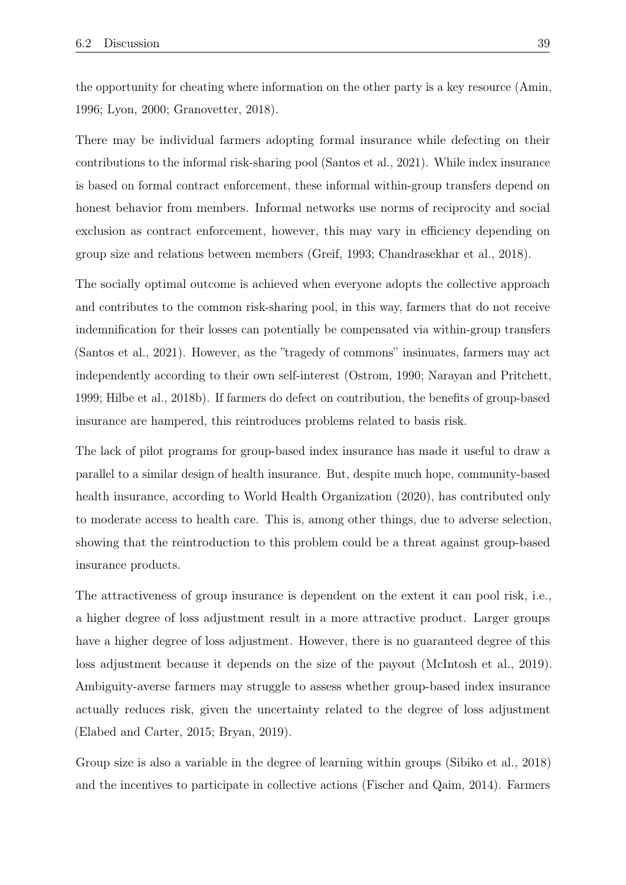the opportunity for cheating where information on the other party is a key resource (Amin, 1996; Lyon, 2000; Granovetter, 2018).

There may be individual farmers adopting formal insurance while defecting on their contributions to the informal risk-sharing pool (Santos et al., 2021). While index insurance is based on formal contract enforcement, these informal within-group transfers depend on honest behavior from members. Informal networks use norms of reciprocity and social exclusion as contract enforcement, however, this may vary in efficiency depending on group size and relations between members (Greif, 1993; Chandrasekhar et al., 2018).

The socially optimal outcome is achieved when everyone adopts the collective approach and contributes to the common risk-sharing pool, in this way, farmers that do not receive indemnification for their losses can potentially be compensated via within-group transfers (Santos et al., 2021). However, as the "tragedy of commons" insinuates, farmers may act independently according to their own self-interest (Ostrom, 1990; Narayan and Pritchett, 1999; Hilbe et al., 2018b). If farmers do defect on contribution, the benefits of group-based insurance are hampered, this reintroduces problems related to basis risk.

The lack of pilot programs for group-based index insurance has made it useful to draw a parallel to a similar design of health insurance. But, despite much hope, community-based health insurance, according to World Health Organization (2020), has contributed only to moderate access to health care. This is, among other things, due to adverse selection, showing that the reintroduction to this problem could be a threat against group-based insurance products.

The attractiveness of group insurance is dependent on the extent it can pool risk, i.e., a higher degree of loss adjustment result in a more attractive product. Larger groups have a higher degree of loss adjustment. However, there is no guaranteed degree of this loss adjustment because it depends on the size of the payout (McIntosh et al., 2019). Ambiguity-averse farmers may struggle to assess whether group-based index insurance actually reduces risk, given the uncertainty related to the degree of loss adjustment (Elabed and Carter, 2015; Bryan, 2019).

Group size is also a variable in the degree of learning within groups (Sibiko et al., 2018) and the incentives to participate in collective actions (Fischer and Qaim, 2014). Farmers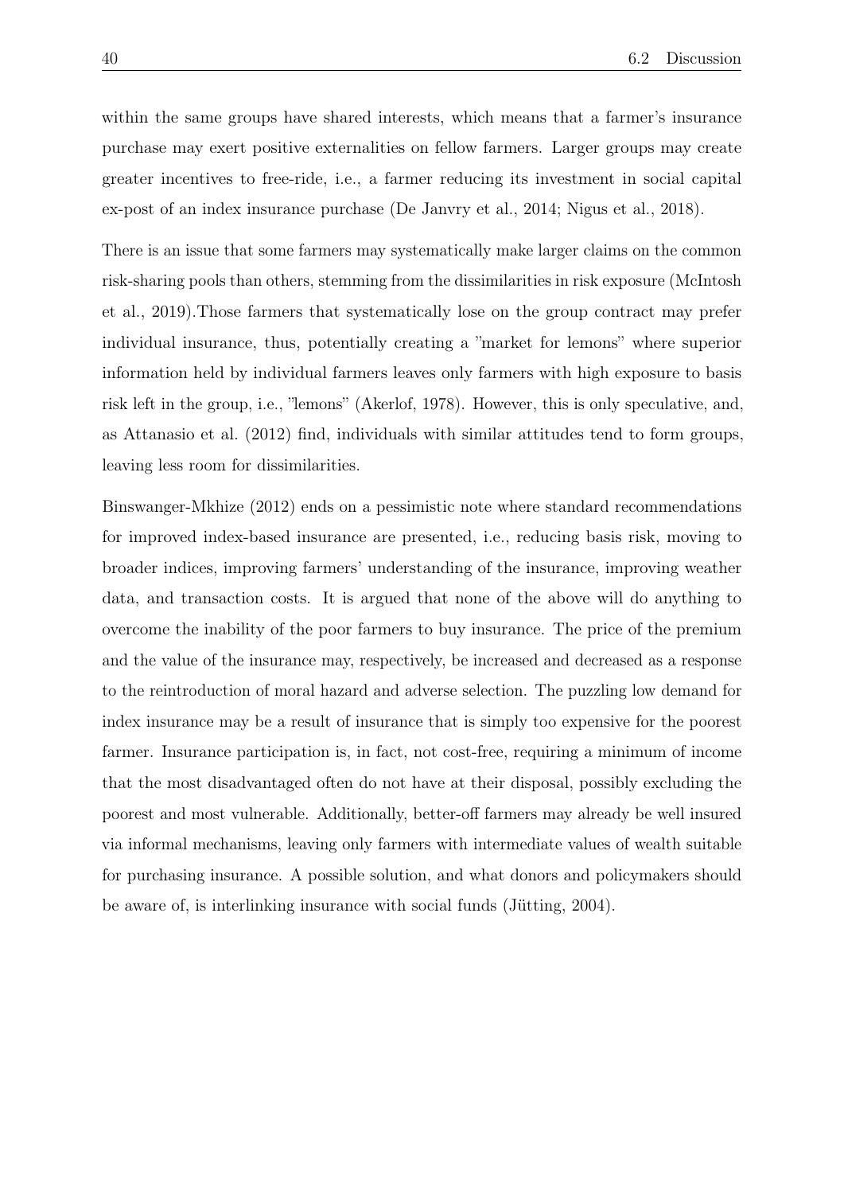within the same groups have shared interests, which means that a farmer's insurance purchase may exert positive externalities on fellow farmers. Larger groups may create greater incentives to free-ride, i.e., a farmer reducing its investment in social capital ex-post of an index insurance purchase (De Janvry et al., 2014; Nigus et al., 2018).

There is an issue that some farmers may systematically make larger claims on the common risk-sharing pools than others, stemming from the dissimilarities in risk exposure (McIntosh et al., 2019).Those farmers that systematically lose on the group contract may prefer individual insurance, thus, potentially creating a "market for lemons" where superior information held by individual farmers leaves only farmers with high exposure to basis risk left in the group, i.e., "lemons" (Akerlof, 1978). However, this is only speculative, and, as Attanasio et al. (2012) find, individuals with similar attitudes tend to form groups, leaving less room for dissimilarities.

Binswanger-Mkhize (2012) ends on a pessimistic note where standard recommendations for improved index-based insurance are presented, i.e., reducing basis risk, moving to broader indices, improving farmers' understanding of the insurance, improving weather data, and transaction costs. It is argued that none of the above will do anything to overcome the inability of the poor farmers to buy insurance. The price of the premium and the value of the insurance may, respectively, be increased and decreased as a response to the reintroduction of moral hazard and adverse selection. The puzzling low demand for index insurance may be a result of insurance that is simply too expensive for the poorest farmer. Insurance participation is, in fact, not cost-free, requiring a minimum of income that the most disadvantaged often do not have at their disposal, possibly excluding the poorest and most vulnerable. Additionally, better-off farmers may already be well insured via informal mechanisms, leaving only farmers with intermediate values of wealth suitable for purchasing insurance. A possible solution, and what donors and policymakers should be aware of, is interlinking insurance with social funds (Jütting, 2004).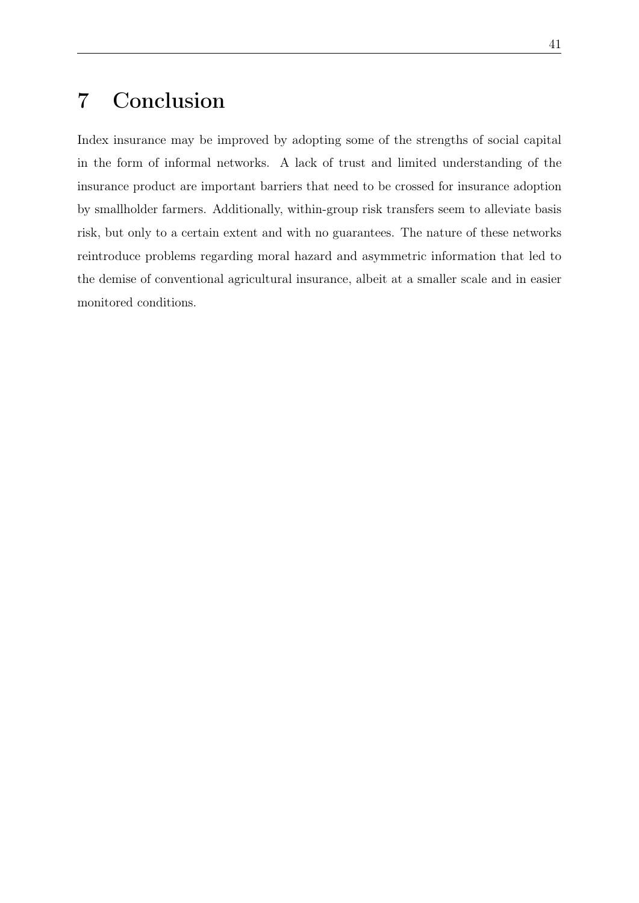# 7 Conclusion

Index insurance may be improved by adopting some of the strengths of social capital in the form of informal networks. A lack of trust and limited understanding of the insurance product are important barriers that need to be crossed for insurance adoption by smallholder farmers. Additionally, within-group risk transfers seem to alleviate basis risk, but only to a certain extent and with no guarantees. The nature of these networks reintroduce problems regarding moral hazard and asymmetric information that led to the demise of conventional agricultural insurance, albeit at a smaller scale and in easier monitored conditions.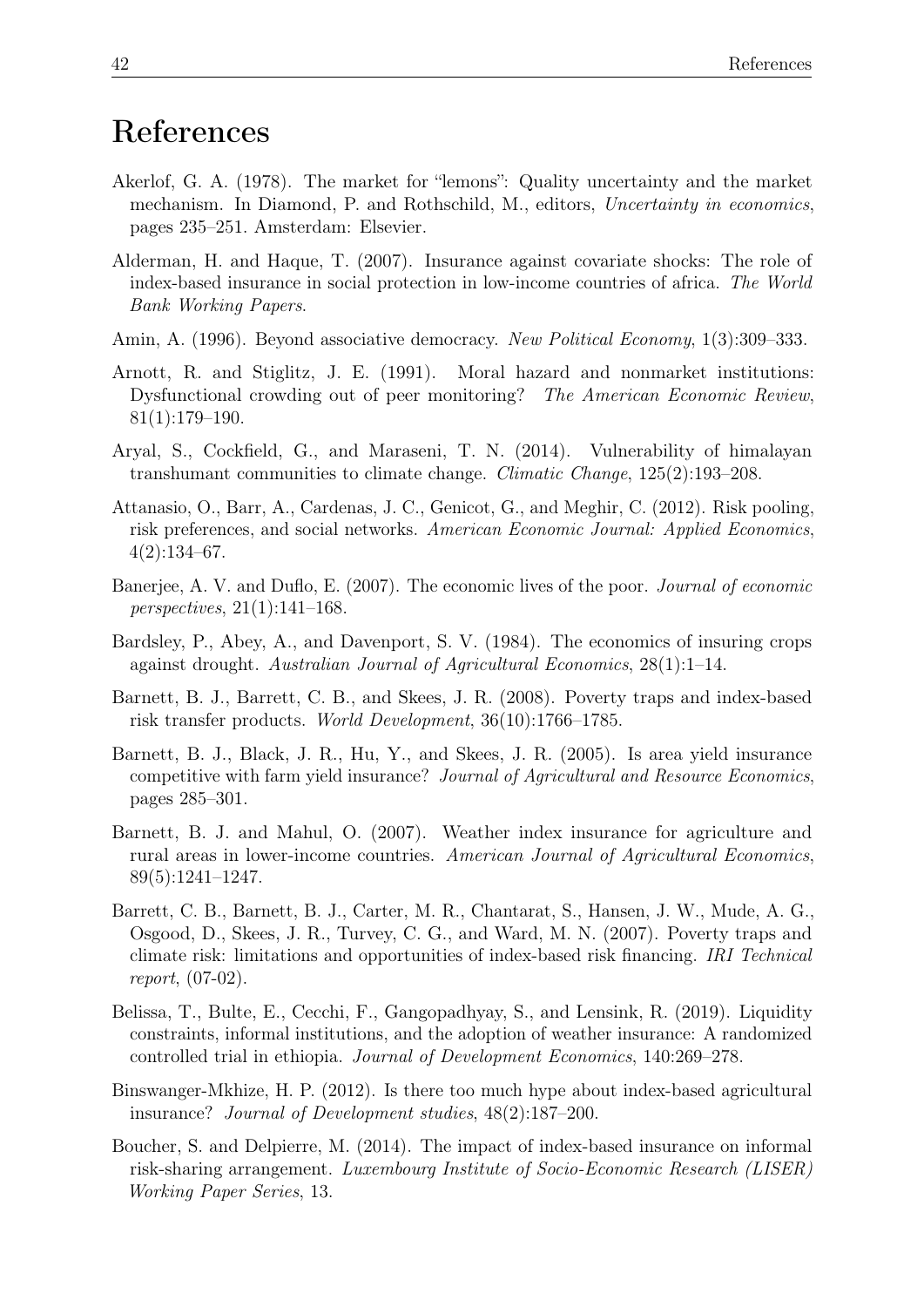# References

Akerlof, G. A. (1978). The market for "lemons": Quality uncertainty and the market mechanism. In Diamond, P. and Rothschild, M., editors, *Uncertainty in economics*, pages 235–251. Amsterdam: Elsevier.

Alderman, H. and Haque, T. (2007). Insurance against covariate shocks: The role of index-based insurance in social protection in low-income countries of africa. *The World Bank Working Papers*.

Amin, A. (1996). Beyond associative democracy. *New Political Economy*, 1(3):309–333.

Arnott, R. and Stiglitz, J. E. (1991). Moral hazard and nonmarket institutions: Dysfunctional crowding out of peer monitoring? *The American Economic Review*, 81(1):179–190.

Aryal, S., Cockfield, G., and Maraseni, T. N. (2014). Vulnerability of himalayan transhumant communities to climate change. *Climatic Change*, 125(2):193–208.

Attanasio, O., Barr, A., Cardenas, J. C., Genicot, G., and Meghir, C. (2012). Risk pooling, risk preferences, and social networks. *American Economic Journal: Applied Economics*, 4(2):134–67.

Banerjee, A. V. and Duflo, E. (2007). The economic lives of the poor. *Journal of economic perspectives*, 21(1):141–168.

Bardsley, P., Abey, A., and Davenport, S. V. (1984). The economics of insuring crops against drought. *Australian Journal of Agricultural Economics*, 28(1):1–14.

Barnett, B. J., Barrett, C. B., and Skees, J. R. (2008). Poverty traps and index-based risk transfer products. *World Development*, 36(10):1766–1785.

Barnett, B. J., Black, J. R., Hu, Y., and Skees, J. R. (2005). Is area yield insurance competitive with farm yield insurance? *Journal of Agricultural and Resource Economics*, pages 285–301.

Barnett, B. J. and Mahul, O. (2007). Weather index insurance for agriculture and rural areas in lower-income countries. *American Journal of Agricultural Economics*, 89(5):1241–1247.

Barrett, C. B., Barnett, B. J., Carter, M. R., Chantarat, S., Hansen, J. W., Mude, A. G., Osgood, D., Skees, J. R., Turvey, C. G., and Ward, M. N. (2007). Poverty traps and climate risk: limitations and opportunities of index-based risk financing. *IRI Technical report*, (07-02).

Belissa, T., Bulte, E., Cecchi, F., Gangopadhyay, S., and Lensink, R. (2019). Liquidity constraints, informal institutions, and the adoption of weather insurance: A randomized controlled trial in ethiopia. *Journal of Development Economics*, 140:269–278.

Binswanger-Mkhize, H. P. (2012). Is there too much hype about index-based agricultural insurance? *Journal of Development studies*, 48(2):187–200.

Boucher, S. and Delpierre, M. (2014). The impact of index-based insurance on informal risk-sharing arrangement. *Luxembourg Institute of Socio-Economic Research (LISER) Working Paper Series*, 13.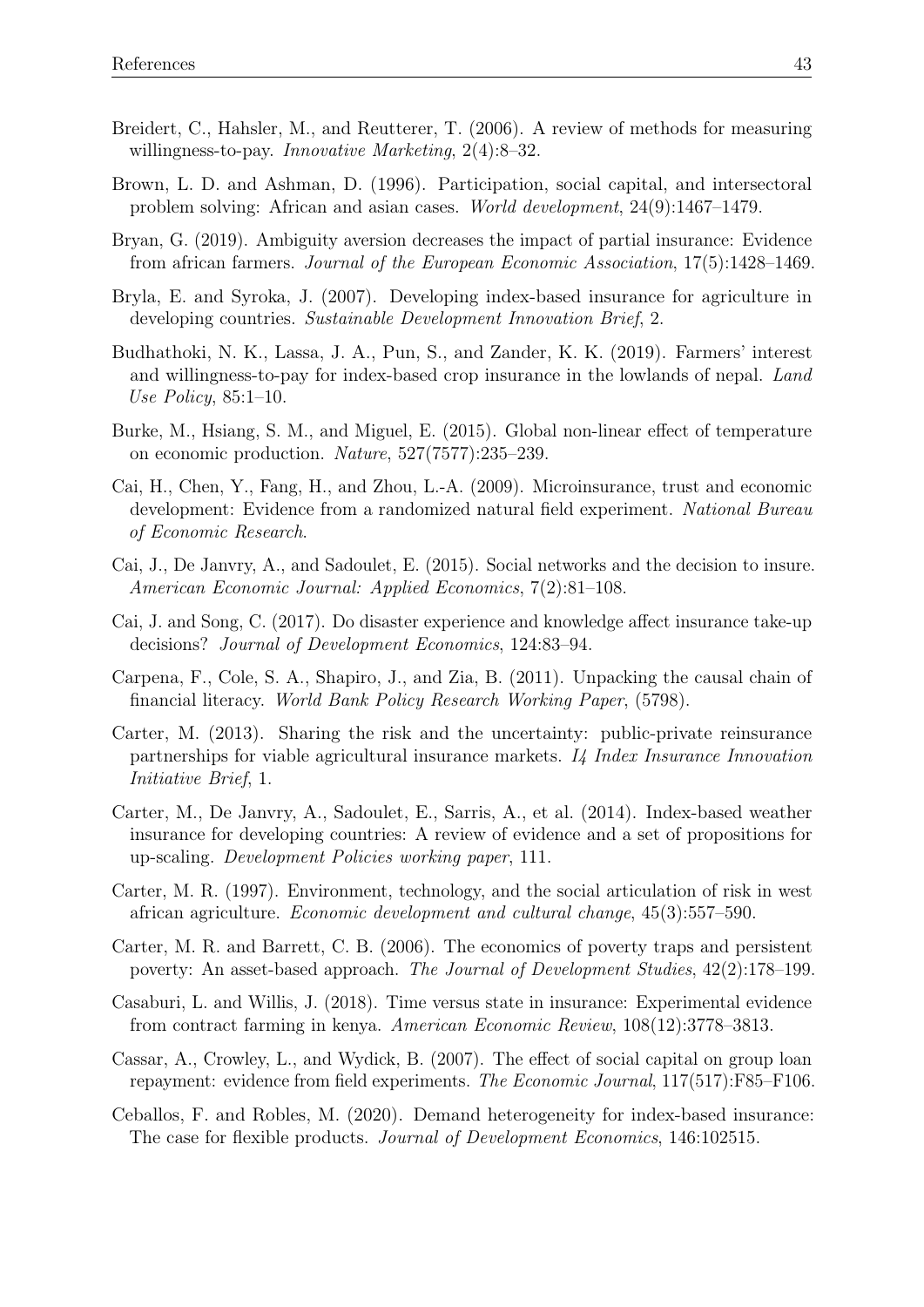Breidert, C., Hahsler, M., and Reutterer, T. (2006). A review of methods for measuring willingness-to-pay. *Innovative Marketing*, 2(4):8–32.

Brown, L. D. and Ashman, D. (1996). Participation, social capital, and intersectoral problem solving: African and asian cases. *World development*, 24(9):1467–1479.

Bryan, G. (2019). Ambiguity aversion decreases the impact of partial insurance: Evidence from african farmers. *Journal of the European Economic Association*, 17(5):1428–1469.

Bryla, E. and Syroka, J. (2007). Developing index-based insurance for agriculture in developing countries. *Sustainable Development Innovation Brief*, 2.

Budhathoki, N. K., Lassa, J. A., Pun, S., and Zander, K. K. (2019). Farmers' interest and willingness-to-pay for index-based crop insurance in the lowlands of nepal. *Land Use Policy*, 85:1–10.

Burke, M., Hsiang, S. M., and Miguel, E. (2015). Global non-linear effect of temperature on economic production. *Nature*, 527(7577):235–239.

Cai, H., Chen, Y., Fang, H., and Zhou, L.-A. (2009). Microinsurance, trust and economic development: Evidence from a randomized natural field experiment. *National Bureau of Economic Research*.

Cai, J., De Janvry, A., and Sadoulet, E. (2015). Social networks and the decision to insure. *American Economic Journal: Applied Economics*, 7(2):81–108.

Cai, J. and Song, C. (2017). Do disaster experience and knowledge affect insurance take-up decisions? *Journal of Development Economics*, 124:83–94.

Carpena, F., Cole, S. A., Shapiro, J., and Zia, B. (2011). Unpacking the causal chain of financial literacy. *World Bank Policy Research Working Paper*, (5798).

Carter, M. (2013). Sharing the risk and the uncertainty: public-private reinsurance partnerships for viable agricultural insurance markets. *I4 Index Insurance Innovation Initiative Brief*, 1.

Carter, M., De Janvry, A., Sadoulet, E., Sarris, A., et al. (2014). Index-based weather insurance for developing countries: A review of evidence and a set of propositions for up-scaling. *Development Policies working paper*, 111.

Carter, M. R. (1997). Environment, technology, and the social articulation of risk in west african agriculture. *Economic development and cultural change*, 45(3):557–590.

Carter, M. R. and Barrett, C. B. (2006). The economics of poverty traps and persistent poverty: An asset-based approach. *The Journal of Development Studies*, 42(2):178–199.

Casaburi, L. and Willis, J. (2018). Time versus state in insurance: Experimental evidence from contract farming in kenya. *American Economic Review*, 108(12):3778–3813.

Cassar, A., Crowley, L., and Wydick, B. (2007). The effect of social capital on group loan repayment: evidence from field experiments. *The Economic Journal*, 117(517):F85–F106.

Ceballos, F. and Robles, M. (2020). Demand heterogeneity for index-based insurance: The case for flexible products. *Journal of Development Economics*, 146:102515.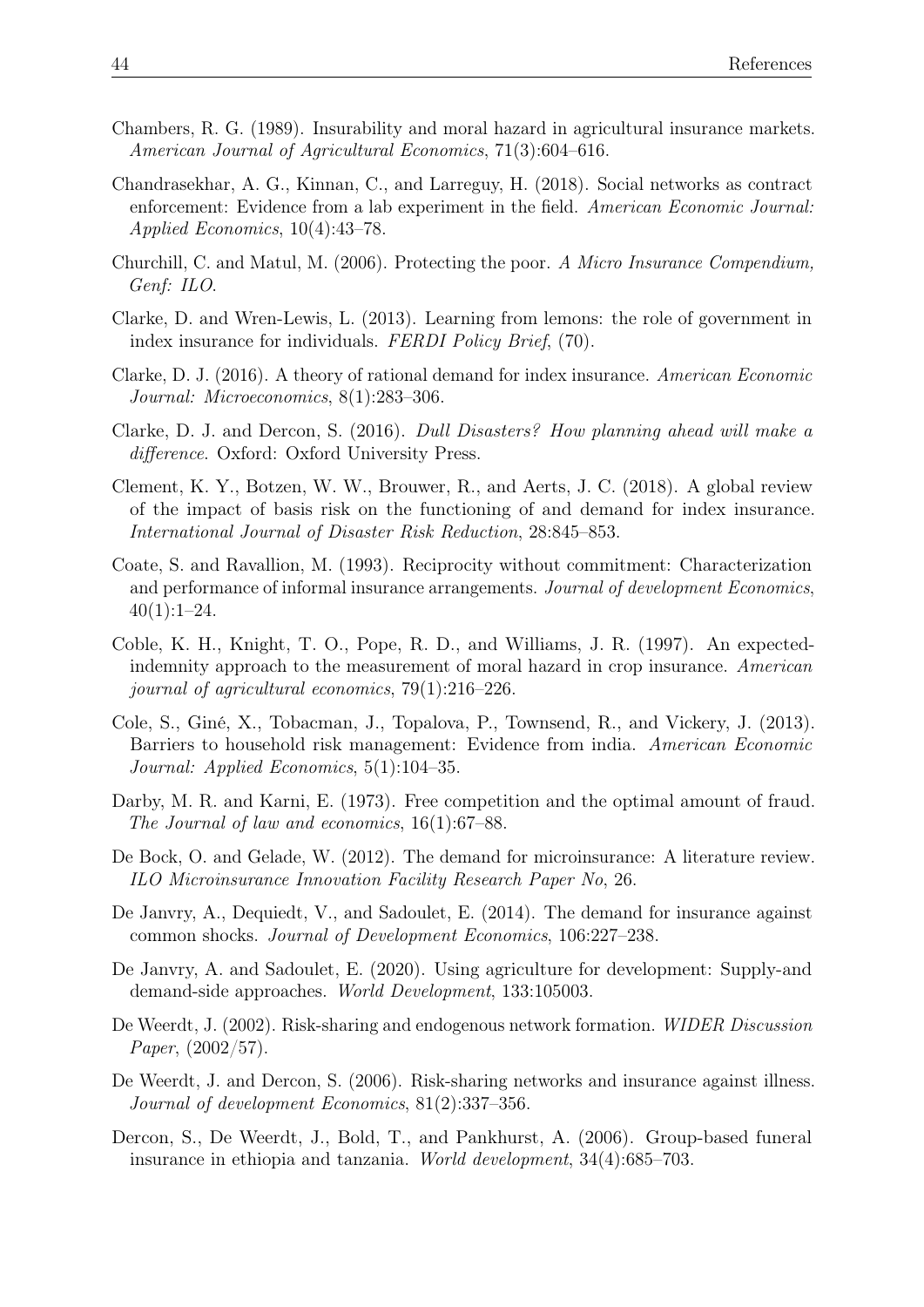Chambers, R. G. (1989). Insurability and moral hazard in agricultural insurance markets. *American Journal of Agricultural Economics*, 71(3):604–616.

Chandrasekhar, A. G., Kinnan, C., and Larreguy, H. (2018). Social networks as contract enforcement: Evidence from a lab experiment in the field. *American Economic Journal: Applied Economics*, 10(4):43–78.

Churchill, C. and Matul, M. (2006). Protecting the poor. *A Micro Insurance Compendium, Genf: ILO*.

Clarke, D. and Wren-Lewis, L. (2013). Learning from lemons: the role of government in index insurance for individuals. *FERDI Policy Brief*, (70).

Clarke, D. J. (2016). A theory of rational demand for index insurance. *American Economic Journal: Microeconomics*, 8(1):283–306.

Clarke, D. J. and Dercon, S. (2016). *Dull Disasters? How planning ahead will make a difference*. Oxford: Oxford University Press.

Clement, K. Y., Botzen, W. W., Brouwer, R., and Aerts, J. C. (2018). A global review of the impact of basis risk on the functioning of and demand for index insurance. *International Journal of Disaster Risk Reduction*, 28:845–853.

Coate, S. and Ravallion, M. (1993). Reciprocity without commitment: Characterization and performance of informal insurance arrangements. *Journal of development Economics*, 40(1):1–24.

Coble, K. H., Knight, T. O., Pope, R. D., and Williams, J. R. (1997). An expected-indemnity approach to the measurement of moral hazard in crop insurance. *American journal of agricultural economics*, 79(1):216–226.

Cole, S., Giné, X., Tobacman, J., Topalova, P., Townsend, R., and Vickery, J. (2013). Barriers to household risk management: Evidence from india. *American Economic Journal: Applied Economics*, 5(1):104–35.

Darby, M. R. and Karni, E. (1973). Free competition and the optimal amount of fraud. *The Journal of law and economics*, 16(1):67–88.

De Bock, O. and Gelade, W. (2012). The demand for microinsurance: A literature review. *ILO Microinsurance Innovation Facility Research Paper No*, 26.

De Janvry, A., Dequiedt, V., and Sadoulet, E. (2014). The demand for insurance against common shocks. *Journal of Development Economics*, 106:227–238.

De Janvry, A. and Sadoulet, E. (2020). Using agriculture for development: Supply-and demand-side approaches. *World Development*, 133:105003.

De Weerdt, J. (2002). Risk-sharing and endogenous network formation. *WIDER Discussion Paper*, (2002/57).

De Weerdt, J. and Dercon, S. (2006). Risk-sharing networks and insurance against illness. *Journal of development Economics*, 81(2):337–356.

Dercon, S., De Weerdt, J., Bold, T., and Pankhurst, A. (2006). Group-based funeral insurance in ethiopia and tanzania. *World development*, 34(4):685–703.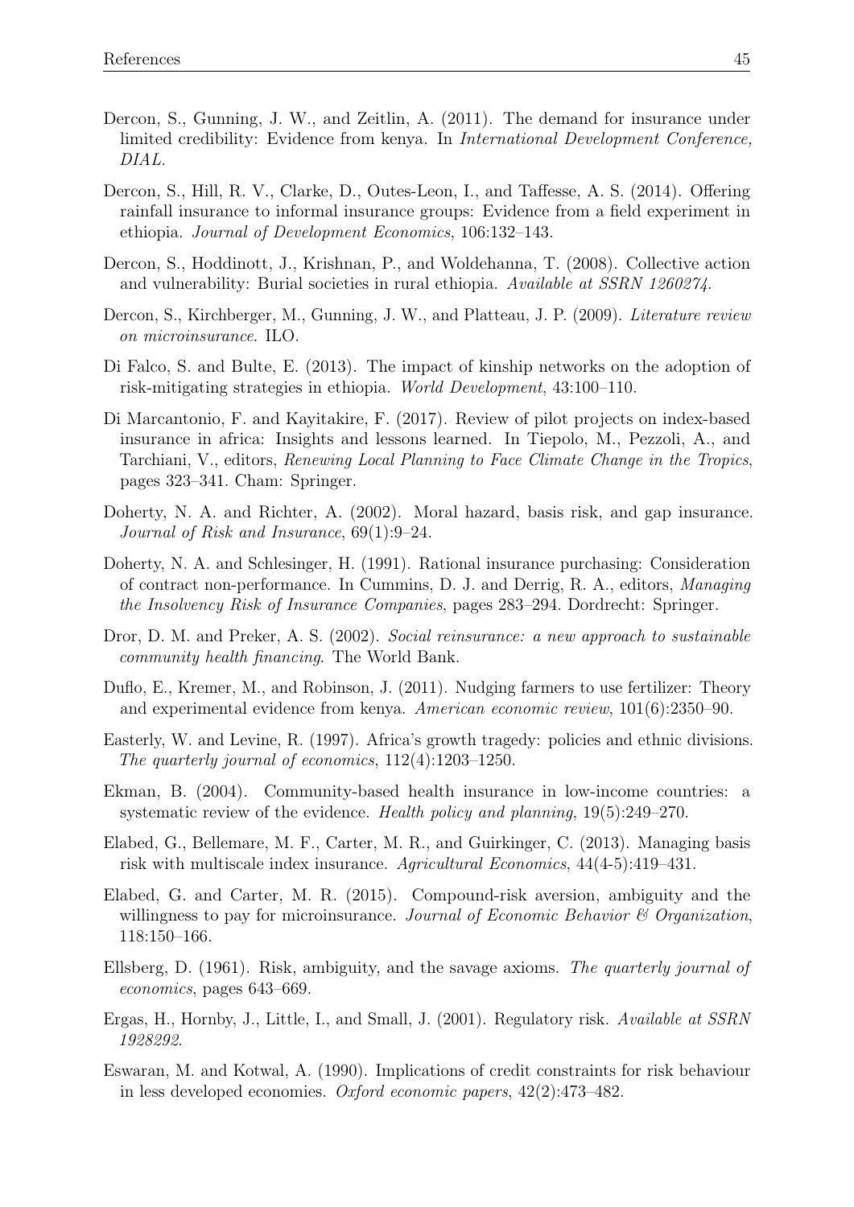Dercon, S., Gunning, J. W., and Zeitlin, A. (2011). The demand for insurance under limited credibility: Evidence from kenya. In *International Development Conference, DIAL*.

Dercon, S., Hill, R. V., Clarke, D., Outes-Leon, I., and Taffesse, A. S. (2014). Offering rainfall insurance to informal insurance groups: Evidence from a field experiment in ethiopia. *Journal of Development Economics*, 106:132–143.

Dercon, S., Hoddinott, J., Krishnan, P., and Woldehanna, T. (2008). Collective action and vulnerability: Burial societies in rural ethiopia. *Available at SSRN 1260274*.

Dercon, S., Kirchberger, M., Gunning, J. W., and Platteau, J. P. (2009). *Literature review on microinsurance*. ILO.

Di Falco, S. and Bulte, E. (2013). The impact of kinship networks on the adoption of risk-mitigating strategies in ethiopia. *World Development*, 43:100–110.

Di Marcantonio, F. and Kayitakire, F. (2017). Review of pilot projects on index-based insurance in africa: Insights and lessons learned. In Tiepolo, M., Pezzoli, A., and Tarchiani, V., editors, *Renewing Local Planning to Face Climate Change in the Tropics*, pages 323–341. Cham: Springer.

Doherty, N. A. and Richter, A. (2002). Moral hazard, basis risk, and gap insurance. *Journal of Risk and Insurance*, 69(1):9–24.

Doherty, N. A. and Schlesinger, H. (1991). Rational insurance purchasing: Consideration of contract non-performance. In Cummins, D. J. and Derrig, R. A., editors, *Managing the Insolvency Risk of Insurance Companies*, pages 283–294. Dordrecht: Springer.

Dror, D. M. and Preker, A. S. (2002). *Social reinsurance: a new approach to sustainable community health financing*. The World Bank.

Duflo, E., Kremer, M., and Robinson, J. (2011). Nudging farmers to use fertilizer: Theory and experimental evidence from kenya. *American economic review*, 101(6):2350–90.

Easterly, W. and Levine, R. (1997). Africa's growth tragedy: policies and ethnic divisions. *The quarterly journal of economics*, 112(4):1203–1250.

Ekman, B. (2004). Community-based health insurance in low-income countries: a systematic review of the evidence. *Health policy and planning*, 19(5):249–270.

Elabed, G., Bellemare, M. F., Carter, M. R., and Guirkinger, C. (2013). Managing basis risk with multiscale index insurance. *Agricultural Economics*, 44(4-5):419–431.

Elabed, G. and Carter, M. R. (2015). Compound-risk aversion, ambiguity and the willingness to pay for microinsurance. *Journal of Economic Behavior & Organization*, 118:150–166.

Ellsberg, D. (1961). Risk, ambiguity, and the savage axioms. *The quarterly journal of economics*, pages 643–669.

Ergas, H., Hornby, J., Little, I., and Small, J. (2001). Regulatory risk. *Available at SSRN 1928292*.

Eswaran, M. and Kotwal, A. (1990). Implications of credit constraints for risk behaviour in less developed economies. *Oxford economic papers*, 42(2):473–482.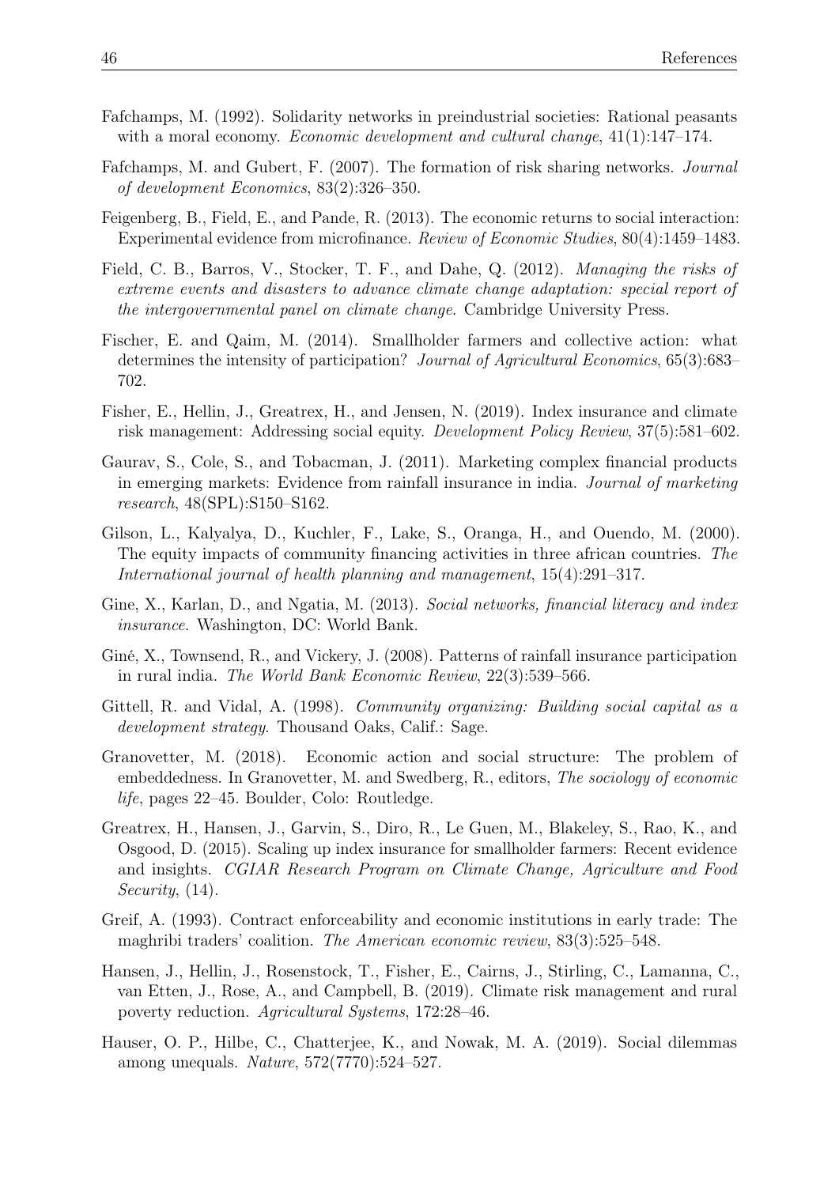Fafchamps, M. (1992). Solidarity networks in preindustrial societies: Rational peasants with a moral economy. *Economic development and cultural change*, 41(1):147–174.

Fafchamps, M. and Gubert, F. (2007). The formation of risk sharing networks. *Journal of development Economics*, 83(2):326–350.

Feigenberg, B., Field, E., and Pande, R. (2013). The economic returns to social interaction: Experimental evidence from microfinance. *Review of Economic Studies*, 80(4):1459–1483.

Field, C. B., Barros, V., Stocker, T. F., and Dahe, Q. (2012). *Managing the risks of extreme events and disasters to advance climate change adaptation: special report of the intergovernmental panel on climate change*. Cambridge University Press.

Fischer, E. and Qaim, M. (2014). Smallholder farmers and collective action: what determines the intensity of participation? *Journal of Agricultural Economics*, 65(3):683–702.

Fisher, E., Hellin, J., Greatrex, H., and Jensen, N. (2019). Index insurance and climate risk management: Addressing social equity. *Development Policy Review*, 37(5):581–602.

Gaurav, S., Cole, S., and Tobacman, J. (2011). Marketing complex financial products in emerging markets: Evidence from rainfall insurance in india. *Journal of marketing research*, 48(SPL):S150–S162.

Gilson, L., Kalyalya, D., Kuchler, F., Lake, S., Oranga, H., and Ouendo, M. (2000). The equity impacts of community financing activities in three african countries. *The International journal of health planning and management*, 15(4):291–317.

Gine, X., Karlan, D., and Ngatia, M. (2013). *Social networks, financial literacy and index insurance*. Washington, DC: World Bank.

Giné, X., Townsend, R., and Vickery, J. (2008). Patterns of rainfall insurance participation in rural india. *The World Bank Economic Review*, 22(3):539–566.

Gittell, R. and Vidal, A. (1998). *Community organizing: Building social capital as a development strategy*. Thousand Oaks, Calif.: Sage.

Granovetter, M. (2018). Economic action and social structure: The problem of embeddedness. In Granovetter, M. and Swedberg, R., editors, *The sociology of economic life*, pages 22–45. Boulder, Colo: Routledge.

Greatrex, H., Hansen, J., Garvin, S., Diro, R., Le Guen, M., Blakeley, S., Rao, K., and Osgood, D. (2015). Scaling up index insurance for smallholder farmers: Recent evidence and insights. *CGIAR Research Program on Climate Change, Agriculture and Food Security*, (14).

Greif, A. (1993). Contract enforceability and economic institutions in early trade: The maghribi traders' coalition. *The American economic review*, 83(3):525–548.

Hansen, J., Hellin, J., Rosenstock, T., Fisher, E., Cairns, J., Stirling, C., Lamanna, C., van Etten, J., Rose, A., and Campbell, B. (2019). Climate risk management and rural poverty reduction. *Agricultural Systems*, 172:28–46.

Hauser, O. P., Hilbe, C., Chatterjee, K., and Nowak, M. A. (2019). Social dilemmas among unequals. *Nature*, 572(7770):524–527.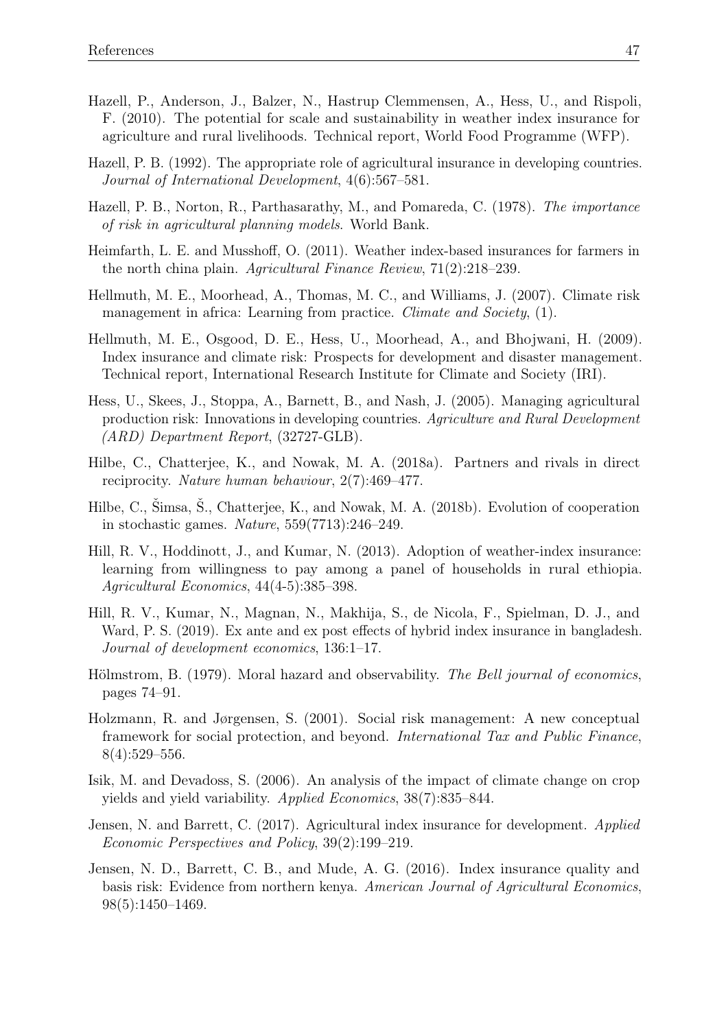Hazell, P., Anderson, J., Balzer, N., Hastrup Clemmensen, A., Hess, U., and Rispoli, F. (2010). The potential for scale and sustainability in weather index insurance for agriculture and rural livelihoods. Technical report, World Food Programme (WFP).

Hazell, P. B. (1992). The appropriate role of agricultural insurance in developing countries. *Journal of International Development*, 4(6):567–581.

Hazell, P. B., Norton, R., Parthasarathy, M., and Pomareda, C. (1978). *The importance of risk in agricultural planning models*. World Bank.

Heimfarth, L. E. and Musshoff, O. (2011). Weather index-based insurances for farmers in the north china plain. *Agricultural Finance Review*, 71(2):218–239.

Hellmuth, M. E., Moorhead, A., Thomas, M. C., and Williams, J. (2007). Climate risk management in africa: Learning from practice. *Climate and Society*, (1).

Hellmuth, M. E., Osgood, D. E., Hess, U., Moorhead, A., and Bhojwani, H. (2009). Index insurance and climate risk: Prospects for development and disaster management. Technical report, International Research Institute for Climate and Society (IRI).

Hess, U., Skees, J., Stoppa, A., Barnett, B., and Nash, J. (2005). Managing agricultural production risk: Innovations in developing countries. *Agriculture and Rural Development (ARD) Department Report*, (32727-GLB).

Hilbe, C., Chatterjee, K., and Nowak, M. A. (2018a). Partners and rivals in direct reciprocity. *Nature human behaviour*, 2(7):469–477.

Hilbe, C., Šimsa, Š., Chatterjee, K., and Nowak, M. A. (2018b). Evolution of cooperation in stochastic games. *Nature*, 559(7713):246–249.

Hill, R. V., Hoddinott, J., and Kumar, N. (2013). Adoption of weather-index insurance: learning from willingness to pay among a panel of households in rural ethiopia. *Agricultural Economics*, 44(4-5):385–398.

Hill, R. V., Kumar, N., Magnan, N., Makhija, S., de Nicola, F., Spielman, D. J., and Ward, P. S. (2019). Ex ante and ex post effects of hybrid index insurance in bangladesh. *Journal of development economics*, 136:1–17.

Hölmstrom, B. (1979). Moral hazard and observability. *The Bell journal of economics*, pages 74–91.

Holzmann, R. and Jørgensen, S. (2001). Social risk management: A new conceptual framework for social protection, and beyond. *International Tax and Public Finance*, 8(4):529–556.

Isik, M. and Devadoss, S. (2006). An analysis of the impact of climate change on crop yields and yield variability. *Applied Economics*, 38(7):835–844.

Jensen, N. and Barrett, C. (2017). Agricultural index insurance for development. *Applied Economic Perspectives and Policy*, 39(2):199–219.

Jensen, N. D., Barrett, C. B., and Mude, A. G. (2016). Index insurance quality and basis risk: Evidence from northern kenya. *American Journal of Agricultural Economics*, 98(5):1450–1469.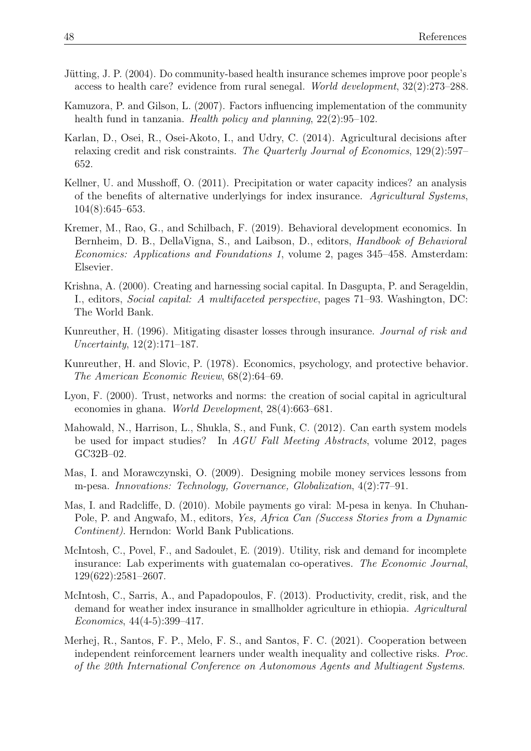Jütting, J. P. (2004). Do community-based health insurance schemes improve poor people's access to health care? evidence from rural senegal. *World development*, 32(2):273–288.

Kamuzora, P. and Gilson, L. (2007). Factors influencing implementation of the community health fund in tanzania. *Health policy and planning*, 22(2):95–102.

Karlan, D., Osei, R., Osei-Akoto, I., and Udry, C. (2014). Agricultural decisions after relaxing credit and risk constraints. *The Quarterly Journal of Economics*, 129(2):597–652.

Kellner, U. and Musshoff, O. (2011). Precipitation or water capacity indices? an analysis of the benefits of alternative underlyings for index insurance. *Agricultural Systems*, 104(8):645–653.

Kremer, M., Rao, G., and Schilbach, F. (2019). Behavioral development economics. In Bernheim, D. B., DellaVigna, S., and Laibson, D., editors, *Handbook of Behavioral Economics: Applications and Foundations 1*, volume 2, pages 345–458. Amsterdam: Elsevier.

Krishna, A. (2000). Creating and harnessing social capital. In Dasgupta, P. and Serageldin, I., editors, *Social capital: A multifaceted perspective*, pages 71–93. Washington, DC: The World Bank.

Kunreuther, H. (1996). Mitigating disaster losses through insurance. *Journal of risk and Uncertainty*, 12(2):171–187.

Kunreuther, H. and Slovic, P. (1978). Economics, psychology, and protective behavior. *The American Economic Review*, 68(2):64–69.

Lyon, F. (2000). Trust, networks and norms: the creation of social capital in agricultural economies in ghana. *World Development*, 28(4):663–681.

Mahowald, N., Harrison, L., Shukla, S., and Funk, C. (2012). Can earth system models be used for impact studies? In *AGU Fall Meeting Abstracts*, volume 2012, pages GC32B–02.

Mas, I. and Morawczynski, O. (2009). Designing mobile money services lessons from m-pesa. *Innovations: Technology, Governance, Globalization*, 4(2):77–91.

Mas, I. and Radcliffe, D. (2010). Mobile payments go viral: M-pesa in kenya. In Chuhan-Pole, P. and Angwafo, M., editors, *Yes, Africa Can (Success Stories from a Dynamic Continent)*. Herndon: World Bank Publications.

McIntosh, C., Povel, F., and Sadoulet, E. (2019). Utility, risk and demand for incomplete insurance: Lab experiments with guatemalan co-operatives. *The Economic Journal*, 129(622):2581–2607.

McIntosh, C., Sarris, A., and Papadopoulos, F. (2013). Productivity, credit, risk, and the demand for weather index insurance in smallholder agriculture in ethiopia. *Agricultural Economics*, 44(4-5):399–417.

Merhej, R., Santos, F. P., Melo, F. S., and Santos, F. C. (2021). Cooperation between independent reinforcement learners under wealth inequality and collective risks. *Proc. of the 20th International Conference on Autonomous Agents and Multiagent Systems*.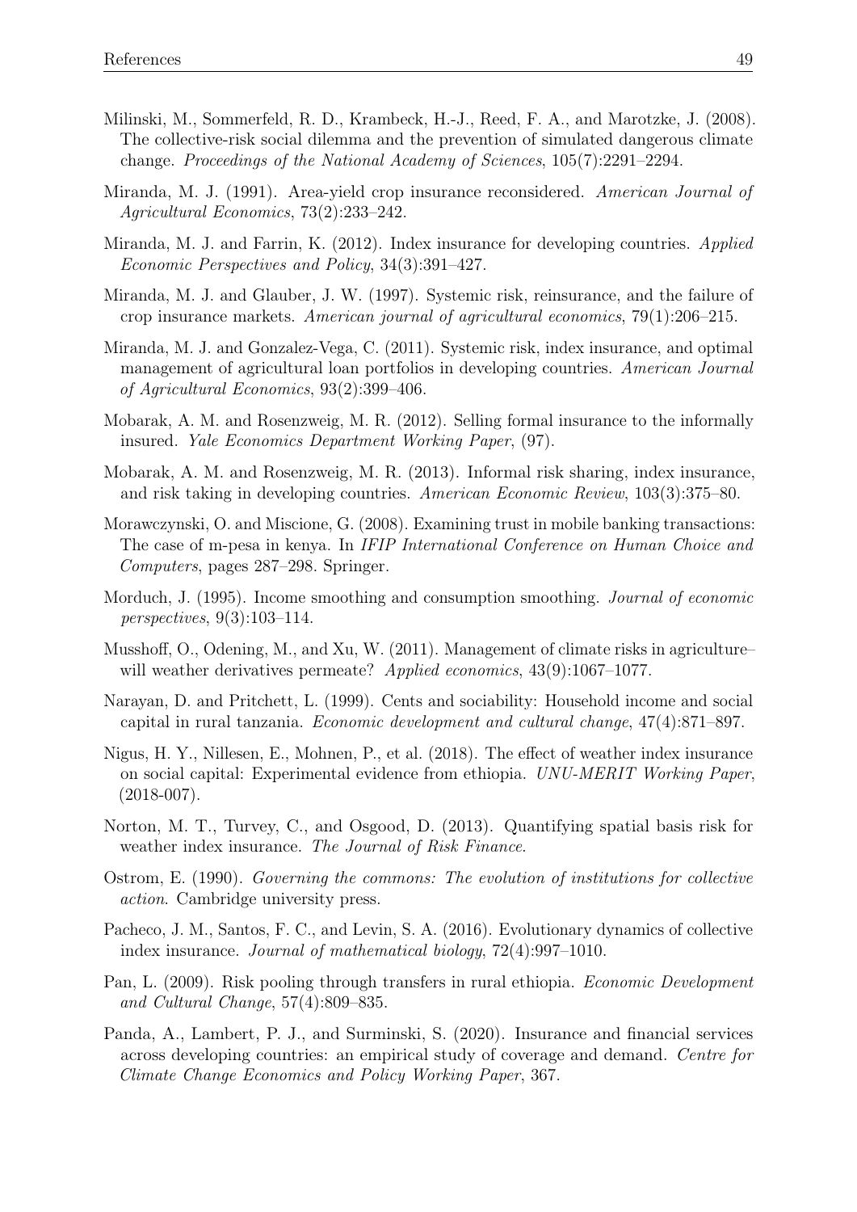Milinski, M., Sommerfeld, R. D., Krambeck, H.-J., Reed, F. A., and Marotzke, J. (2008). The collective-risk social dilemma and the prevention of simulated dangerous climate change. *Proceedings of the National Academy of Sciences*, 105(7):2291–2294.

Miranda, M. J. (1991). Area-yield crop insurance reconsidered. *American Journal of Agricultural Economics*, 73(2):233–242.

Miranda, M. J. and Farrin, K. (2012). Index insurance for developing countries. *Applied Economic Perspectives and Policy*, 34(3):391–427.

Miranda, M. J. and Glauber, J. W. (1997). Systemic risk, reinsurance, and the failure of crop insurance markets. *American journal of agricultural economics*, 79(1):206–215.

Miranda, M. J. and Gonzalez-Vega, C. (2011). Systemic risk, index insurance, and optimal management of agricultural loan portfolios in developing countries. *American Journal of Agricultural Economics*, 93(2):399–406.

Mobarak, A. M. and Rosenzweig, M. R. (2012). Selling formal insurance to the informally insured. *Yale Economics Department Working Paper*, (97).

Mobarak, A. M. and Rosenzweig, M. R. (2013). Informal risk sharing, index insurance, and risk taking in developing countries. *American Economic Review*, 103(3):375–80.

Morawczynski, O. and Miscione, G. (2008). Examining trust in mobile banking transactions: The case of m-pesa in kenya. In *IFIP International Conference on Human Choice and Computers*, pages 287–298. Springer.

Morduch, J. (1995). Income smoothing and consumption smoothing. *Journal of economic perspectives*, 9(3):103–114.

Musshoff, O., Odening, M., and Xu, W. (2011). Management of climate risks in agriculture–will weather derivatives permeate? *Applied economics*, 43(9):1067–1077.

Narayan, D. and Pritchett, L. (1999). Cents and sociability: Household income and social capital in rural tanzania. *Economic development and cultural change*, 47(4):871–897.

Nigus, H. Y., Nillesen, E., Mohnen, P., et al. (2018). The effect of weather index insurance on social capital: Experimental evidence from ethiopia. *UNU-MERIT Working Paper*, (2018-007).

Norton, M. T., Turvey, C., and Osgood, D. (2013). Quantifying spatial basis risk for weather index insurance. *The Journal of Risk Finance*.

Ostrom, E. (1990). *Governing the commons: The evolution of institutions for collective action*. Cambridge university press.

Pacheco, J. M., Santos, F. C., and Levin, S. A. (2016). Evolutionary dynamics of collective index insurance. *Journal of mathematical biology*, 72(4):997–1010.

Pan, L. (2009). Risk pooling through transfers in rural ethiopia. *Economic Development and Cultural Change*, 57(4):809–835.

Panda, A., Lambert, P. J., and Surminski, S. (2020). Insurance and financial services across developing countries: an empirical study of coverage and demand. *Centre for Climate Change Economics and Policy Working Paper*, 367.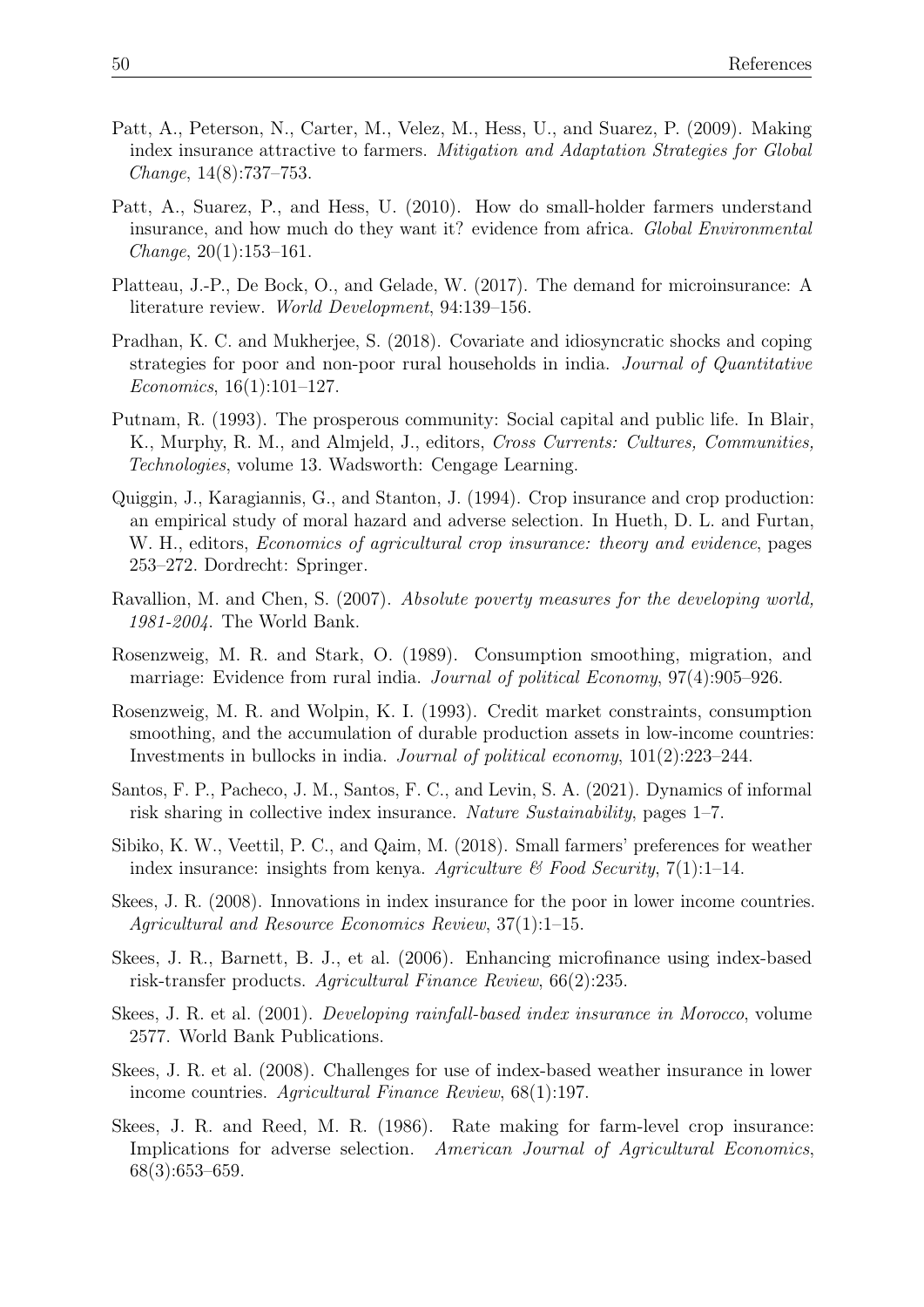Patt, A., Peterson, N., Carter, M., Velez, M., Hess, U., and Suarez, P. (2009). Making index insurance attractive to farmers. *Mitigation and Adaptation Strategies for Global Change*, 14(8):737–753.

Patt, A., Suarez, P., and Hess, U. (2010). How do small-holder farmers understand insurance, and how much do they want it? evidence from africa. *Global Environmental Change*, 20(1):153–161.

Platteau, J.-P., De Bock, O., and Gelade, W. (2017). The demand for microinsurance: A literature review. *World Development*, 94:139–156.

Pradhan, K. C. and Mukherjee, S. (2018). Covariate and idiosyncratic shocks and coping strategies for poor and non-poor rural households in india. *Journal of Quantitative Economics*, 16(1):101–127.

Putnam, R. (1993). The prosperous community: Social capital and public life. In Blair, K., Murphy, R. M., and Almjeld, J., editors, *Cross Currents: Cultures, Communities, Technologies*, volume 13. Wadsworth: Cengage Learning.

Quiggin, J., Karagiannis, G., and Stanton, J. (1994). Crop insurance and crop production: an empirical study of moral hazard and adverse selection. In Hueth, D. L. and Furtan, W. H., editors, *Economics of agricultural crop insurance: theory and evidence*, pages 253–272. Dordrecht: Springer.

Ravallion, M. and Chen, S. (2007). *Absolute poverty measures for the developing world, 1981-2004*. The World Bank.

Rosenzweig, M. R. and Stark, O. (1989). Consumption smoothing, migration, and marriage: Evidence from rural india. *Journal of political Economy*, 97(4):905–926.

Rosenzweig, M. R. and Wolpin, K. I. (1993). Credit market constraints, consumption smoothing, and the accumulation of durable production assets in low-income countries: Investments in bullocks in india. *Journal of political economy*, 101(2):223–244.

Santos, F. P., Pacheco, J. M., Santos, F. C., and Levin, S. A. (2021). Dynamics of informal risk sharing in collective index insurance. *Nature Sustainability*, pages 1–7.

Sibiko, K. W., Veettil, P. C., and Qaim, M. (2018). Small farmers' preferences for weather index insurance: insights from kenya. *Agriculture & Food Security*, 7(1):1–14.

Skees, J. R. (2008). Innovations in index insurance for the poor in lower income countries. *Agricultural and Resource Economics Review*, 37(1):1–15.

Skees, J. R., Barnett, B. J., et al. (2006). Enhancing microfinance using index-based risk-transfer products. *Agricultural Finance Review*, 66(2):235.

Skees, J. R. et al. (2001). *Developing rainfall-based index insurance in Morocco*, volume 2577. World Bank Publications.

Skees, J. R. et al. (2008). Challenges for use of index-based weather insurance in lower income countries. *Agricultural Finance Review*, 68(1):197.

Skees, J. R. and Reed, M. R. (1986). Rate making for farm-level crop insurance: Implications for adverse selection. *American Journal of Agricultural Economics*, 68(3):653–659.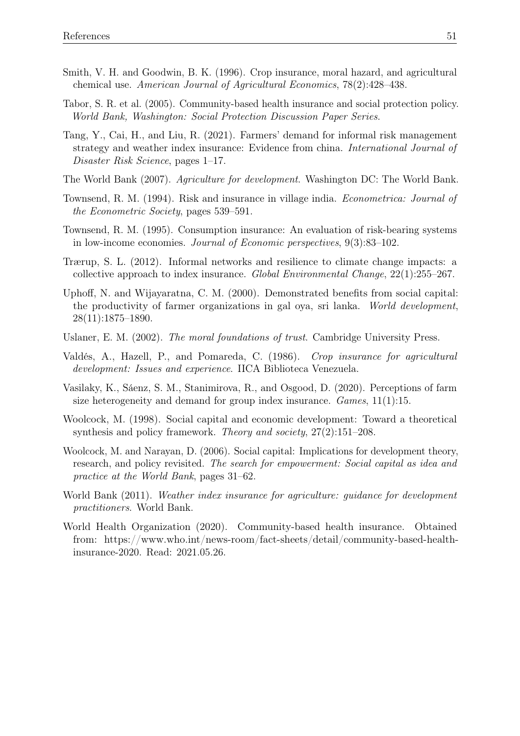Smith, V. H. and Goodwin, B. K. (1996). Crop insurance, moral hazard, and agricultural chemical use. *American Journal of Agricultural Economics*, 78(2):428–438.

Tabor, S. R. et al. (2005). Community-based health insurance and social protection policy. *World Bank, Washington: Social Protection Discussion Paper Series*.

Tang, Y., Cai, H., and Liu, R. (2021). Farmers' demand for informal risk management strategy and weather index insurance: Evidence from china. *International Journal of Disaster Risk Science*, pages 1–17.

The World Bank (2007). *Agriculture for development*. Washington DC: The World Bank.

Townsend, R. M. (1994). Risk and insurance in village india. *Econometrica: Journal of the Econometric Society*, pages 539–591.

Townsend, R. M. (1995). Consumption insurance: An evaluation of risk-bearing systems in low-income economies. *Journal of Economic perspectives*, 9(3):83–102.

Trærup, S. L. (2012). Informal networks and resilience to climate change impacts: a collective approach to index insurance. *Global Environmental Change*, 22(1):255–267.

Uphoff, N. and Wijayaratna, C. M. (2000). Demonstrated benefits from social capital: the productivity of farmer organizations in gal oya, sri lanka. *World development*, 28(11):1875–1890.

Uslaner, E. M. (2002). *The moral foundations of trust*. Cambridge University Press.

Valdés, A., Hazell, P., and Pomareda, C. (1986). *Crop insurance for agricultural development: Issues and experience*. IICA Biblioteca Venezuela.

Vasilaky, K., Sáenz, S. M., Stanimirova, R., and Osgood, D. (2020). Perceptions of farm size heterogeneity and demand for group index insurance. *Games*, 11(1):15.

Woolcock, M. (1998). Social capital and economic development: Toward a theoretical synthesis and policy framework. *Theory and society*, 27(2):151–208.

Woolcock, M. and Narayan, D. (2006). Social capital: Implications for development theory, research, and policy revisited. *The search for empowerment: Social capital as idea and practice at the World Bank*, pages 31–62.

World Bank (2011). *Weather index insurance for agriculture: guidance for development practitioners*. World Bank.

World Health Organization (2020). Community-based health insurance. Obtained from: https://www.who.int/news-room/fact-sheets/detail/community-based-health-insurance-2020. Read: 2021.05.26.